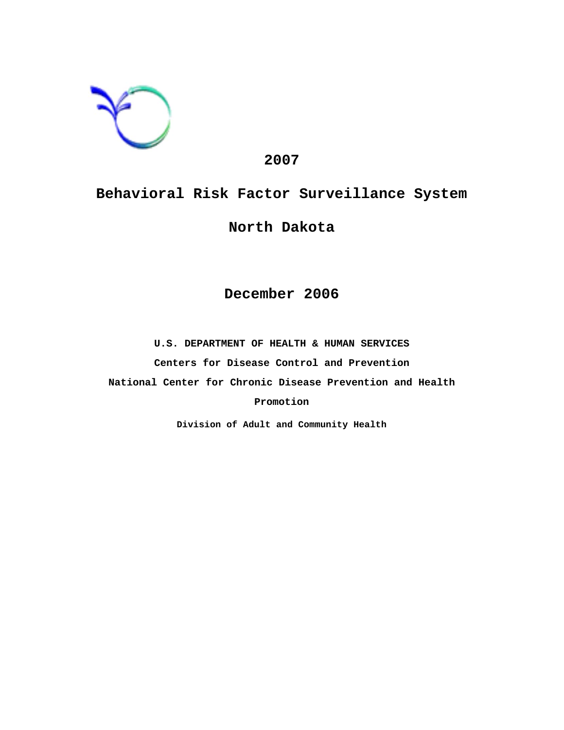# 2007

# Behavioral Risk Factor Surveillance System

# North Dakota

## December 2006

**U.S. DEPARTMENT OF HEALTH & HUMAN SERVICES**

**Centers for Disease Control and Prevention**

**National Center for Chronic Disease Prevention and Health Promotion**

**Division of Adult and Community Health**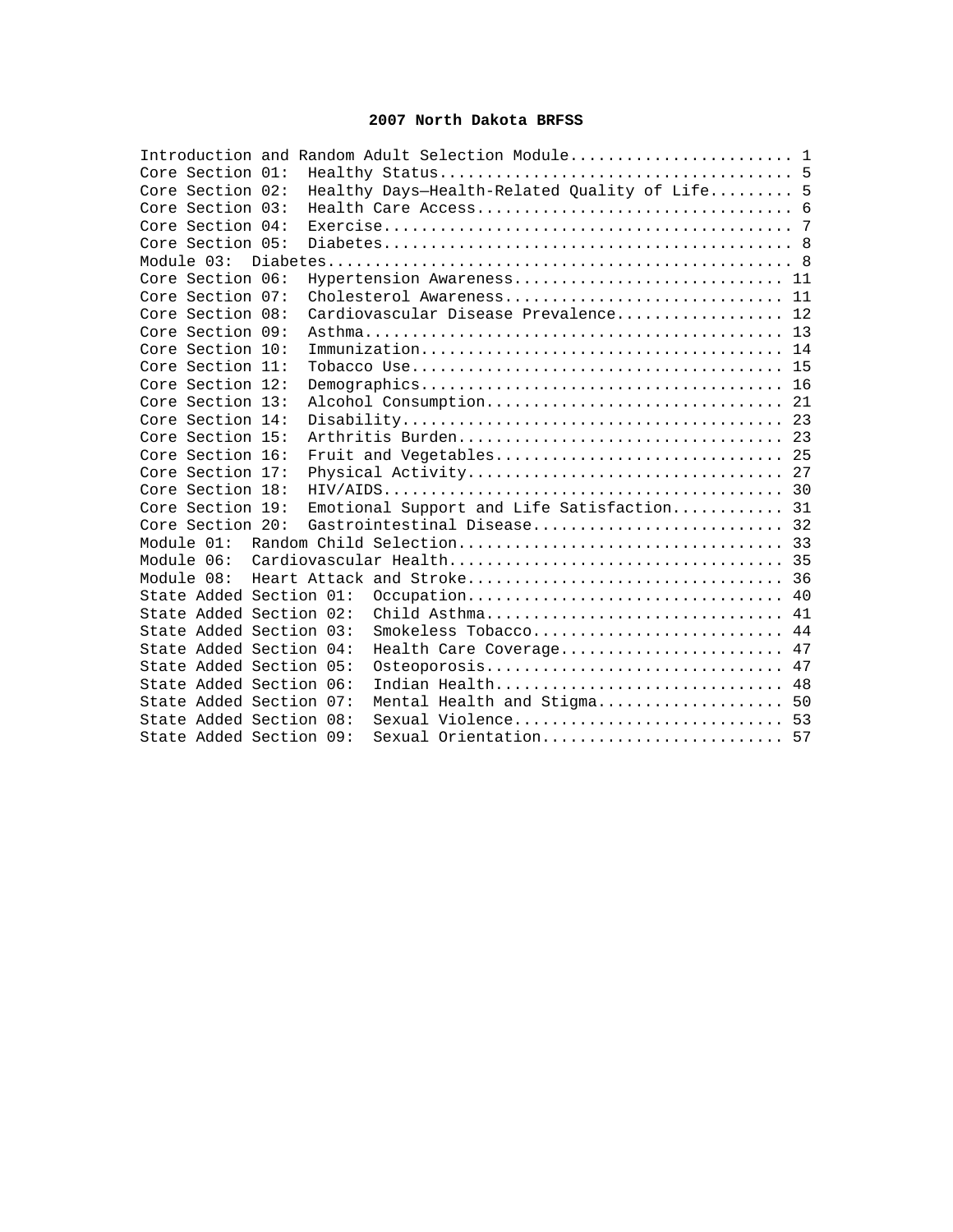# 2007 North Dakota BRFSS

| Section | Page |
| --- | --- |
| Introduction and Random Adult Selection Module | 1 |
| Core Section 01: Healthy Status | 5 |
| Core Section 02: Healthy Days—Health-Related Quality of Life | 5 |
| Core Section 03: Health Care Access | 6 |
| Core Section 04: Exercise | 7 |
| Core Section 05: Diabetes | 8 |
| Module 03: Diabetes | 8 |
| Core Section 06: Hypertension Awareness | 11 |
| Core Section 07: Cholesterol Awareness | 11 |
| Core Section 08: Cardiovascular Disease Prevalence | 12 |
| Core Section 09: Asthma | 13 |
| Core Section 10: Immunization | 14 |
| Core Section 11: Tobacco Use | 15 |
| Core Section 12: Demographics | 16 |
| Core Section 13: Alcohol Consumption | 21 |
| Core Section 14: Disability | 23 |
| Core Section 15: Arthritis Burden | 23 |
| Core Section 16: Fruit and Vegetables | 25 |
| Core Section 17: Physical Activity | 27 |
| Core Section 18: HIV/AIDS | 30 |
| Core Section 19: Emotional Support and Life Satisfaction | 31 |
| Core Section 20: Gastrointestinal Disease | 32 |
| Module 01: Random Child Selection | 33 |
| Module 06: Cardiovascular Health | 35 |
| Module 08: Heart Attack and Stroke | 36 |
| State Added Section 01: Occupation | 40 |
| State Added Section 02: Child Asthma | 41 |
| State Added Section 03: Smokeless Tobacco | 44 |
| State Added Section 04: Health Care Coverage | 47 |
| State Added Section 05: Osteoporosis | 47 |
| State Added Section 06: Indian Health | 48 |
| State Added Section 07: Mental Health and Stigma | 50 |
| State Added Section 08: Sexual Violence | 53 |
| State Added Section 09: Sexual Orientation | 57 |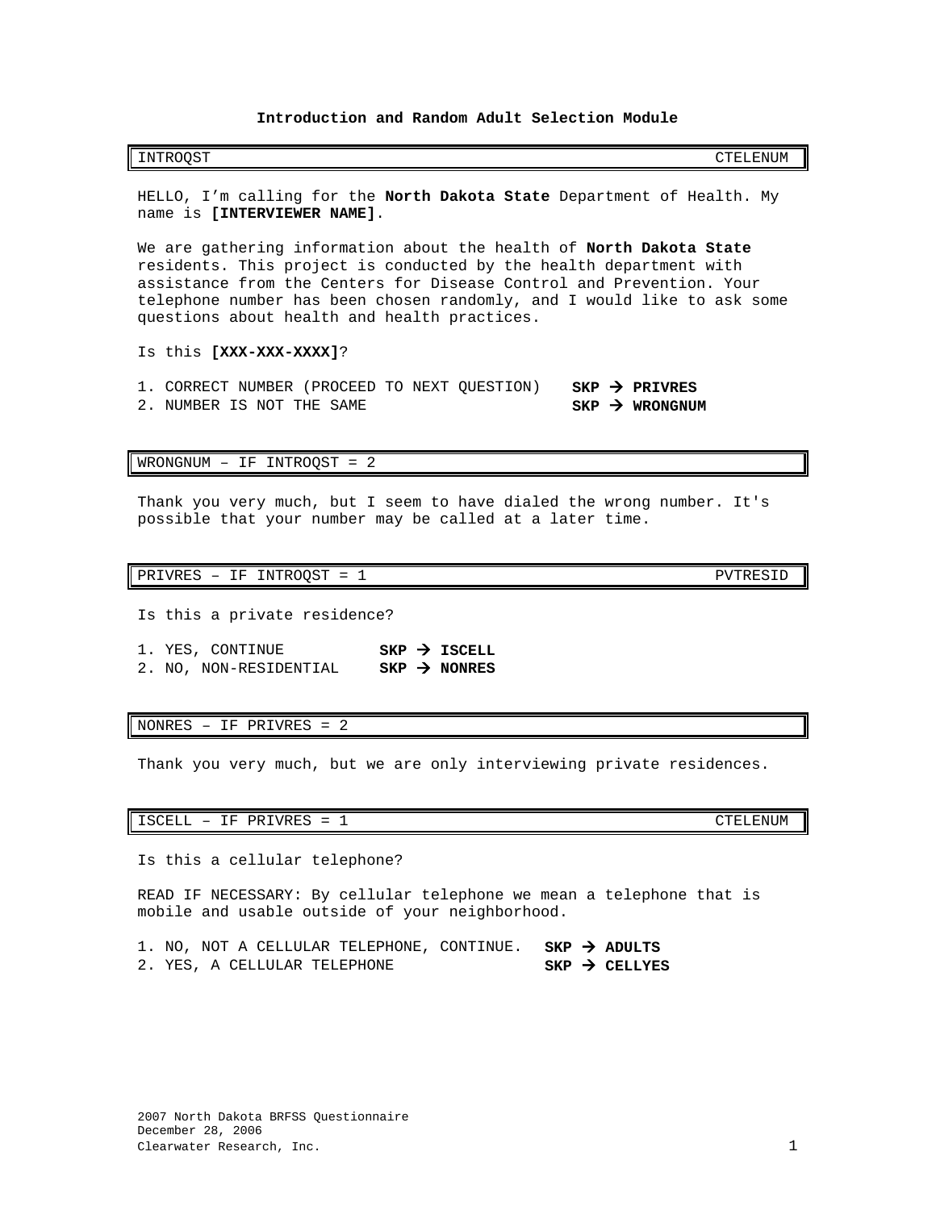### Introduction and Random Adult Selection Module

| INTROQST | CTELENUM |
|---|---|

HELLO, I'm calling for the **North Dakota State** Department of Health. My name is **[INTERVIEWER NAME]**.

We are gathering information about the health of **North Dakota State** residents. This project is conducted by the health department with assistance from the Centers for Disease Control and Prevention. Your telephone number has been chosen randomly, and I would like to ask some questions about health and health practices.

Is this **[XXX-XXX-XXXX]**?

1. CORRECT NUMBER (PROCEED TO NEXT QUESTION) **SKP → PRIVRES**
2. NUMBER IS NOT THE SAME **SKP → WRONGNUM**

| WRONGNUM – IF INTROQST = 2 |
|---|

Thank you very much, but I seem to have dialed the wrong number. It's possible that your number may be called at a later time.

| PRIVRES – IF INTROQST = 1 | PVTRESID |
|---|---|

Is this a private residence?

1. YES, CONTINUE **SKP → ISCELL**
2. NO, NON-RESIDENTIAL **SKP → NONRES**

| NONRES – IF PRIVRES = 2 |
|---|

Thank you very much, but we are only interviewing private residences.

| ISCELL – IF PRIVRES = 1 | CTELENUM |
|---|---|

Is this a cellular telephone?

READ IF NECESSARY: By cellular telephone we mean a telephone that is mobile and usable outside of your neighborhood.

1. NO, NOT A CELLULAR TELEPHONE, CONTINUE. **SKP → ADULTS**
2. YES, A CELLULAR TELEPHONE **SKP → CELLYES**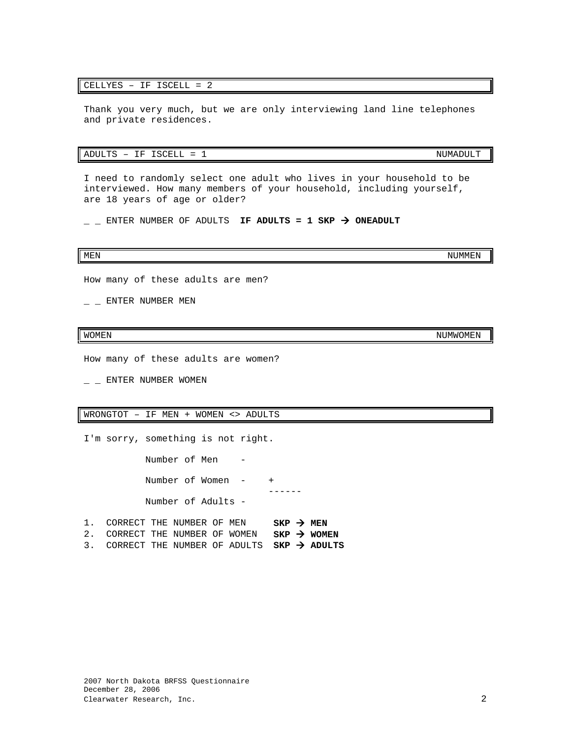**CELLYES – IF ISCELL = 2**

Thank you very much, but we are only interviewing land line telephones and private residences.

**ADULTS – IF ISCELL = 1** NUMADULT

I need to randomly select one adult who lives in your household to be interviewed. How many members of your household, including yourself, are 18 years of age or older?

_ _ ENTER NUMBER OF ADULTS **IF ADULTS = 1 SKP → ONEADULT**

**MEN** NUMMEN

How many of these adults are men?

_ _ ENTER NUMBER MEN

**WOMEN** NUMWOMEN

How many of these adults are women?

_ _ ENTER NUMBER WOMEN

**WRONGTOT – IF MEN + WOMEN <> ADULTS**

I'm sorry, something is not right.

```
          Number of Men    -
          Number of Women  -    +
                                ------
          Number of Adults -
```

1. CORRECT THE NUMBER OF MEN **SKP → MEN**
2. CORRECT THE NUMBER OF WOMEN **SKP → WOMEN**
3. CORRECT THE NUMBER OF ADULTS **SKP → ADULTS**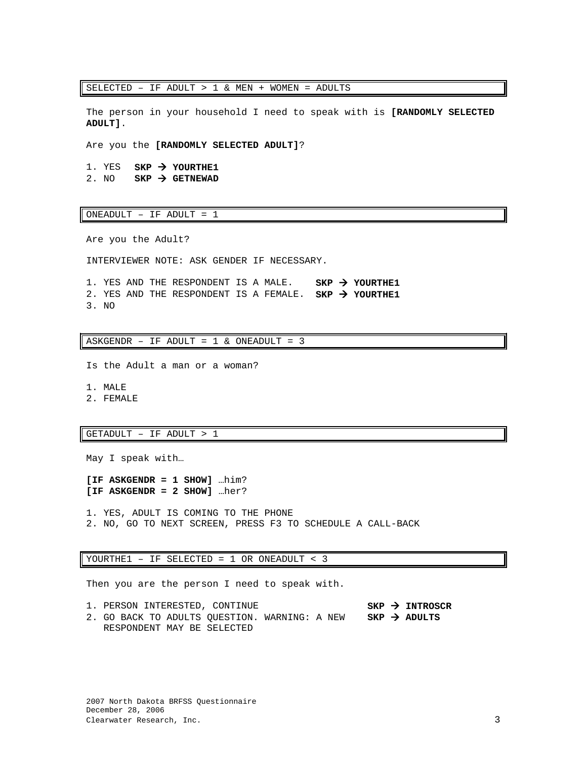## SELECTED – IF ADULT > 1 & MEN + WOMEN = ADULTS

The person in your household I need to speak with is **[RANDOMLY SELECTED ADULT]**.

Are you the **[RANDOMLY SELECTED ADULT]**?

1. YES **SKP → YOURTHE1**
2. NO **SKP → GETNEWAD**

## ONEADULT – IF ADULT = 1

Are you the Adult?

INTERVIEWER NOTE: ASK GENDER IF NECESSARY.

1. YES AND THE RESPONDENT IS A MALE. **SKP → YOURTHE1**
2. YES AND THE RESPONDENT IS A FEMALE. **SKP → YOURTHE1**
3. NO

## ASKGENDR – IF ADULT = 1 & ONEADULT = 3

Is the Adult a man or a woman?

1. MALE
2. FEMALE

## GETADULT – IF ADULT > 1

May I speak with…

**[IF ASKGENDR = 1 SHOW]** …him?
**[IF ASKGENDR = 2 SHOW]** …her?

1. YES, ADULT IS COMING TO THE PHONE
2. NO, GO TO NEXT SCREEN, PRESS F3 TO SCHEDULE A CALL-BACK

## YOURTHE1 – IF SELECTED = 1 OR ONEADULT < 3

Then you are the person I need to speak with.

1. PERSON INTERESTED, CONTINUE **SKP → INTROSCR**
2. GO BACK TO ADULTS QUESTION. WARNING: A NEW RESPONDENT MAY BE SELECTED **SKP → ADULTS**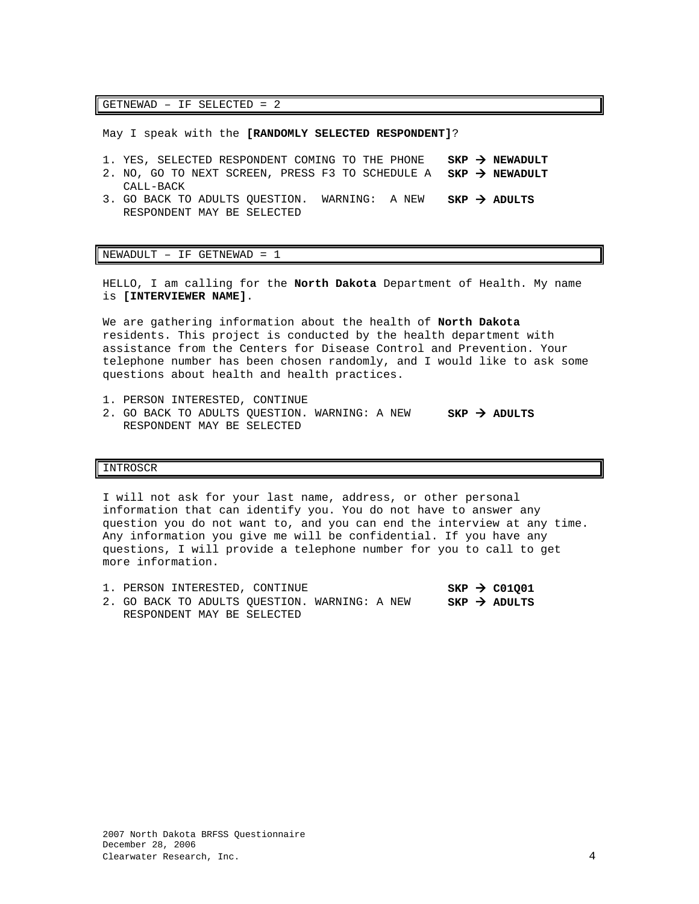## GETNEWAD – IF SELECTED = 2

May I speak with the **[RANDOMLY SELECTED RESPONDENT]**?

1. YES, SELECTED RESPONDENT COMING TO THE PHONE **SKP → NEWADULT**
2. NO, GO TO NEXT SCREEN, PRESS F3 TO SCHEDULE A CALL-BACK **SKP → NEWADULT**
3. GO BACK TO ADULTS QUESTION. WARNING: A NEW RESPONDENT MAY BE SELECTED **SKP → ADULTS**

## NEWADULT – IF GETNEWAD = 1

HELLO, I am calling for the **North Dakota** Department of Health. My name is **[INTERVIEWER NAME]**.

We are gathering information about the health of **North Dakota** residents. This project is conducted by the health department with assistance from the Centers for Disease Control and Prevention. Your telephone number has been chosen randomly, and I would like to ask some questions about health and health practices.

1. PERSON INTERESTED, CONTINUE
2. GO BACK TO ADULTS QUESTION. WARNING: A NEW RESPONDENT MAY BE SELECTED **SKP → ADULTS**

## INTROSCR

I will not ask for your last name, address, or other personal information that can identify you. You do not have to answer any question you do not want to, and you can end the interview at any time. Any information you give me will be confidential. If you have any questions, I will provide a telephone number for you to call to get more information.

1. PERSON INTERESTED, CONTINUE **SKP → C01Q01**
2. GO BACK TO ADULTS QUESTION. WARNING: A NEW RESPONDENT MAY BE SELECTED **SKP → ADULTS**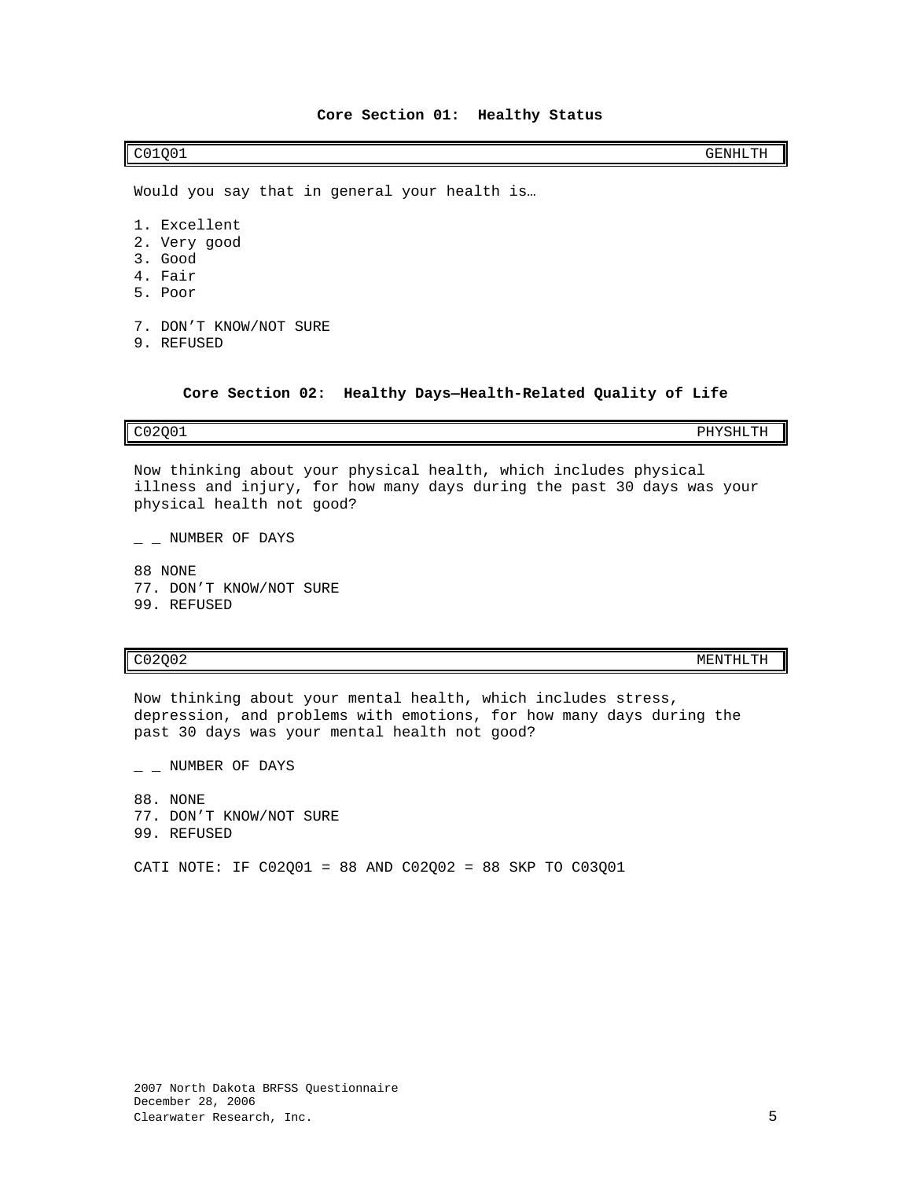## Core Section 01: Healthy Status

| C01Q01 | GENHLTH |
|---|---|

Would you say that in general your health is…

1. Excellent
2. Very good
3. Good
4. Fair
5. Poor

7. DON'T KNOW/NOT SURE
9. REFUSED

## Core Section 02: Healthy Days—Health-Related Quality of Life

| C02Q01 | PHYSHLTH |
|---|---|

Now thinking about your physical health, which includes physical illness and injury, for how many days during the past 30 days was your physical health not good?

_ _ NUMBER OF DAYS

88 NONE
77. DON'T KNOW/NOT SURE
99. REFUSED

| C02Q02 | MENTHLTH |
|---|---|

Now thinking about your mental health, which includes stress, depression, and problems with emotions, for how many days during the past 30 days was your mental health not good?

_ _ NUMBER OF DAYS

88. NONE
77. DON'T KNOW/NOT SURE
99. REFUSED

CATI NOTE: IF C02Q01 = 88 AND C02Q02 = 88 SKP TO C03Q01

2007 North Dakota BRFSS Questionnaire
December 28, 2006
Clearwater Research, Inc.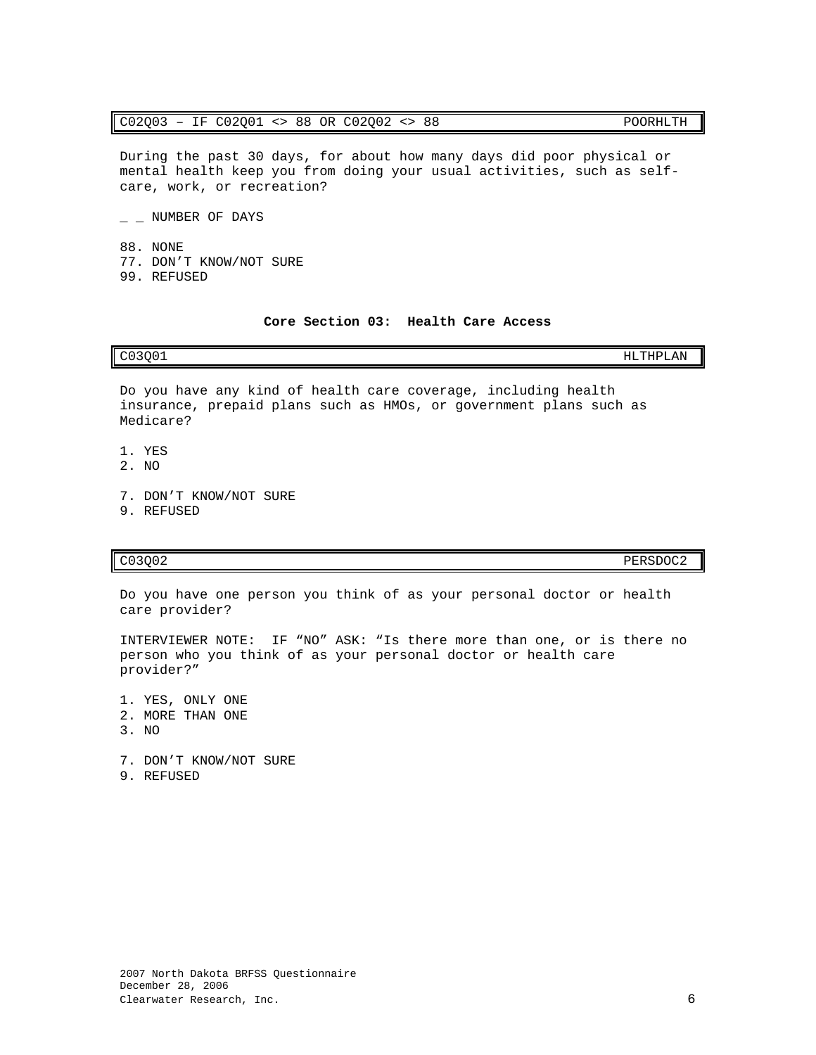| C02Q03 – IF C02Q01 <> 88 OR C02Q02 <> 88 | POORHLTH |
|---|---|

During the past 30 days, for about how many days did poor physical or mental health keep you from doing your usual activities, such as self-care, work, or recreation?

_ _ NUMBER OF DAYS

88. NONE
77. DON'T KNOW/NOT SURE
99. REFUSED

**Core Section 03: Health Care Access**

| C03Q01 | HLTHPLAN |
|---|---|

Do you have any kind of health care coverage, including health insurance, prepaid plans such as HMOs, or government plans such as Medicare?

1. YES
2. NO

7. DON'T KNOW/NOT SURE
9. REFUSED

| C03Q02 | PERSDOC2 |
|---|---|

Do you have one person you think of as your personal doctor or health care provider?

INTERVIEWER NOTE: IF "NO" ASK: "Is there more than one, or is there no person who you think of as your personal doctor or health care provider?"

1. YES, ONLY ONE
2. MORE THAN ONE
3. NO

7. DON'T KNOW/NOT SURE
9. REFUSED

2007 North Dakota BRFSS Questionnaire
December 28, 2006
Clearwater Research, Inc.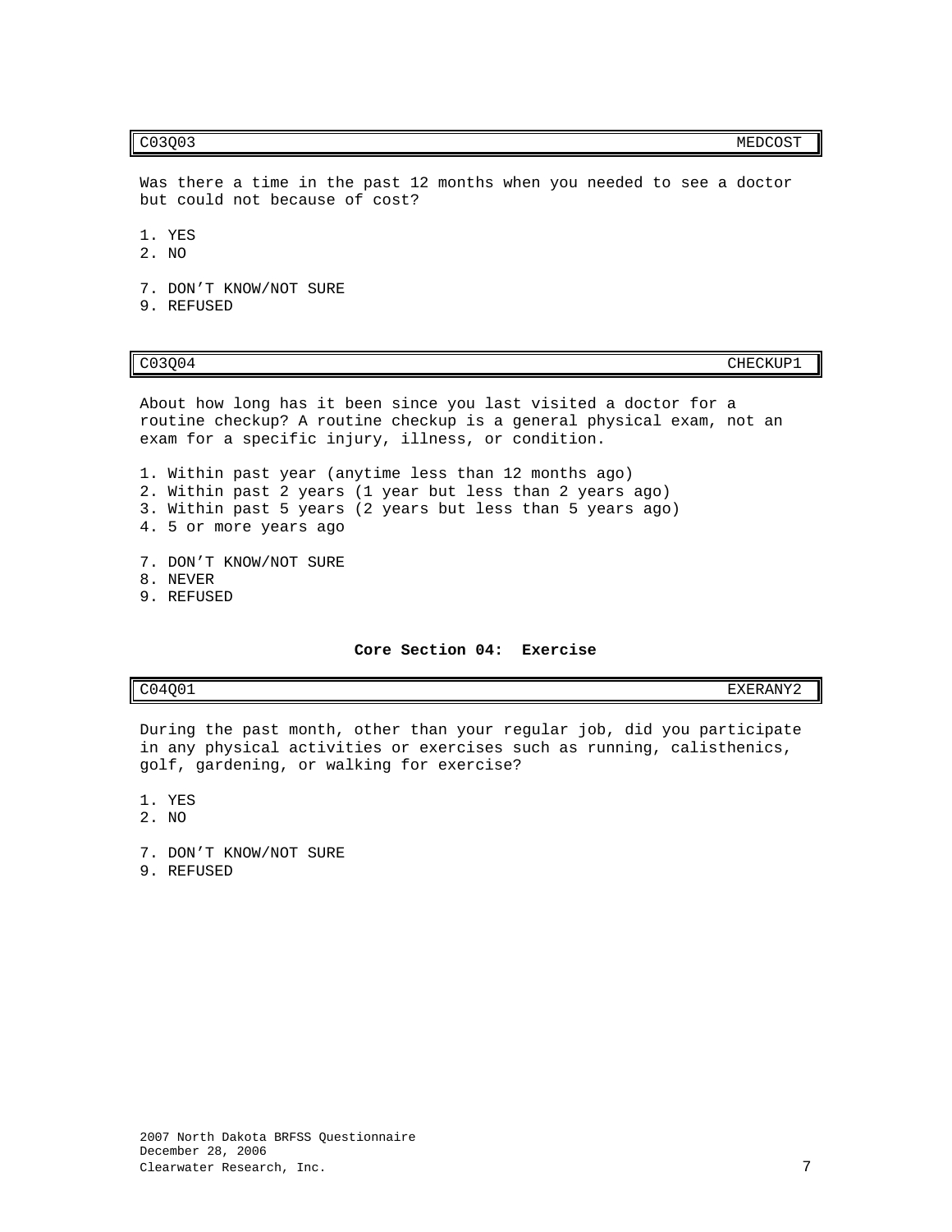| C03Q03 | MEDCOST |
|---|---|

Was there a time in the past 12 months when you needed to see a doctor but could not because of cost?

1. YES
2. NO

7. DON'T KNOW/NOT SURE
9. REFUSED

| C03Q04 | CHECKUP1 |
|---|---|

About how long has it been since you last visited a doctor for a routine checkup? A routine checkup is a general physical exam, not an exam for a specific injury, illness, or condition.

1. Within past year (anytime less than 12 months ago)
2. Within past 2 years (1 year but less than 2 years ago)
3. Within past 5 years (2 years but less than 5 years ago)
4. 5 or more years ago

7. DON'T KNOW/NOT SURE
8. NEVER
9. REFUSED

## Core Section 04: Exercise

| C04Q01 | EXERANY2 |
|---|---|

During the past month, other than your regular job, did you participate in any physical activities or exercises such as running, calisthenics, golf, gardening, or walking for exercise?

1. YES
2. NO

7. DON'T KNOW/NOT SURE
9. REFUSED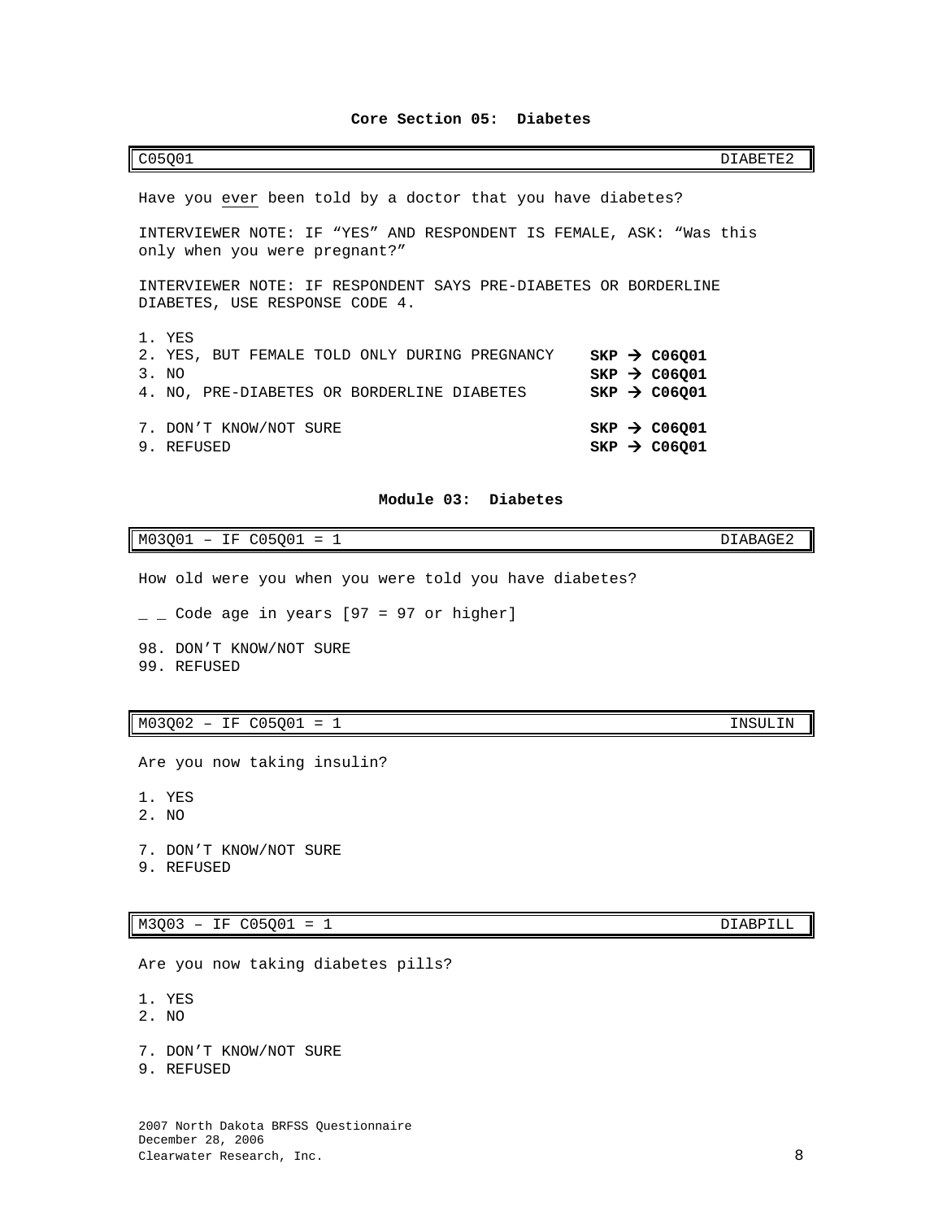## Core Section 05: Diabetes

| C05Q01 | DIABETE2 |
|---|---|

Have you ever been told by a doctor that you have diabetes?

INTERVIEWER NOTE: IF "YES" AND RESPONDENT IS FEMALE, ASK: "Was this only when you were pregnant?"

INTERVIEWER NOTE: IF RESPONDENT SAYS PRE-DIABETES OR BORDERLINE DIABETES, USE RESPONSE CODE 4.

1. YES
2. YES, BUT FEMALE TOLD ONLY DURING PREGNANCY **SKP → C06Q01**
3. NO **SKP → C06Q01**
4. NO, PRE-DIABETES OR BORDERLINE DIABETES **SKP → C06Q01**

7. DON'T KNOW/NOT SURE **SKP → C06Q01**
9. REFUSED **SKP → C06Q01**

## Module 03: Diabetes

| M03Q01 – IF C05Q01 = 1 | DIABAGE2 |
|---|---|

How old were you when you were told you have diabetes?

_ _ Code age in years [97 = 97 or higher]

98. DON'T KNOW/NOT SURE
99. REFUSED

| M03Q02 – IF C05Q01 = 1 | INSULIN |
|---|---|

Are you now taking insulin?

1. YES
2. NO

7. DON'T KNOW/NOT SURE
9. REFUSED

| M3Q03 – IF C05Q01 = 1 | DIABPILL |
|---|---|

Are you now taking diabetes pills?

1. YES
2. NO

7. DON'T KNOW/NOT SURE
9. REFUSED

2007 North Dakota BRFSS Questionnaire
December 28, 2006
Clearwater Research, Inc.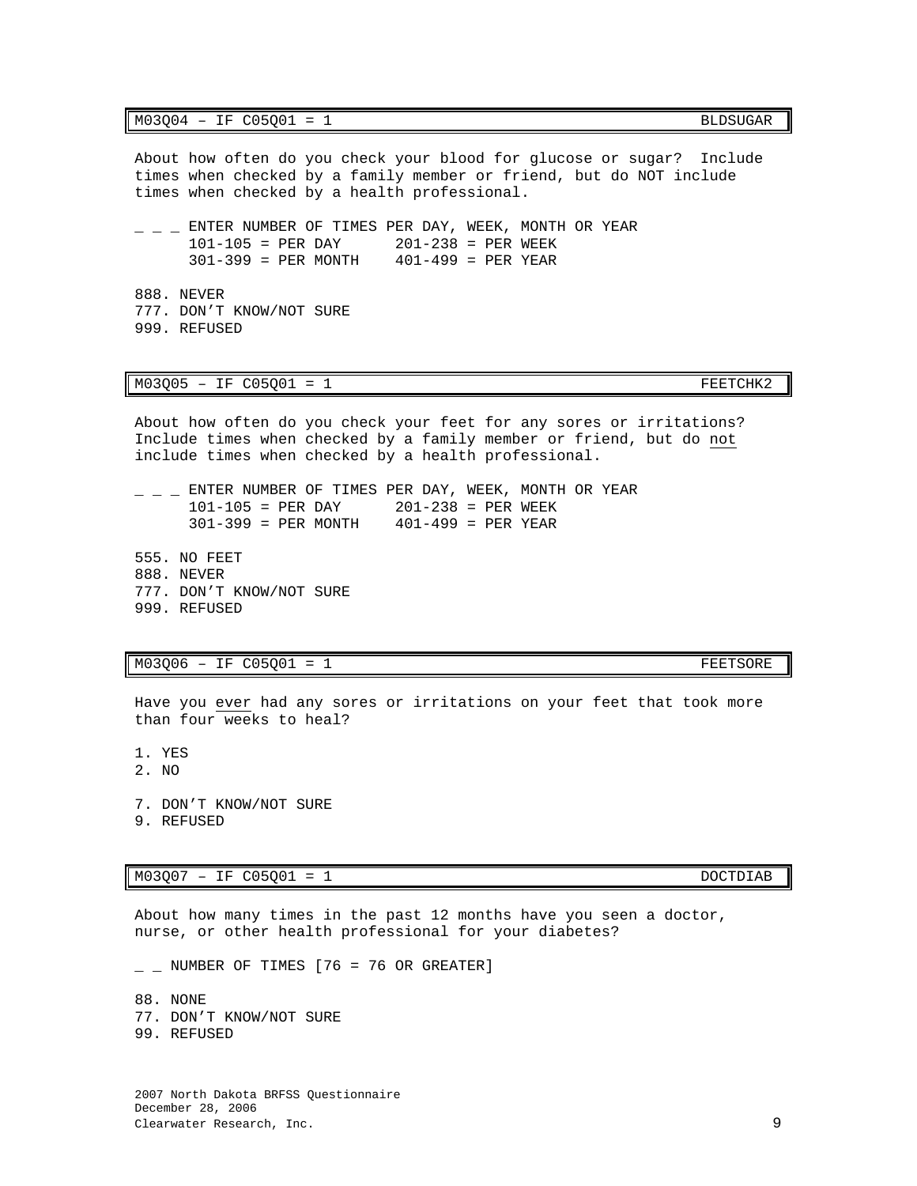| M03Q04 – IF C05Q01 = 1 | BLDSUGAR |
|---|---|

About how often do you check your blood for glucose or sugar? Include times when checked by a family member or friend, but do NOT include times when checked by a health professional.

_ _ _ ENTER NUMBER OF TIMES PER DAY, WEEK, MONTH OR YEAR
101-105 = PER DAY    201-238 = PER WEEK
301-399 = PER MONTH    401-499 = PER YEAR

888. NEVER
777. DON'T KNOW/NOT SURE
999. REFUSED

| M03Q05 – IF C05Q01 = 1 | FEETCHK2 |
|---|---|

About how often do you check your feet for any sores or irritations? Include times when checked by a family member or friend, but do not include times when checked by a health professional.

_ _ _ ENTER NUMBER OF TIMES PER DAY, WEEK, MONTH OR YEAR
101-105 = PER DAY    201-238 = PER WEEK
301-399 = PER MONTH    401-499 = PER YEAR

555. NO FEET
888. NEVER
777. DON'T KNOW/NOT SURE
999. REFUSED

| M03Q06 – IF C05Q01 = 1 | FEETSORE |
|---|---|

Have you ever had any sores or irritations on your feet that took more than four weeks to heal?

1. YES
2. NO

7. DON'T KNOW/NOT SURE
9. REFUSED

| M03Q07 – IF C05Q01 = 1 | DOCTDIAB |
|---|---|

About how many times in the past 12 months have you seen a doctor, nurse, or other health professional for your diabetes?

_ _ NUMBER OF TIMES [76 = 76 OR GREATER]

88. NONE
77. DON'T KNOW/NOT SURE
99. REFUSED

2007 North Dakota BRFSS Questionnaire
December 28, 2006
Clearwater Research, Inc.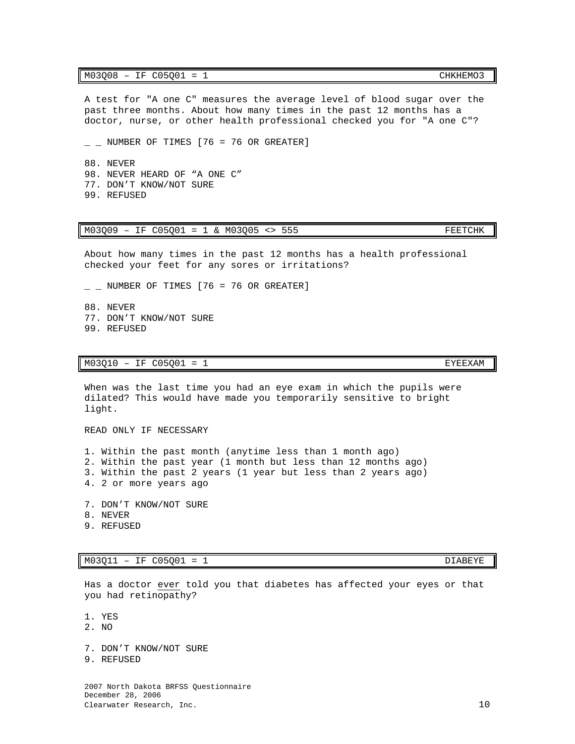| M03Q08 – IF C05Q01 = 1 | CHKHEMO3 |
| --- | --- |

A test for "A one C" measures the average level of blood sugar over the past three months. About how many times in the past 12 months has a doctor, nurse, or other health professional checked you for "A one C"?

_ _ NUMBER OF TIMES [76 = 76 OR GREATER]

88. NEVER
98. NEVER HEARD OF “A ONE C”
77. DON’T KNOW/NOT SURE
99. REFUSED

| M03Q09 – IF C05Q01 = 1 & M03Q05 <> 555 | FEETCHK |
| --- | --- |

About how many times in the past 12 months has a health professional checked your feet for any sores or irritations?

_ _ NUMBER OF TIMES [76 = 76 OR GREATER]

88. NEVER
77. DON’T KNOW/NOT SURE
99. REFUSED

| M03Q10 – IF C05Q01 = 1 | EYEEXAM |
| --- | --- |

When was the last time you had an eye exam in which the pupils were dilated? This would have made you temporarily sensitive to bright light.

READ ONLY IF NECESSARY

1. Within the past month (anytime less than 1 month ago)
2. Within the past year (1 month but less than 12 months ago)
3. Within the past 2 years (1 year but less than 2 years ago)
4. 2 or more years ago

7. DON’T KNOW/NOT SURE
8. NEVER
9. REFUSED

| M03Q11 – IF C05Q01 = 1 | DIABEYE |
| --- | --- |

Has a doctor <u>ever</u> told you that diabetes has affected your eyes or that you had retinopathy?

1. YES
2. NO

7. DON’T KNOW/NOT SURE
9. REFUSED

2007 North Dakota BRFSS Questionnaire
December 28, 2006
Clearwater Research, Inc.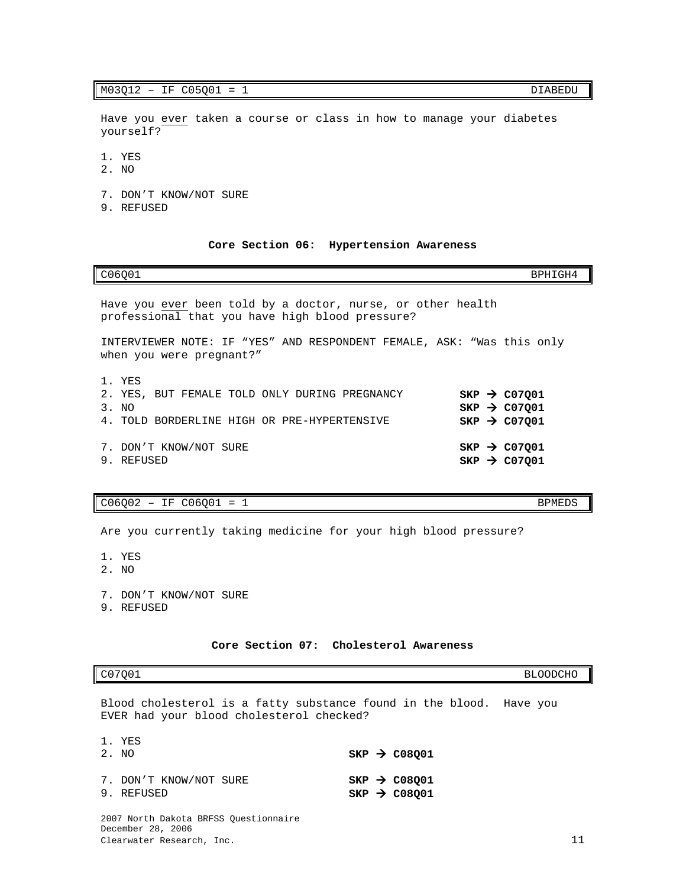| M03Q12 – IF C05Q01 = 1 | DIABEDU |
|---|---|

Have you ever taken a course or class in how to manage your diabetes yourself?

1. YES
2. NO

7. DON'T KNOW/NOT SURE
9. REFUSED

### Core Section 06: Hypertension Awareness

| C06Q01 | BPHIGH4 |
|---|---|

Have you ever been told by a doctor, nurse, or other health professional that you have high blood pressure?

INTERVIEWER NOTE: IF "YES" AND RESPONDENT FEMALE, ASK: "Was this only when you were pregnant?"

| | |
|---|---|
| 1. YES | |
| 2. YES, BUT FEMALE TOLD ONLY DURING PREGNANCY | **SKP → C07Q01** |
| 3. NO | **SKP → C07Q01** |
| 4. TOLD BORDERLINE HIGH OR PRE-HYPERTENSIVE | **SKP → C07Q01** |
| 7. DON'T KNOW/NOT SURE | **SKP → C07Q01** |
| 9. REFUSED | **SKP → C07Q01** |

| C06Q02 – IF C06Q01 = 1 | BPMEDS |
|---|---|

Are you currently taking medicine for your high blood pressure?

1. YES
2. NO

7. DON'T KNOW/NOT SURE
9. REFUSED

### Core Section 07: Cholesterol Awareness

| C07Q01 | BLOODCHO |
|---|---|

Blood cholesterol is a fatty substance found in the blood. Have you EVER had your blood cholesterol checked?

| | |
|---|---|
| 1. YES | |
| 2. NO | **SKP → C08Q01** |
| 7. DON'T KNOW/NOT SURE | **SKP → C08Q01** |
| 9. REFUSED | **SKP → C08Q01** |

2007 North Dakota BRFSS Questionnaire
December 28, 2006
Clearwater Research, Inc.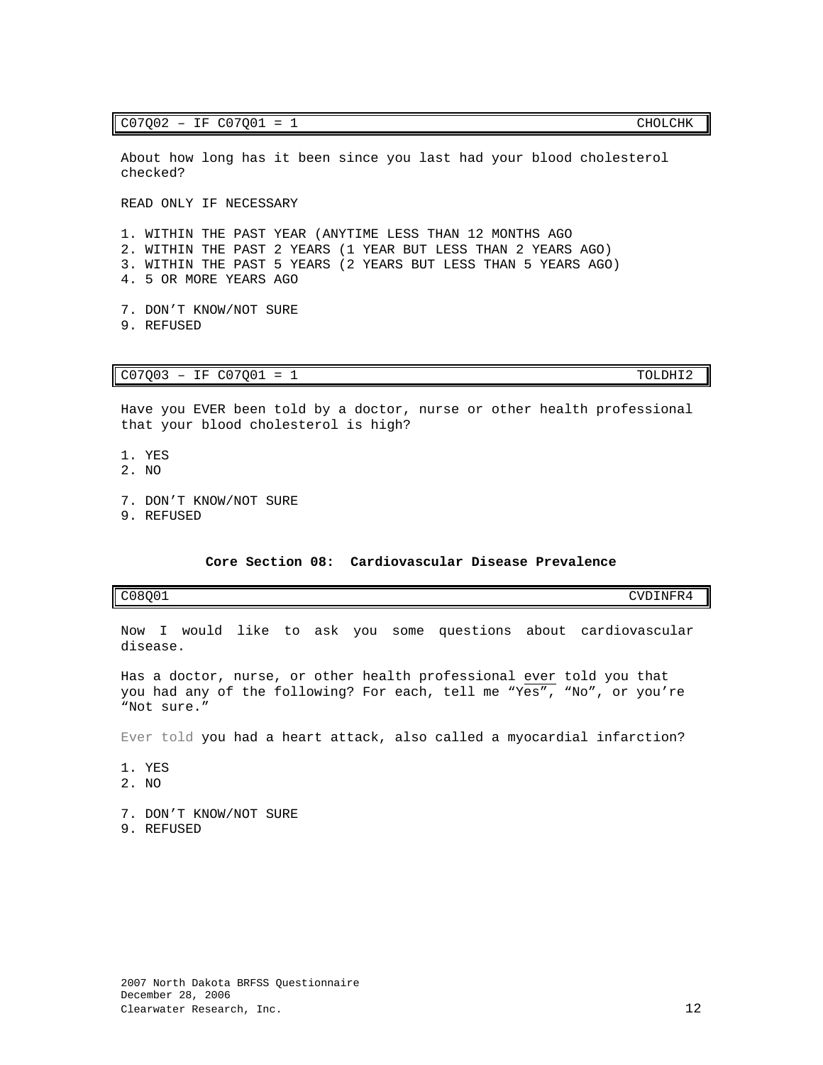| C07Q02 – IF C07Q01 = 1 | CHOLCHK |
|---|---|

About how long has it been since you last had your blood cholesterol checked?

READ ONLY IF NECESSARY

1. WITHIN THE PAST YEAR (ANYTIME LESS THAN 12 MONTHS AGO
2. WITHIN THE PAST 2 YEARS (1 YEAR BUT LESS THAN 2 YEARS AGO)
3. WITHIN THE PAST 5 YEARS (2 YEARS BUT LESS THAN 5 YEARS AGO)
4. 5 OR MORE YEARS AGO

7. DON'T KNOW/NOT SURE
9. REFUSED

| C07Q03 – IF C07Q01 = 1 | TOLDHI2 |
|---|---|

Have you EVER been told by a doctor, nurse or other health professional that your blood cholesterol is high?

1. YES
2. NO

7. DON'T KNOW/NOT SURE
9. REFUSED

### Core Section 08: Cardiovascular Disease Prevalence

| C08Q01 | CVDINFR4 |
|---|---|

Now I would like to ask you some questions about cardiovascular disease.

Has a doctor, nurse, or other health professional ever told you that you had any of the following? For each, tell me "Yes", "No", or you're "Not sure."

Ever told you had a heart attack, also called a myocardial infarction?

1. YES
2. NO

7. DON'T KNOW/NOT SURE
9. REFUSED

2007 North Dakota BRFSS Questionnaire
December 28, 2006
Clearwater Research, Inc.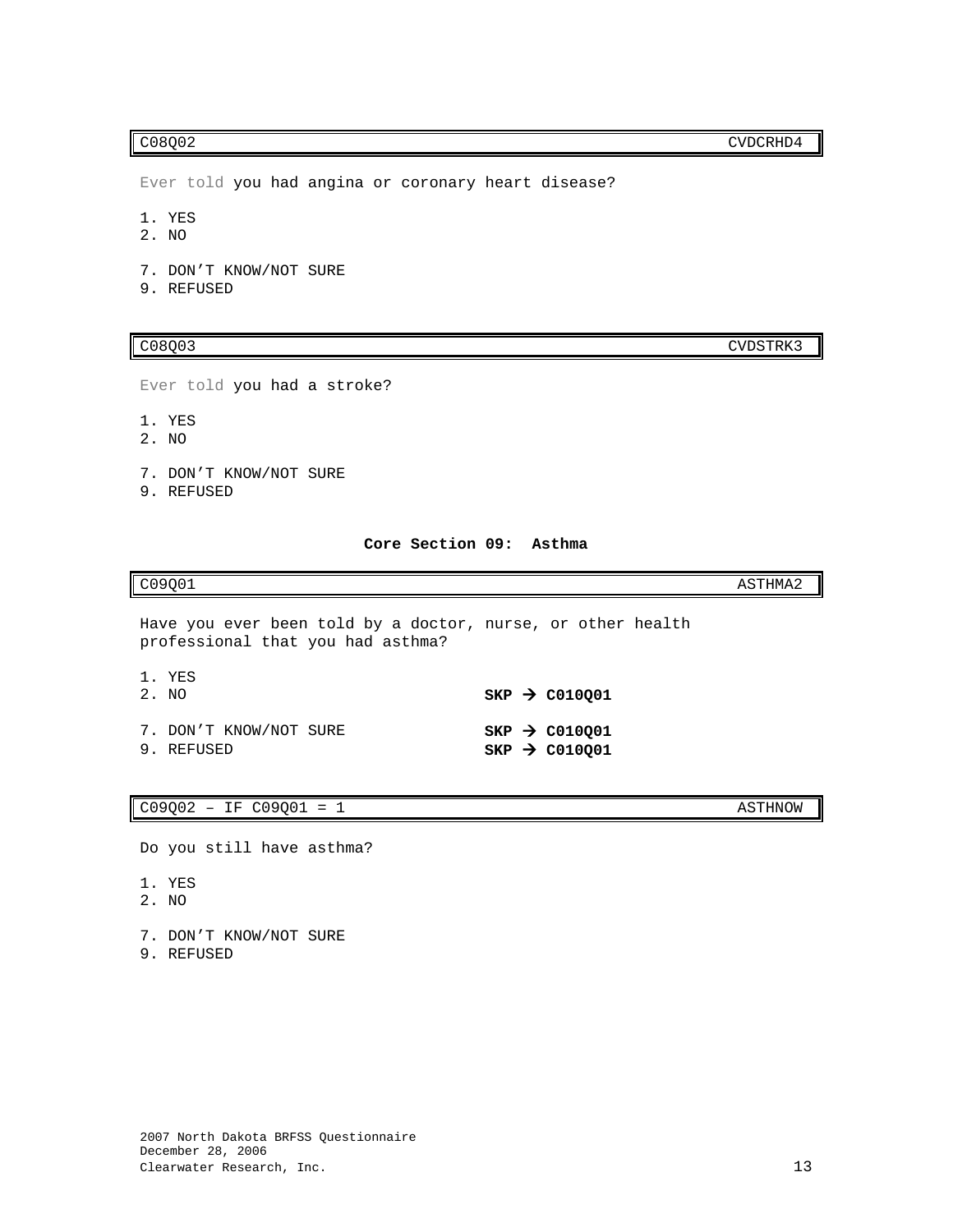| C08Q02 | CVDCRHD4 |
|---|---|

Ever told you had angina or coronary heart disease?

1. YES
2. NO

7. DON'T KNOW/NOT SURE
9. REFUSED

| C08Q03 | CVDSTRK3 |
|---|---|

Ever told you had a stroke?

1. YES
2. NO

7. DON'T KNOW/NOT SURE
9. REFUSED

**Core Section 09: Asthma**

| C09Q01 | ASTHMA2 |
|---|---|

Have you ever been told by a doctor, nurse, or other health professional that you had asthma?

1. YES
2. NO **SKP → C010Q01**

7. DON'T KNOW/NOT SURE **SKP → C010Q01**
9. REFUSED **SKP → C010Q01**

| C09Q02 – IF C09Q01 = 1 | ASTHNOW |
|---|---|

Do you still have asthma?

1. YES
2. NO

7. DON'T KNOW/NOT SURE
9. REFUSED

2007 North Dakota BRFSS Questionnaire
December 28, 2006
Clearwater Research, Inc.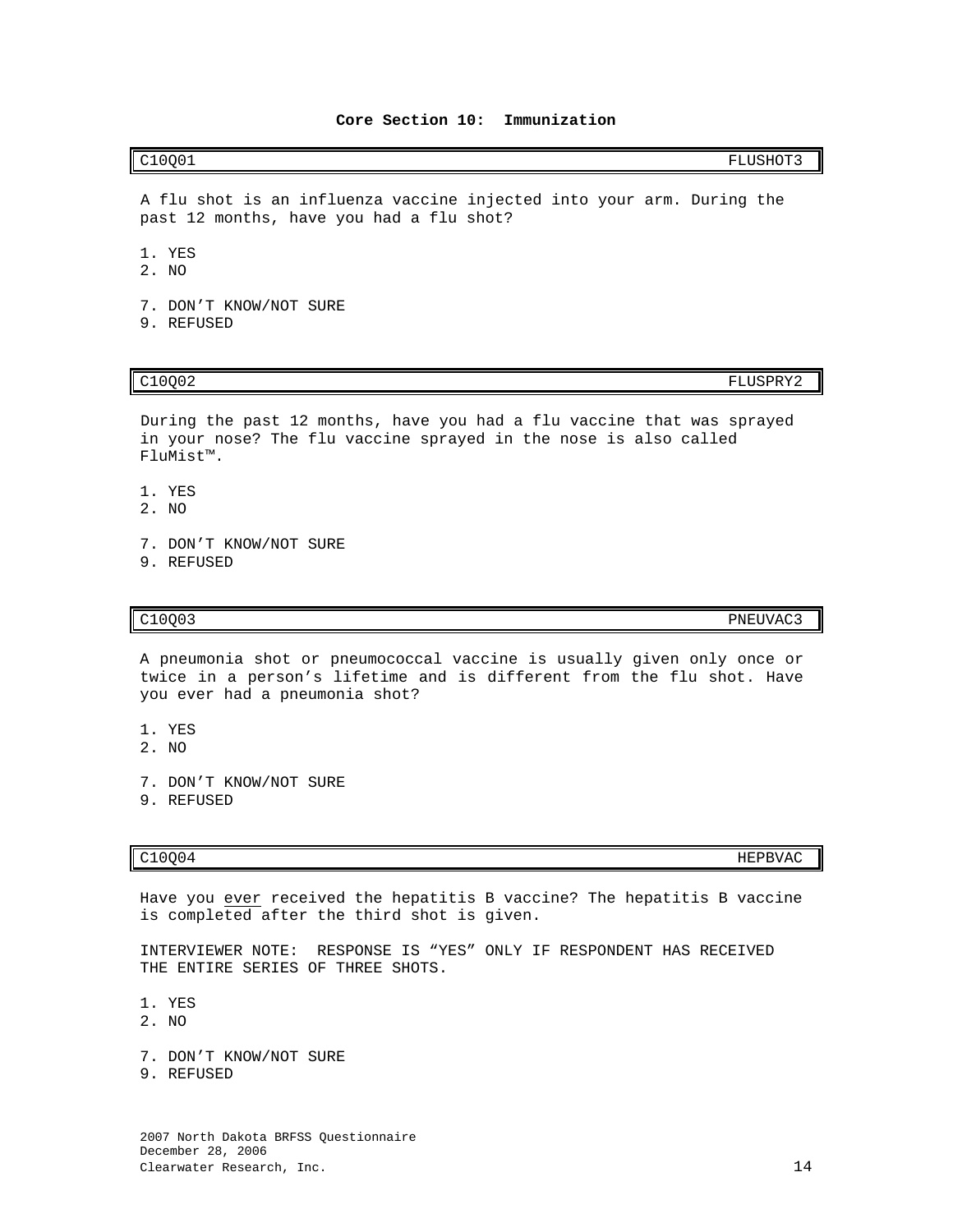## Core Section 10: Immunization

| C10Q01 | FLUSHOT3 |
|---|---|

A flu shot is an influenza vaccine injected into your arm. During the past 12 months, have you had a flu shot?

1. YES
2. NO

7. DON'T KNOW/NOT SURE
9. REFUSED

| C10Q02 | FLUSPRY2 |
|---|---|

During the past 12 months, have you had a flu vaccine that was sprayed in your nose? The flu vaccine sprayed in the nose is also called FluMist™.

1. YES
2. NO

7. DON'T KNOW/NOT SURE
9. REFUSED

| C10Q03 | PNEUVAC3 |
|---|---|

A pneumonia shot or pneumococcal vaccine is usually given only once or twice in a person's lifetime and is different from the flu shot. Have you ever had a pneumonia shot?

1. YES
2. NO

7. DON'T KNOW/NOT SURE
9. REFUSED

| C10Q04 | HEPBVAC |
|---|---|

Have you <u>ever</u> received the hepatitis B vaccine? The hepatitis B vaccine is completed after the third shot is given.

INTERVIEWER NOTE: RESPONSE IS "YES" ONLY IF RESPONDENT HAS RECEIVED THE ENTIRE SERIES OF THREE SHOTS.

1. YES
2. NO

7. DON'T KNOW/NOT SURE
9. REFUSED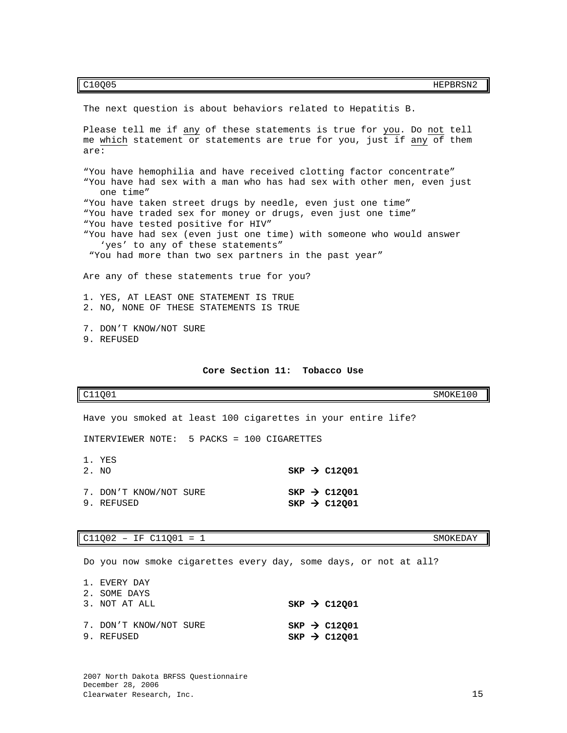| C10Q05 | HEPBRSN2 |
|---|---|

The next question is about behaviors related to Hepatitis B.

Please tell me if any of these statements is true for you. Do not tell me which statement or statements are true for you, just if any of them are:

"You have hemophilia and have received clotting factor concentrate"
"You have had sex with a man who has had sex with other men, even just one time"
"You have taken street drugs by needle, even just one time"
"You have traded sex for money or drugs, even just one time"
"You have tested positive for HIV"
"You have had sex (even just one time) with someone who would answer 'yes' to any of these statements"
"You had more than two sex partners in the past year"

Are any of these statements true for you?

1. YES, AT LEAST ONE STATEMENT IS TRUE
2. NO, NONE OF THESE STATEMENTS IS TRUE

7. DON'T KNOW/NOT SURE
9. REFUSED

## Core Section 11: Tobacco Use

| C11Q01 | SMOKE100 |
|---|---|

Have you smoked at least 100 cigarettes in your entire life?

INTERVIEWER NOTE: 5 PACKS = 100 CIGARETTES

1. YES
2. NO **SKP → C12Q01**

7. DON'T KNOW/NOT SURE **SKP → C12Q01**
9. REFUSED **SKP → C12Q01**

| C11Q02 – IF C11Q01 = 1 | SMOKEDAY |
|---|---|

Do you now smoke cigarettes every day, some days, or not at all?

1. EVERY DAY
2. SOME DAYS
3. NOT AT ALL **SKP → C12Q01**

7. DON'T KNOW/NOT SURE **SKP → C12Q01**
9. REFUSED **SKP → C12Q01**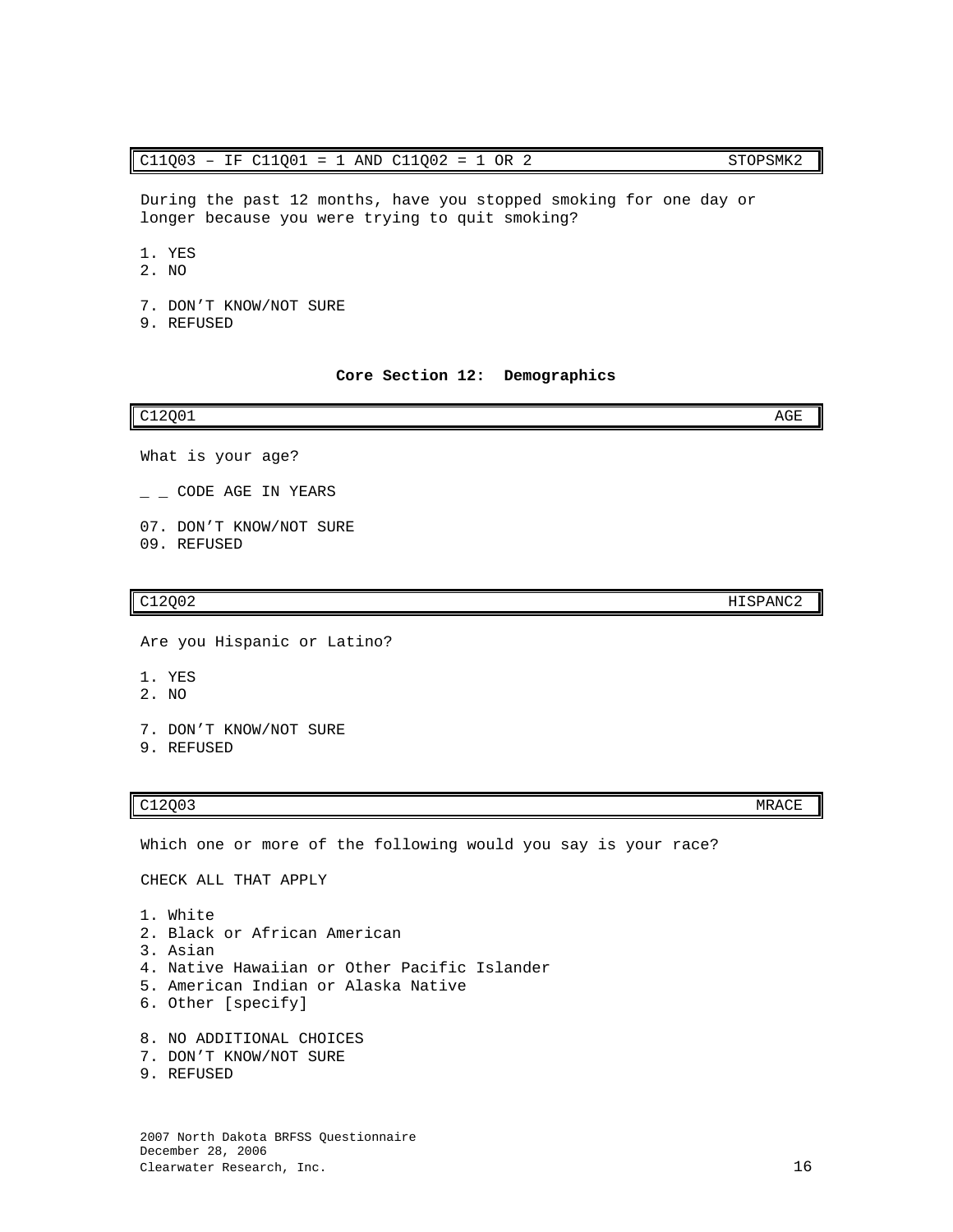| C11Q03 – IF C11Q01 = 1 AND C11Q02 = 1 OR 2 | STOPSMK2 |
|---|---|

During the past 12 months, have you stopped smoking for one day or longer because you were trying to quit smoking?

1. YES
2. NO

7. DON'T KNOW/NOT SURE
9. REFUSED

## Core Section 12: Demographics

| C12Q01 | AGE |
|---|---|

What is your age?

_ _ CODE AGE IN YEARS

07. DON'T KNOW/NOT SURE
09. REFUSED

| C12Q02 | HISPANC2 |
|---|---|

Are you Hispanic or Latino?

1. YES
2. NO

7. DON'T KNOW/NOT SURE
9. REFUSED

| C12Q03 | MRACE |
|---|---|

Which one or more of the following would you say is your race?

CHECK ALL THAT APPLY

1. White
2. Black or African American
3. Asian
4. Native Hawaiian or Other Pacific Islander
5. American Indian or Alaska Native
6. Other [specify]

8. NO ADDITIONAL CHOICES
7. DON'T KNOW/NOT SURE
9. REFUSED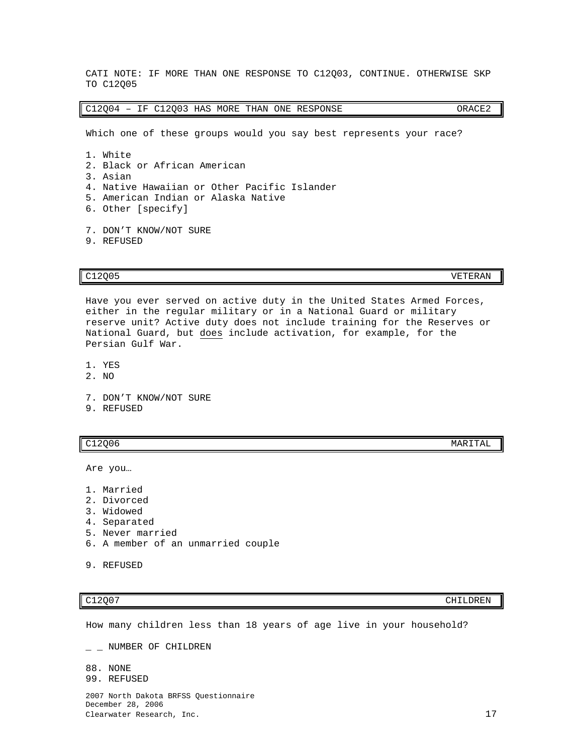CATI NOTE: IF MORE THAN ONE RESPONSE TO C12Q03, CONTINUE. OTHERWISE SKP TO C12Q05

| C12Q04 – IF C12Q03 HAS MORE THAN ONE RESPONSE | ORACE2 |
| --- | --- |

Which one of these groups would you say best represents your race?

1. White
2. Black or African American
3. Asian
4. Native Hawaiian or Other Pacific Islander
5. American Indian or Alaska Native
6. Other [specify]

7. DON'T KNOW/NOT SURE
9. REFUSED

| C12Q05 | VETERAN |
| --- | --- |

Have you ever served on active duty in the United States Armed Forces, either in the regular military or in a National Guard or military reserve unit? Active duty does not include training for the Reserves or National Guard, but does include activation, for example, for the Persian Gulf War.

1. YES
2. NO

7. DON'T KNOW/NOT SURE
9. REFUSED

| C12Q06 | MARITAL |
| --- | --- |

Are you…

1. Married
2. Divorced
3. Widowed
4. Separated
5. Never married
6. A member of an unmarried couple

9. REFUSED

| C12Q07 | CHILDREN |
| --- | --- |

How many children less than 18 years of age live in your household?

_ _ NUMBER OF CHILDREN

88. NONE
99. REFUSED

2007 North Dakota BRFSS Questionnaire
December 28, 2006
Clearwater Research, Inc.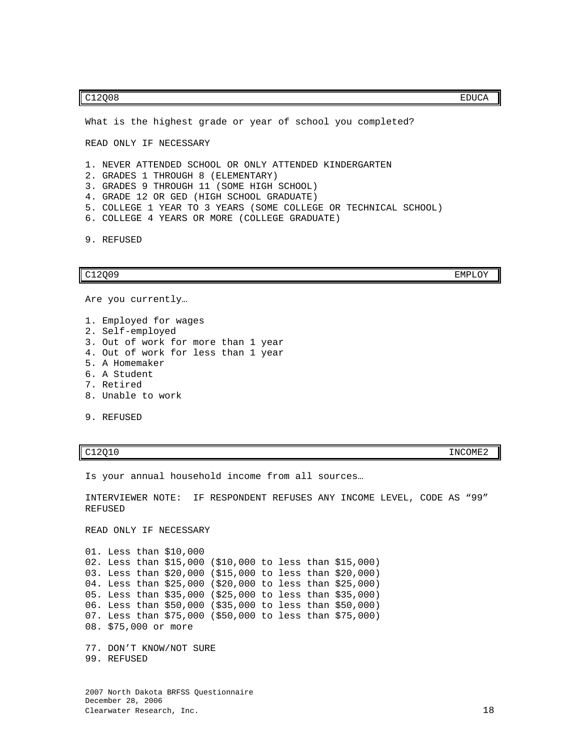| C12Q08 | EDUCA |
|---|---|

What is the highest grade or year of school you completed?

READ ONLY IF NECESSARY

1. NEVER ATTENDED SCHOOL OR ONLY ATTENDED KINDERGARTEN
2. GRADES 1 THROUGH 8 (ELEMENTARY)
3. GRADES 9 THROUGH 11 (SOME HIGH SCHOOL)
4. GRADE 12 OR GED (HIGH SCHOOL GRADUATE)
5. COLLEGE 1 YEAR TO 3 YEARS (SOME COLLEGE OR TECHNICAL SCHOOL)
6. COLLEGE 4 YEARS OR MORE (COLLEGE GRADUATE)

9. REFUSED

| C12Q09 | EMPLOY |
|---|---|

Are you currently…

1. Employed for wages
2. Self-employed
3. Out of work for more than 1 year
4. Out of work for less than 1 year
5. A Homemaker
6. A Student
7. Retired
8. Unable to work

9. REFUSED

| C12Q10 | INCOME2 |
|---|---|

Is your annual household income from all sources…

INTERVIEWER NOTE: IF RESPONDENT REFUSES ANY INCOME LEVEL, CODE AS "99" REFUSED

READ ONLY IF NECESSARY

01. Less than $10,000
02. Less than $15,000 ($10,000 to less than $15,000)
03. Less than $20,000 ($15,000 to less than $20,000)
04. Less than $25,000 ($20,000 to less than $25,000)
05. Less than $35,000 ($25,000 to less than $35,000)
06. Less than $50,000 ($35,000 to less than $50,000)
07. Less than $75,000 ($50,000 to less than $75,000)
08. $75,000 or more

77. DON'T KNOW/NOT SURE
99. REFUSED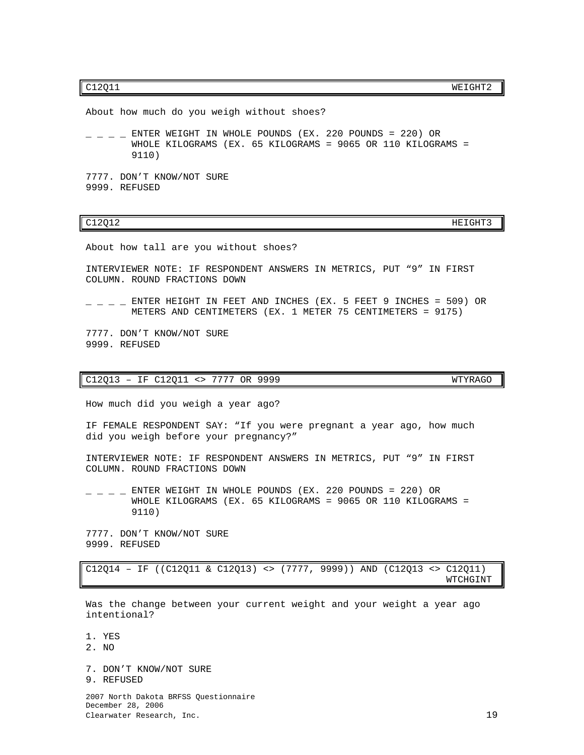| C12Q11 | WEIGHT2 |
|---|---|

About how much do you weigh without shoes?

_ _ _ _ ENTER WEIGHT IN WHOLE POUNDS (EX. 220 POUNDS = 220) OR WHOLE KILOGRAMS (EX. 65 KILOGRAMS = 9065 OR 110 KILOGRAMS = 9110)

7777. DON'T KNOW/NOT SURE
9999. REFUSED

| C12Q12 | HEIGHT3 |
|---|---|

About how tall are you without shoes?

INTERVIEWER NOTE: IF RESPONDENT ANSWERS IN METRICS, PUT "9" IN FIRST COLUMN. ROUND FRACTIONS DOWN

_ _ _ _ ENTER HEIGHT IN FEET AND INCHES (EX. 5 FEET 9 INCHES = 509) OR METERS AND CENTIMETERS (EX. 1 METER 75 CENTIMETERS = 9175)

7777. DON'T KNOW/NOT SURE
9999. REFUSED

| C12Q13 – IF C12Q11 <> 7777 OR 9999 | WTYRAGO |
|---|---|

How much did you weigh a year ago?

IF FEMALE RESPONDENT SAY: "If you were pregnant a year ago, how much did you weigh before your pregnancy?"

INTERVIEWER NOTE: IF RESPONDENT ANSWERS IN METRICS, PUT "9" IN FIRST COLUMN. ROUND FRACTIONS DOWN

_ _ _ _ ENTER WEIGHT IN WHOLE POUNDS (EX. 220 POUNDS = 220) OR WHOLE KILOGRAMS (EX. 65 KILOGRAMS = 9065 OR 110 KILOGRAMS = 9110)

7777. DON'T KNOW/NOT SURE
9999. REFUSED

| C12Q14 – IF ((C12Q11 & C12Q13) <> (7777, 9999)) AND (C12Q13 <> C12Q11) | WTCHGINT |
|---|---|

Was the change between your current weight and your weight a year ago intentional?

1. YES
2. NO

7. DON'T KNOW/NOT SURE
9. REFUSED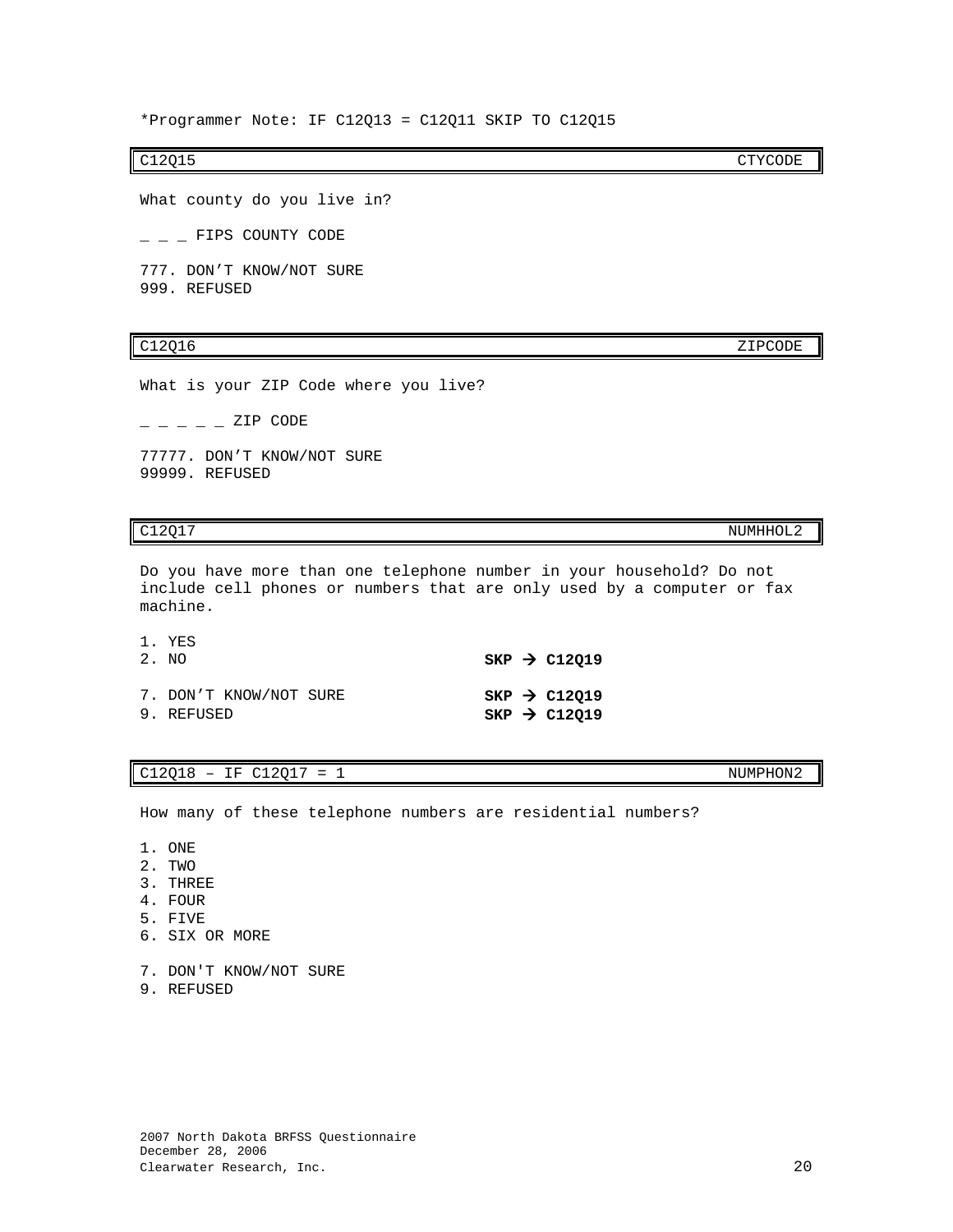*Programmer Note: IF C12Q13 = C12Q11 SKIP TO C12Q15

| C12Q15 | CTYCODE |
|---|---|

What county do you live in?

_ _ _ FIPS COUNTY CODE

777. DON’T KNOW/NOT SURE
999. REFUSED

| C12Q16 | ZIPCODE |
|---|---|

What is your ZIP Code where you live?

_ _ _ _ _ ZIP CODE

77777. DON’T KNOW/NOT SURE
99999. REFUSED

| C12Q17 | NUMHHOL2 |
|---|---|

Do you have more than one telephone number in your household? Do not include cell phones or numbers that are only used by a computer or fax machine.

1. YES
2. NO **SKP → C12Q19**

7. DON’T KNOW/NOT SURE **SKP → C12Q19**
9. REFUSED **SKP → C12Q19**

| C12Q18 – IF C12Q17 = 1 | NUMPHON2 |
|---|---|

How many of these telephone numbers are residential numbers?

1. ONE
2. TWO
3. THREE
4. FOUR
5. FIVE
6. SIX OR MORE

7. DON'T KNOW/NOT SURE
9. REFUSED

2007 North Dakota BRFSS Questionnaire
December 28, 2006
Clearwater Research, Inc.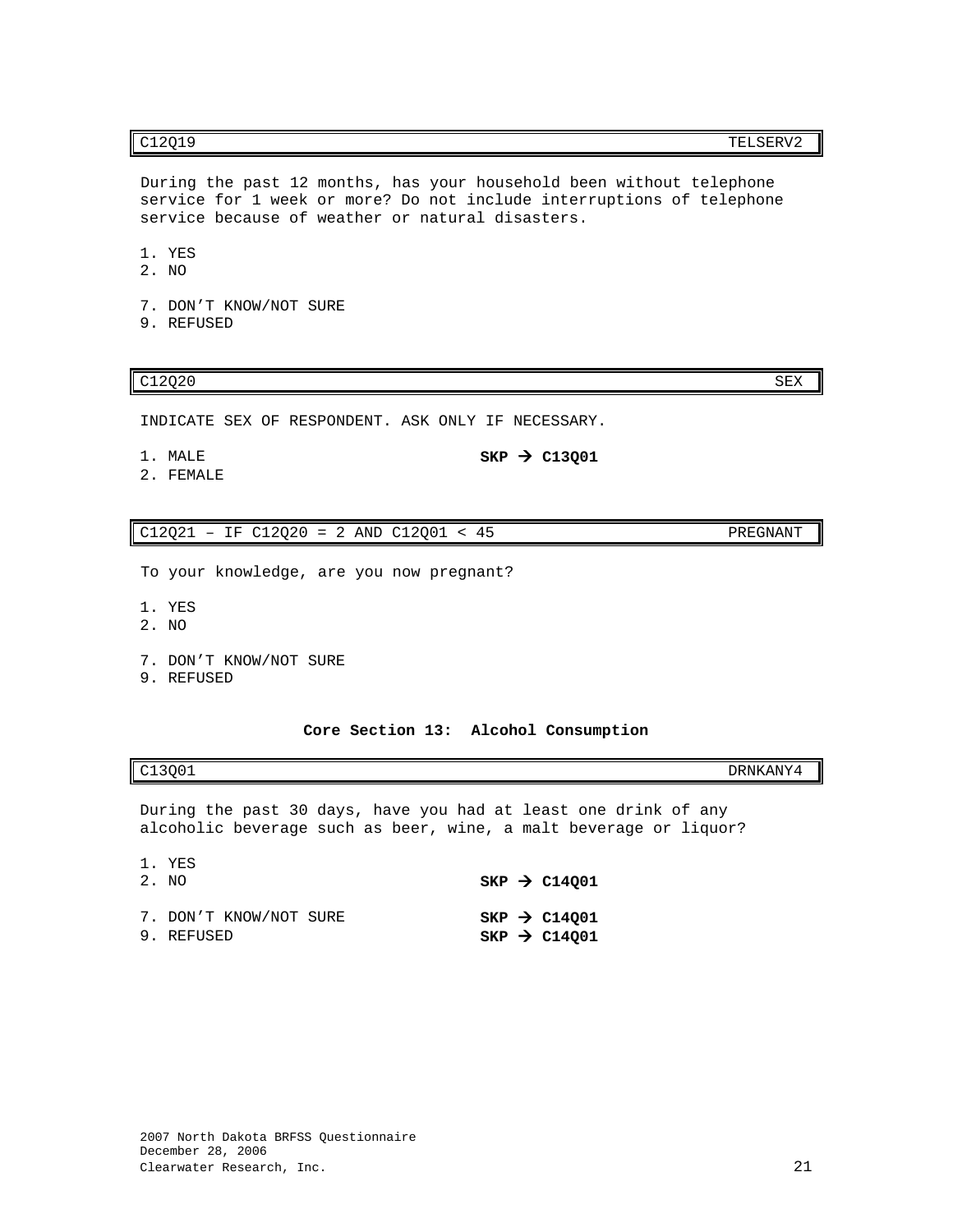| C12Q19 | TELSERV2 |
|---|---|

During the past 12 months, has your household been without telephone service for 1 week or more? Do not include interruptions of telephone service because of weather or natural disasters.

1. YES
2. NO

7. DON'T KNOW/NOT SURE
9. REFUSED

| C12Q20 | SEX |
|---|---|

INDICATE SEX OF RESPONDENT. ASK ONLY IF NECESSARY.

1. MALE **SKP → C13Q01**
2. FEMALE

| C12Q21 – IF C12Q20 = 2 AND C12Q01 < 45 | PREGNANT |
|---|---|

To your knowledge, are you now pregnant?

1. YES
2. NO

7. DON'T KNOW/NOT SURE
9. REFUSED

## Core Section 13: Alcohol Consumption

| C13Q01 | DRNKANY4 |
|---|---|

During the past 30 days, have you had at least one drink of any alcoholic beverage such as beer, wine, a malt beverage or liquor?

1. YES
2. NO **SKP → C14Q01**

7. DON'T KNOW/NOT SURE **SKP → C14Q01**
9. REFUSED **SKP → C14Q01**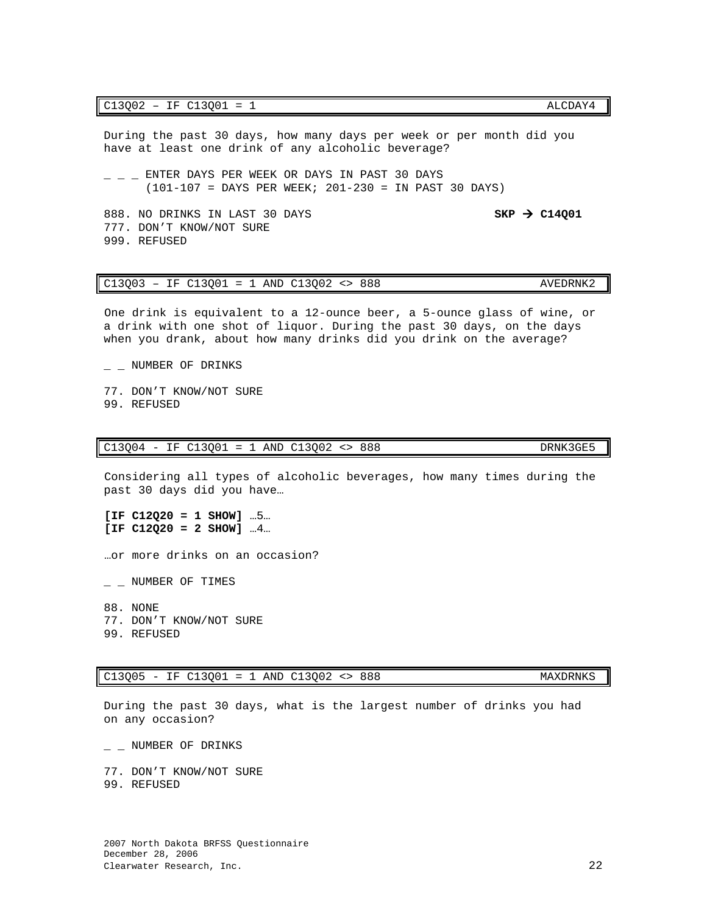| C13Q02 – IF C13Q01 = 1 | ALCDAY4 |
|---|---|

During the past 30 days, how many days per week or per month did you have at least one drink of any alcoholic beverage?

_ _ _ ENTER DAYS PER WEEK OR DAYS IN PAST 30 DAYS
(101-107 = DAYS PER WEEK; 201-230 = IN PAST 30 DAYS)

888. NO DRINKS IN LAST 30 DAYS **SKP → C14Q01**
777. DON'T KNOW/NOT SURE
999. REFUSED

| C13Q03 – IF C13Q01 = 1 AND C13Q02 <> 888 | AVEDRNK2 |
|---|---|

One drink is equivalent to a 12-ounce beer, a 5-ounce glass of wine, or a drink with one shot of liquor. During the past 30 days, on the days when you drank, about how many drinks did you drink on the average?

_ _ NUMBER OF DRINKS

77. DON'T KNOW/NOT SURE
99. REFUSED

| C13Q04 - IF C13Q01 = 1 AND C13Q02 <> 888 | DRNK3GE5 |
|---|---|

Considering all types of alcoholic beverages, how many times during the past 30 days did you have…

**[IF C12Q20 = 1 SHOW]** …5…
**[IF C12Q20 = 2 SHOW]** …4…

…or more drinks on an occasion?

_ _ NUMBER OF TIMES

88. NONE
77. DON'T KNOW/NOT SURE
99. REFUSED

| C13Q05 - IF C13Q01 = 1 AND C13Q02 <> 888 | MAXDRNKS |
|---|---|

During the past 30 days, what is the largest number of drinks you had on any occasion?

_ _ NUMBER OF DRINKS

77. DON'T KNOW/NOT SURE
99. REFUSED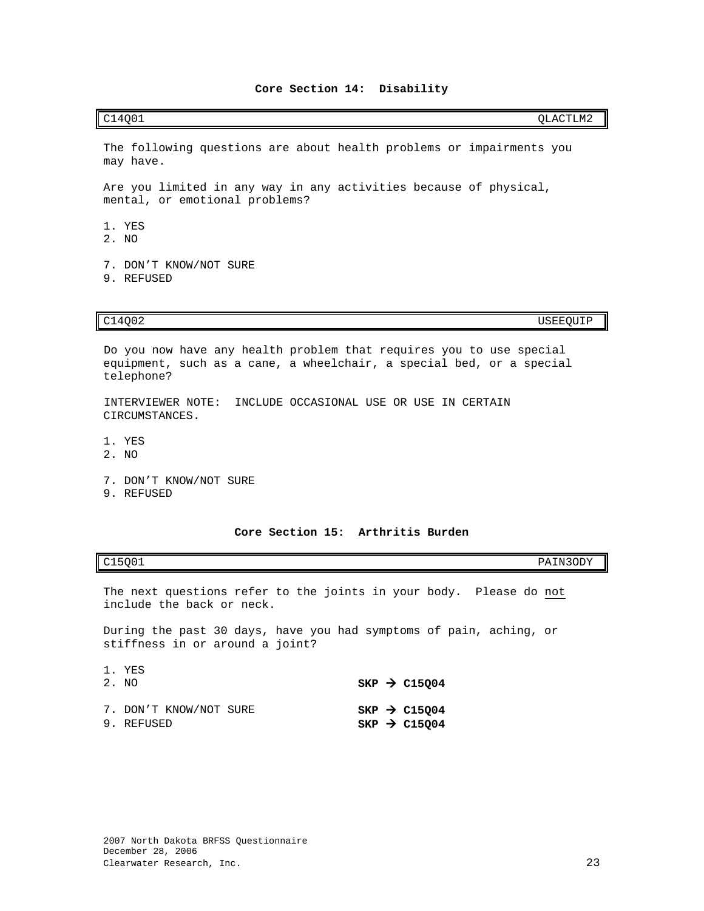## Core Section 14: Disability

| C14Q01 | QLACTLM2 |
|---|---|

The following questions are about health problems or impairments you may have.

Are you limited in any way in any activities because of physical, mental, or emotional problems?

1. YES
2. NO

7. DON'T KNOW/NOT SURE
9. REFUSED

| C14Q02 | USEEQUIP |
|---|---|

Do you now have any health problem that requires you to use special equipment, such as a cane, a wheelchair, a special bed, or a special telephone?

INTERVIEWER NOTE: INCLUDE OCCASIONAL USE OR USE IN CERTAIN CIRCUMSTANCES.

1. YES
2. NO

7. DON'T KNOW/NOT SURE
9. REFUSED

## Core Section 15: Arthritis Burden

| C15Q01 | PAIN30DY |
|---|---|

The next questions refer to the joints in your body. Please do not include the back or neck.

During the past 30 days, have you had symptoms of pain, aching, or stiffness in or around a joint?

1. YES
2. NO **SKP → C15Q04**

7. DON'T KNOW/NOT SURE **SKP → C15Q04**
9. REFUSED **SKP → C15Q04**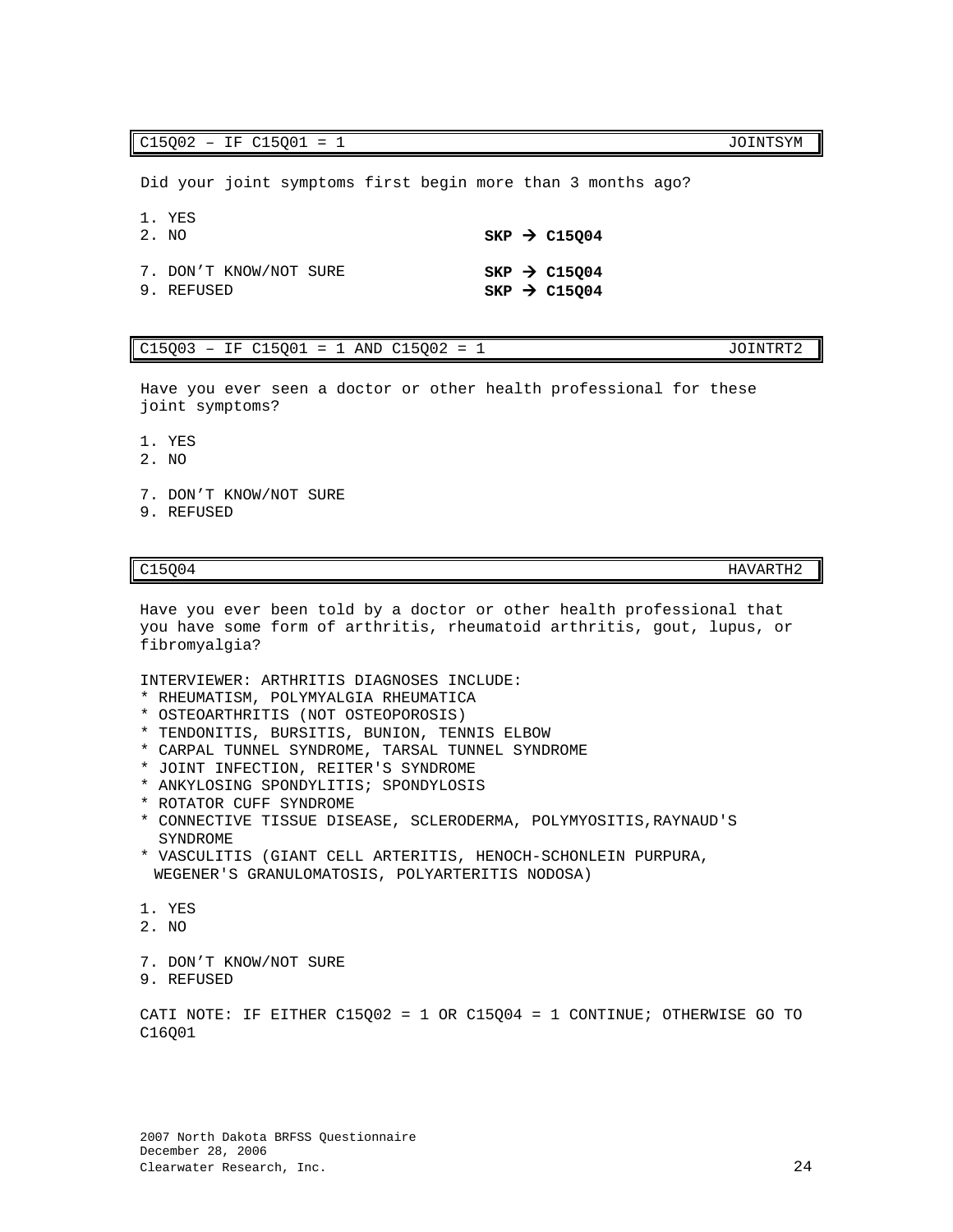| C15Q02 – IF C15Q01 = 1 | JOINTSYM |
|---|---|

Did your joint symptoms first begin more than 3 months ago?

1. YES
2. NO **SKP → C15Q04**

7. DON'T KNOW/NOT SURE **SKP → C15Q04**
9. REFUSED **SKP → C15Q04**

| C15Q03 – IF C15Q01 = 1 AND C15Q02 = 1 | JOINTRT2 |
|---|---|

Have you ever seen a doctor or other health professional for these joint symptoms?

1. YES
2. NO

7. DON'T KNOW/NOT SURE
9. REFUSED

| C15Q04 | HAVARTH2 |
|---|---|

Have you ever been told by a doctor or other health professional that you have some form of arthritis, rheumatoid arthritis, gout, lupus, or fibromyalgia?

INTERVIEWER: ARTHRITIS DIAGNOSES INCLUDE:
* RHEUMATISM, POLYMYALGIA RHEUMATICA
* OSTEOARTHRITIS (NOT OSTEOPOROSIS)
* TENDONITIS, BURSITIS, BUNION, TENNIS ELBOW
* CARPAL TUNNEL SYNDROME, TARSAL TUNNEL SYNDROME
* JOINT INFECTION, REITER'S SYNDROME
* ANKYLOSING SPONDYLITIS; SPONDYLOSIS
* ROTATOR CUFF SYNDROME
* CONNECTIVE TISSUE DISEASE, SCLERODERMA, POLYMYOSITIS,RAYNAUD'S SYNDROME
* VASCULITIS (GIANT CELL ARTERITIS, HENOCH-SCHONLEIN PURPURA, WEGENER'S GRANULOMATOSIS, POLYARTERITIS NODOSA)

1. YES
2. NO

7. DON'T KNOW/NOT SURE
9. REFUSED

CATI NOTE: IF EITHER C15Q02 = 1 OR C15Q04 = 1 CONTINUE; OTHERWISE GO TO C16Q01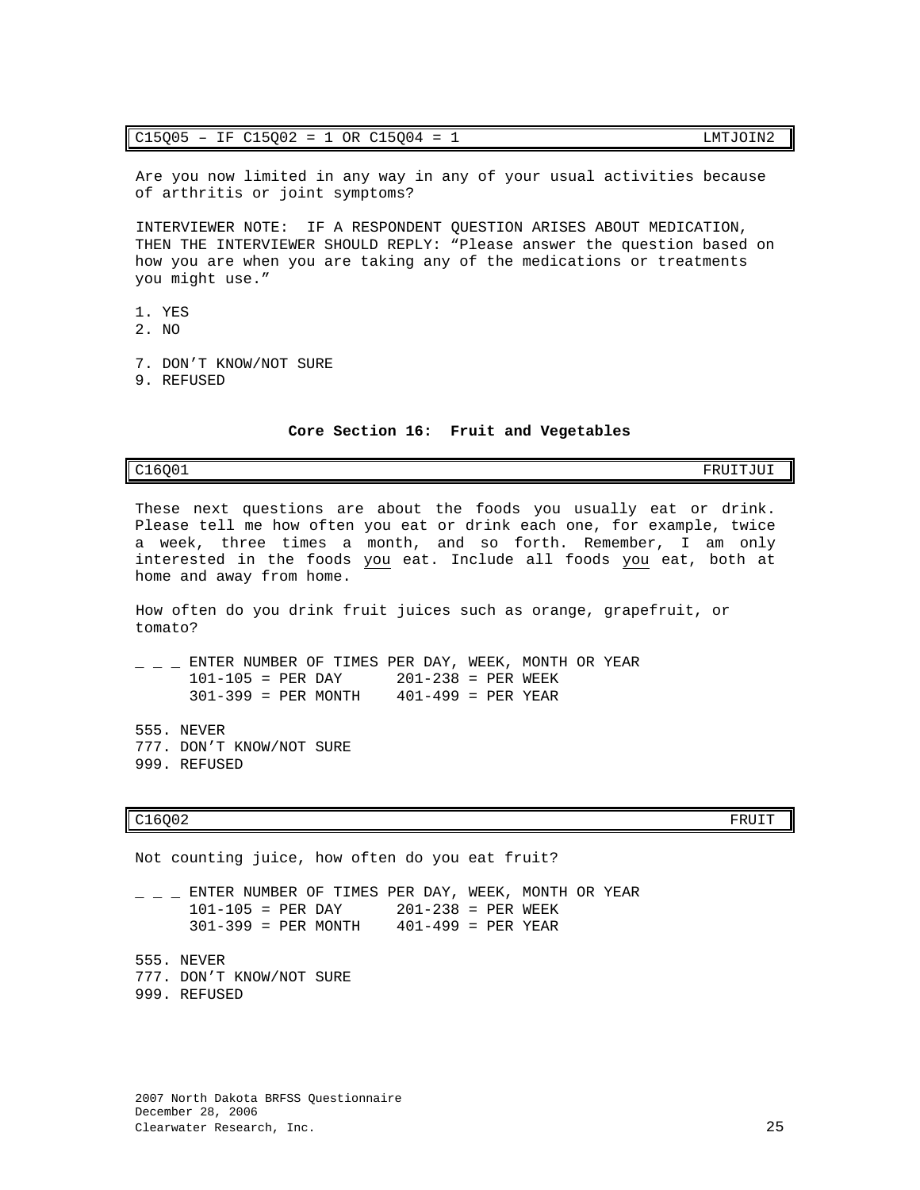| C15Q05 – IF C15Q02 = 1 OR C15Q04 = 1 | LMTJOIN2 |
|---|---|

Are you now limited in any way in any of your usual activities because of arthritis or joint symptoms?

INTERVIEWER NOTE: IF A RESPONDENT QUESTION ARISES ABOUT MEDICATION, THEN THE INTERVIEWER SHOULD REPLY: “Please answer the question based on how you are when you are taking any of the medications or treatments you might use.”

1. YES
2. NO

7. DON’T KNOW/NOT SURE
9. REFUSED

## Core Section 16: Fruit and Vegetables

| C16Q01 | FRUITJUI |
|---|---|

These next questions are about the foods you usually eat or drink. Please tell me how often you eat or drink each one, for example, twice a week, three times a month, and so forth. Remember, I am only interested in the foods <u>you</u> eat. Include all foods <u>you</u> eat, both at home and away from home.

How often do you drink fruit juices such as orange, grapefruit, or tomato?

_ _ _ ENTER NUMBER OF TIMES PER DAY, WEEK, MONTH OR YEAR
      101-105 = PER DAY      201-238 = PER WEEK
      301-399 = PER MONTH    401-499 = PER YEAR

555. NEVER
777. DON’T KNOW/NOT SURE
999. REFUSED

| C16Q02 | FRUIT |
|---|---|

Not counting juice, how often do you eat fruit?

_ _ _ ENTER NUMBER OF TIMES PER DAY, WEEK, MONTH OR YEAR
      101-105 = PER DAY      201-238 = PER WEEK
      301-399 = PER MONTH    401-499 = PER YEAR

555. NEVER
777. DON’T KNOW/NOT SURE
999. REFUSED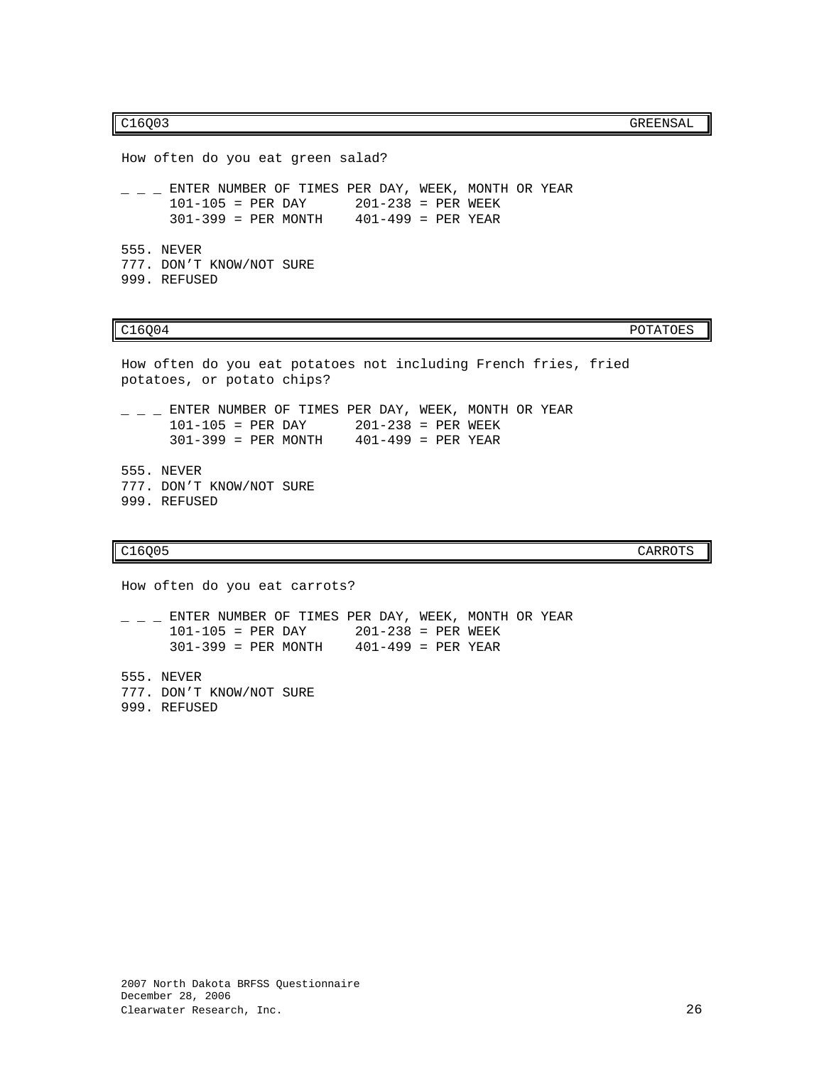| C16Q03 | GREENSAL |
|---|---|

How often do you eat green salad?

_ _ _ ENTER NUMBER OF TIMES PER DAY, WEEK, MONTH OR YEAR
101-105 = PER DAY    201-238 = PER WEEK
301-399 = PER MONTH    401-499 = PER YEAR

555. NEVER
777. DON'T KNOW/NOT SURE
999. REFUSED

| C16Q04 | POTATOES |
|---|---|

How often do you eat potatoes not including French fries, fried potatoes, or potato chips?

_ _ _ ENTER NUMBER OF TIMES PER DAY, WEEK, MONTH OR YEAR
101-105 = PER DAY    201-238 = PER WEEK
301-399 = PER MONTH    401-499 = PER YEAR

555. NEVER
777. DON'T KNOW/NOT SURE
999. REFUSED

| C16Q05 | CARROTS |
|---|---|

How often do you eat carrots?

_ _ _ ENTER NUMBER OF TIMES PER DAY, WEEK, MONTH OR YEAR
101-105 = PER DAY    201-238 = PER WEEK
301-399 = PER MONTH    401-499 = PER YEAR

555. NEVER
777. DON'T KNOW/NOT SURE
999. REFUSED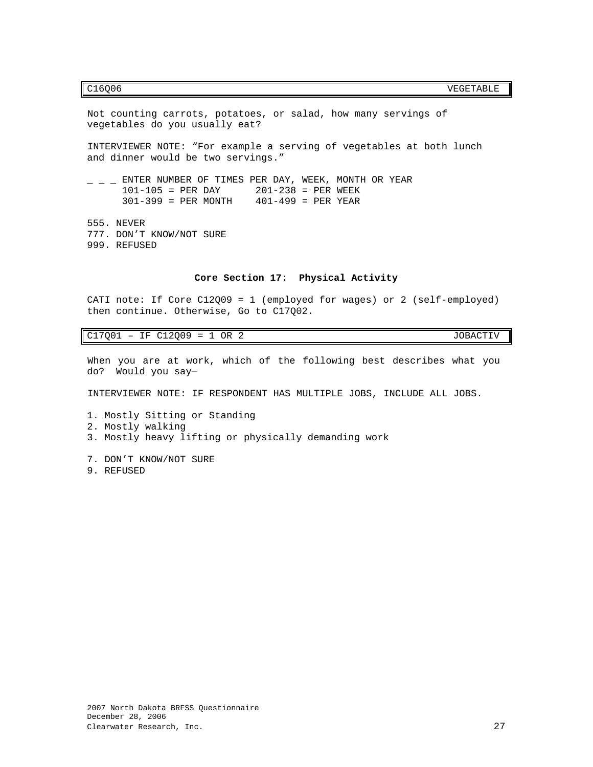| C16Q06 | VEGETABLE |
|---|---|

Not counting carrots, potatoes, or salad, how many servings of vegetables do you usually eat?

INTERVIEWER NOTE: “For example a serving of vegetables at both lunch and dinner would be two servings.”

_ _ _ ENTER NUMBER OF TIMES PER DAY, WEEK, MONTH OR YEAR
      101-105 = PER DAY      201-238 = PER WEEK
      301-399 = PER MONTH    401-499 = PER YEAR

555. NEVER
777. DON’T KNOW/NOT SURE
999. REFUSED

## Core Section 17: Physical Activity

CATI note: If Core C12Q09 = 1 (employed for wages) or 2 (self-employed) then continue. Otherwise, Go to C17Q02.

| C17Q01 – IF C12Q09 = 1 OR 2 | JOBACTIV |
|---|---|

When you are at work, which of the following best describes what you do? Would you say—

INTERVIEWER NOTE: IF RESPONDENT HAS MULTIPLE JOBS, INCLUDE ALL JOBS.

1. Mostly Sitting or Standing
2. Mostly walking
3. Mostly heavy lifting or physically demanding work

7. DON’T KNOW/NOT SURE
9. REFUSED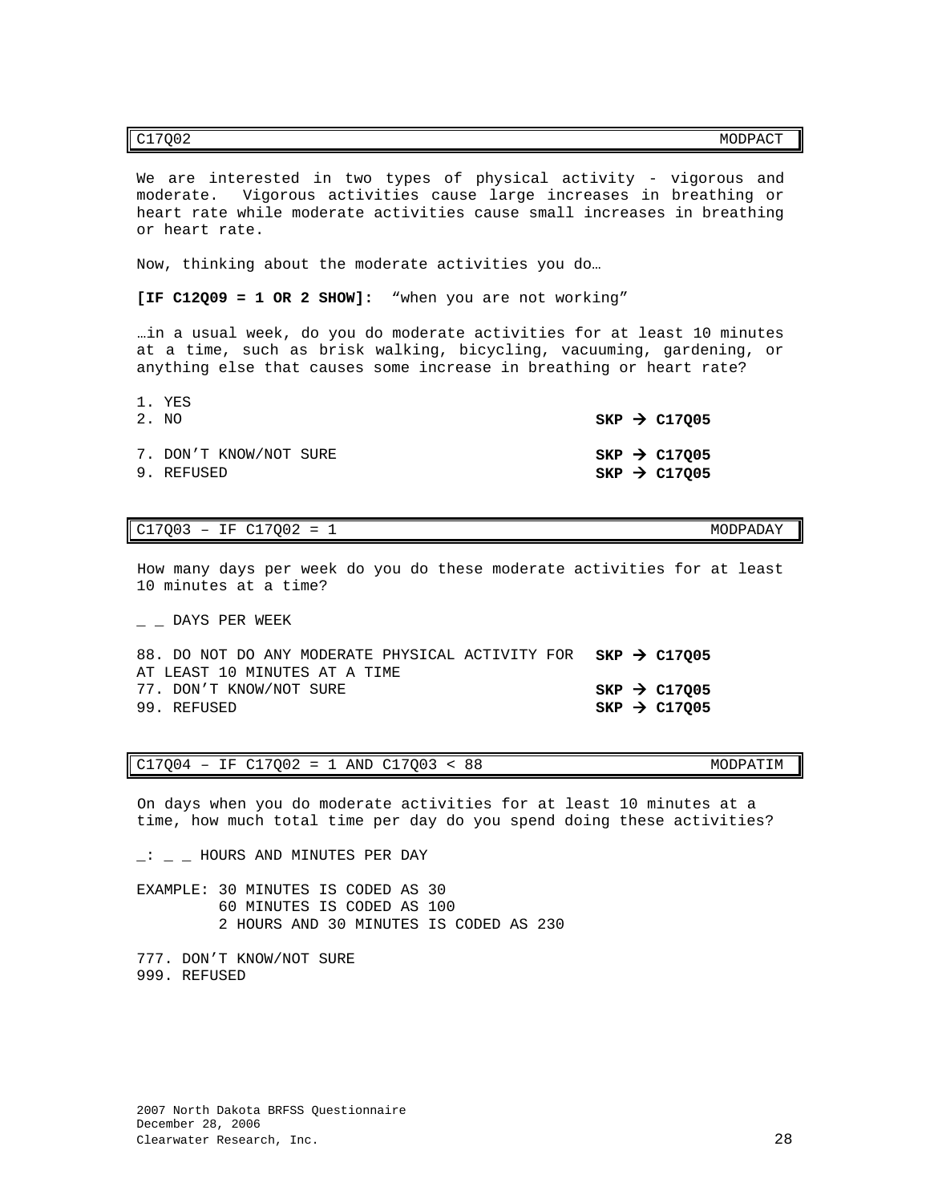| C17Q02 | MODPACT |
|---|---|

We are interested in two types of physical activity - vigorous and moderate. Vigorous activities cause large increases in breathing or heart rate while moderate activities cause small increases in breathing or heart rate.

Now, thinking about the moderate activities you do…

**[IF C12Q09 = 1 OR 2 SHOW]:** "when you are not working"

…in a usual week, do you do moderate activities for at least 10 minutes at a time, such as brisk walking, bicycling, vacuuming, gardening, or anything else that causes some increase in breathing or heart rate?

1. YES
2. NO **SKP → C17Q05**

7. DON'T KNOW/NOT SURE **SKP → C17Q05**
9. REFUSED **SKP → C17Q05**

| C17Q03 – IF C17Q02 = 1 | MODPADAY |
|---|---|

How many days per week do you do these moderate activities for at least 10 minutes at a time?

_ _ DAYS PER WEEK

88. DO NOT DO ANY MODERATE PHYSICAL ACTIVITY FOR AT LEAST 10 MINUTES AT A TIME **SKP → C17Q05**
77. DON'T KNOW/NOT SURE **SKP → C17Q05**
99. REFUSED **SKP → C17Q05**

| C17Q04 – IF C17Q02 = 1 AND C17Q03 < 88 | MODPATIM |
|---|---|

On days when you do moderate activities for at least 10 minutes at a time, how much total time per day do you spend doing these activities?

_: _ _ HOURS AND MINUTES PER DAY

EXAMPLE: 30 MINUTES IS CODED AS 30
60 MINUTES IS CODED AS 100
2 HOURS AND 30 MINUTES IS CODED AS 230

777. DON'T KNOW/NOT SURE
999. REFUSED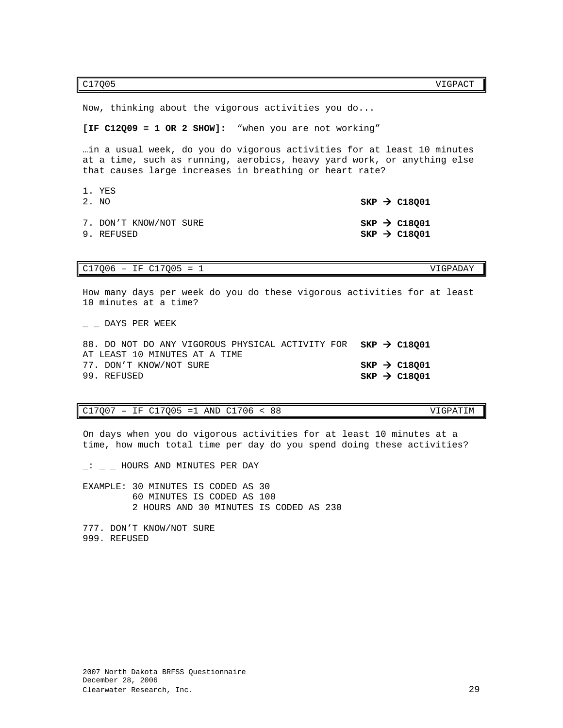| C17Q05 | VIGPACT |
|---|---|

Now, thinking about the vigorous activities you do...

**[IF C12Q09 = 1 OR 2 SHOW]:** "when you are not working"

…in a usual week, do you do vigorous activities for at least 10 minutes at a time, such as running, aerobics, heavy yard work, or anything else that causes large increases in breathing or heart rate?

| | |
|---|---|
| 1. YES | |
| 2. NO | **SKP → C18Q01** |
| 7. DON'T KNOW/NOT SURE | **SKP → C18Q01** |
| 9. REFUSED | **SKP → C18Q01** |

| C17Q06 – IF C17Q05 = 1 | VIGPADAY |
|---|---|

How many days per week do you do these vigorous activities for at least 10 minutes at a time?

_ _ DAYS PER WEEK

| | |
|---|---|
| 88. DO NOT DO ANY VIGOROUS PHYSICAL ACTIVITY FOR AT LEAST 10 MINUTES AT A TIME | **SKP → C18Q01** |
| 77. DON'T KNOW/NOT SURE | **SKP → C18Q01** |
| 99. REFUSED | **SKP → C18Q01** |

| C17Q07 – IF C17Q05 =1 AND C1706 < 88 | VIGPATIM |
|---|---|

On days when you do vigorous activities for at least 10 minutes at a time, how much total time per day do you spend doing these activities?

_: _ _ HOURS AND MINUTES PER DAY

EXAMPLE: 30 MINUTES IS CODED AS 30
60 MINUTES IS CODED AS 100
2 HOURS AND 30 MINUTES IS CODED AS 230

777. DON'T KNOW/NOT SURE
999. REFUSED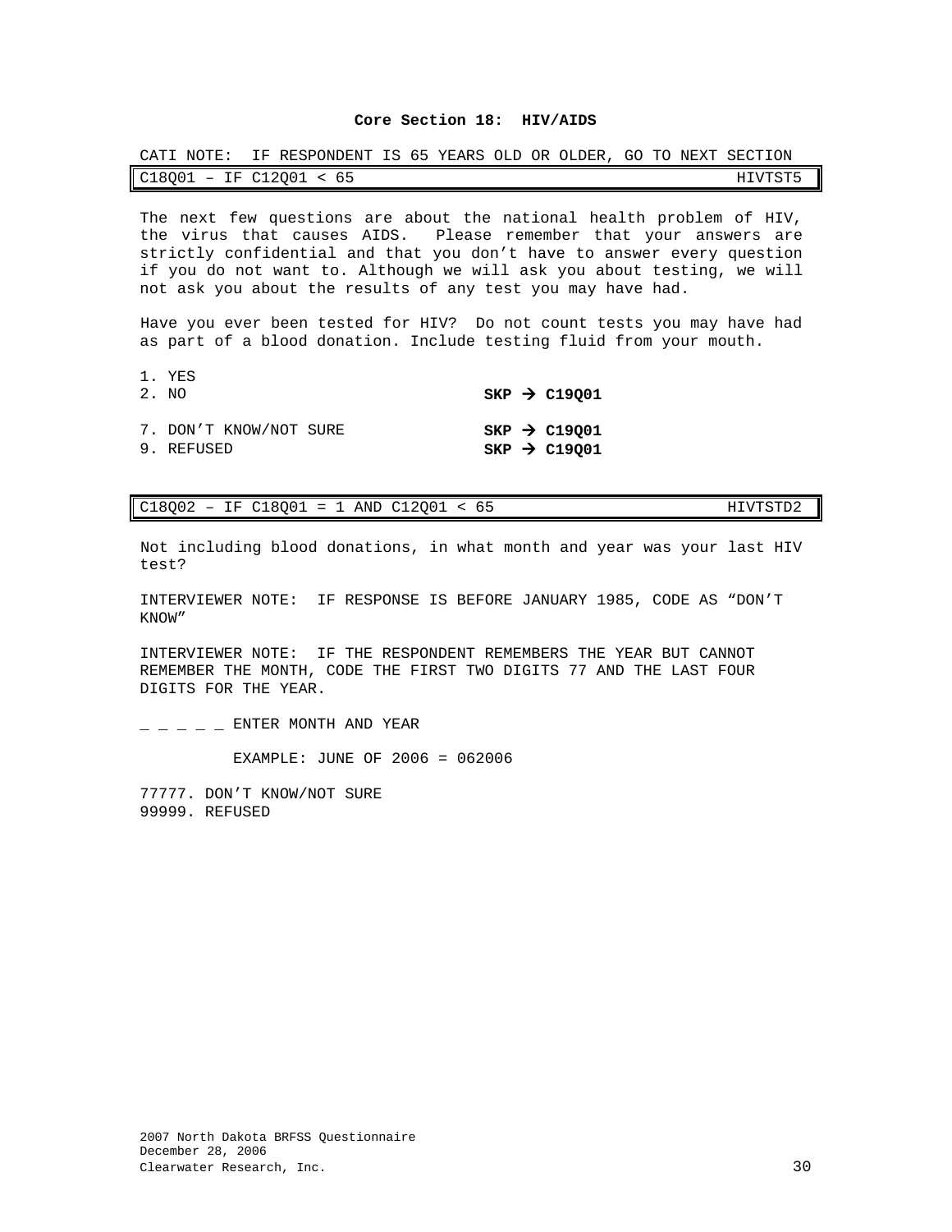**Core Section 18: HIV/AIDS**

CATI NOTE: IF RESPONDENT IS 65 YEARS OLD OR OLDER, GO TO NEXT SECTION

| C18Q01 – IF C12Q01 < 65 | HIVTST5 |
|---|---|

The next few questions are about the national health problem of HIV, the virus that causes AIDS. Please remember that your answers are strictly confidential and that you don't have to answer every question if you do not want to. Although we will ask you about testing, we will not ask you about the results of any test you may have had.

Have you ever been tested for HIV? Do not count tests you may have had as part of a blood donation. Include testing fluid from your mouth.

1. YES
2. NO — **SKP → C19Q01**

7. DON'T KNOW/NOT SURE — **SKP → C19Q01**
9. REFUSED — **SKP → C19Q01**

| C18Q02 – IF C18Q01 = 1 AND C12Q01 < 65 | HIVTSTD2 |
|---|---|

Not including blood donations, in what month and year was your last HIV test?

INTERVIEWER NOTE: IF RESPONSE IS BEFORE JANUARY 1985, CODE AS "DON'T KNOW"

INTERVIEWER NOTE: IF THE RESPONDENT REMEMBERS THE YEAR BUT CANNOT REMEMBER THE MONTH, CODE THE FIRST TWO DIGITS 77 AND THE LAST FOUR DIGITS FOR THE YEAR.

_ _ _ _ _ ENTER MONTH AND YEAR

EXAMPLE: JUNE OF 2006 = 062006

77777. DON'T KNOW/NOT SURE
99999. REFUSED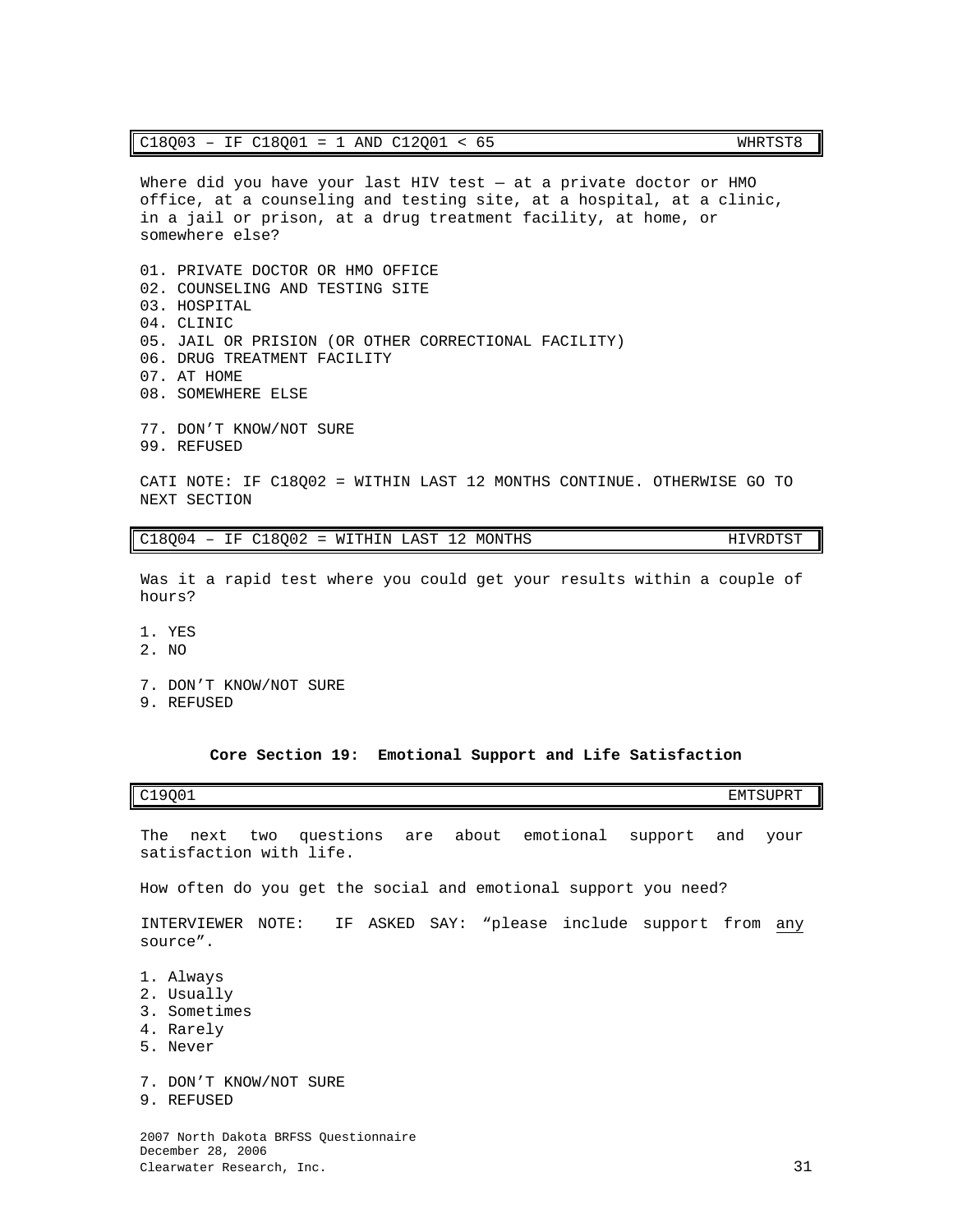| C18Q03 – IF C18Q01 = 1 AND C12Q01 < 65 | WHRTST8 |
|---|---|

Where did you have your last HIV test — at a private doctor or HMO office, at a counseling and testing site, at a hospital, at a clinic, in a jail or prison, at a drug treatment facility, at home, or somewhere else?

01. PRIVATE DOCTOR OR HMO OFFICE
02. COUNSELING AND TESTING SITE
03. HOSPITAL
04. CLINIC
05. JAIL OR PRISION (OR OTHER CORRECTIONAL FACILITY)
06. DRUG TREATMENT FACILITY
07. AT HOME
08. SOMEWHERE ELSE

77. DON'T KNOW/NOT SURE
99. REFUSED

CATI NOTE: IF C18Q02 = WITHIN LAST 12 MONTHS CONTINUE. OTHERWISE GO TO NEXT SECTION

| C18Q04 – IF C18Q02 = WITHIN LAST 12 MONTHS | HIVRDTST |
|---|---|

Was it a rapid test where you could get your results within a couple of hours?

1. YES
2. NO

7. DON'T KNOW/NOT SURE
9. REFUSED

## Core Section 19: Emotional Support and Life Satisfaction

| C19Q01 | EMTSUPRT |
|---|---|

The next two questions are about emotional support and your satisfaction with life.

How often do you get the social and emotional support you need?

INTERVIEWER NOTE: IF ASKED SAY: "please include support from any source".

1. Always
2. Usually
3. Sometimes
4. Rarely
5. Never

7. DON'T KNOW/NOT SURE
9. REFUSED

2007 North Dakota BRFSS Questionnaire
December 28, 2006
Clearwater Research, Inc.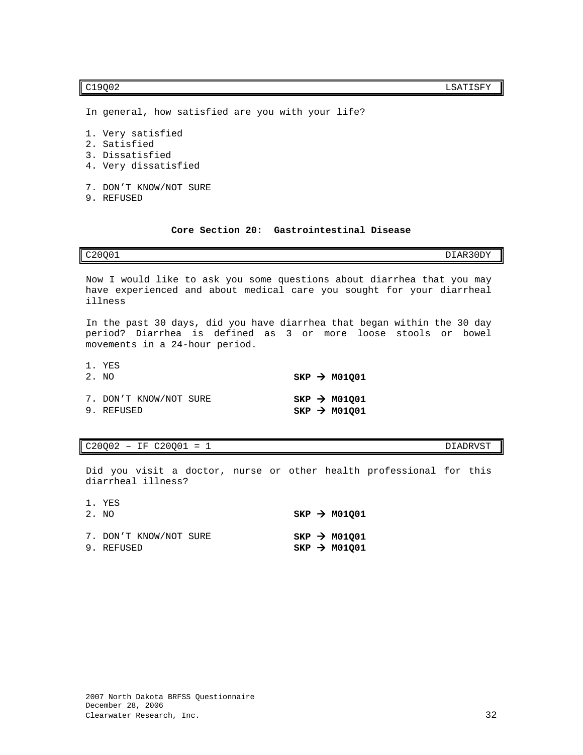| C19Q02 | LSATISFY |
|---|---|

In general, how satisfied are you with your life?

1. Very satisfied
2. Satisfied
3. Dissatisfied
4. Very dissatisfied

7. DON'T KNOW/NOT SURE
9. REFUSED

## Core Section 20: Gastrointestinal Disease

| C20Q01 | DIAR30DY |
|---|---|

Now I would like to ask you some questions about diarrhea that you may have experienced and about medical care you sought for your diarrheal illness

In the past 30 days, did you have diarrhea that began within the 30 day period? Diarrhea is defined as 3 or more loose stools or bowel movements in a 24-hour period.

| | |
|---|---|
| 1. YES | |
| 2. NO | **SKP → M01Q01** |
| 7. DON'T KNOW/NOT SURE | **SKP → M01Q01** |
| 9. REFUSED | **SKP → M01Q01** |

| C20Q02 – IF C20Q01 = 1 | DIADRVST |
|---|---|

Did you visit a doctor, nurse or other health professional for this diarrheal illness?

| | |
|---|---|
| 1. YES | |
| 2. NO | **SKP → M01Q01** |
| 7. DON'T KNOW/NOT SURE | **SKP → M01Q01** |
| 9. REFUSED | **SKP → M01Q01** |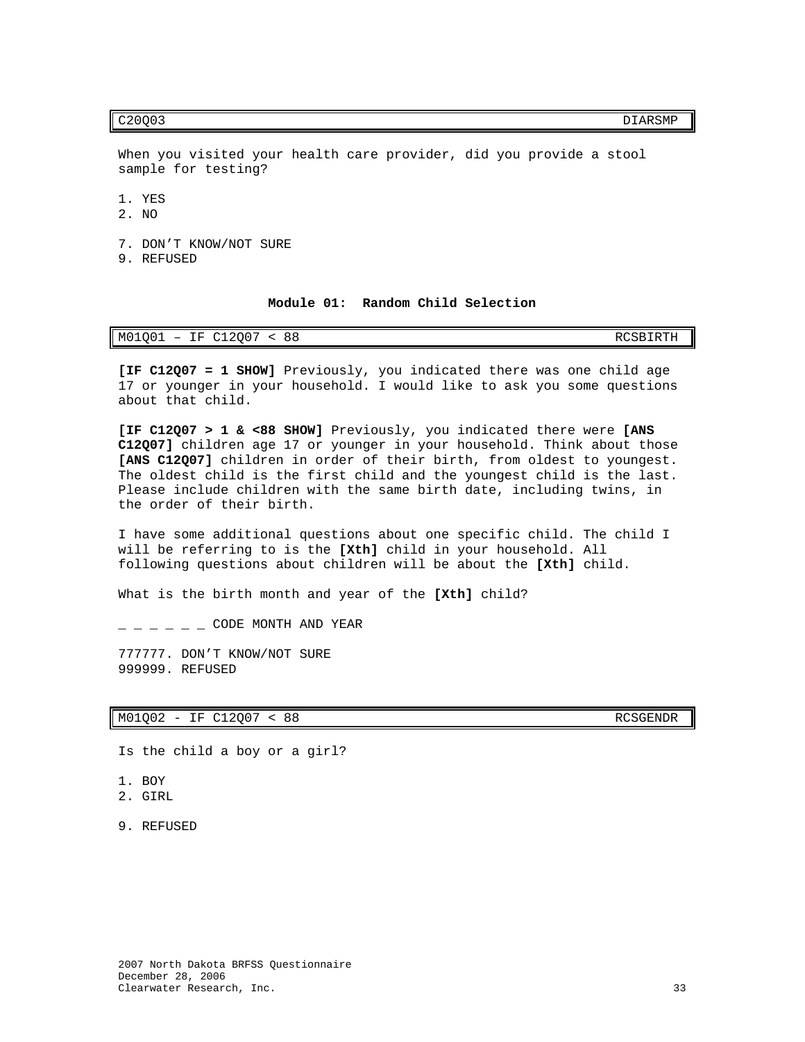| C20Q03 | DIARSMP |
|---|---|

When you visited your health care provider, did you provide a stool sample for testing?

1. YES
2. NO

7. DON'T KNOW/NOT SURE
9. REFUSED

## Module 01: Random Child Selection

| M01Q01 – IF C12Q07 < 88 | RCSBIRTH |
|---|---|

**[IF C12Q07 = 1 SHOW]** Previously, you indicated there was one child age 17 or younger in your household. I would like to ask you some questions about that child.

**[IF C12Q07 > 1 & <88 SHOW]** Previously, you indicated there were **[ANS C12Q07]** children age 17 or younger in your household. Think about those **[ANS C12Q07]** children in order of their birth, from oldest to youngest. The oldest child is the first child and the youngest child is the last. Please include children with the same birth date, including twins, in the order of their birth.

I have some additional questions about one specific child. The child I will be referring to is the **[Xth]** child in your household. All following questions about children will be about the **[Xth]** child.

What is the birth month and year of the **[Xth]** child?

_ _ _ _ _ _ CODE MONTH AND YEAR

777777. DON'T KNOW/NOT SURE
999999. REFUSED

| M01Q02 - IF C12Q07 < 88 | RCSGENDR |
|---|---|

Is the child a boy or a girl?

1. BOY
2. GIRL

9. REFUSED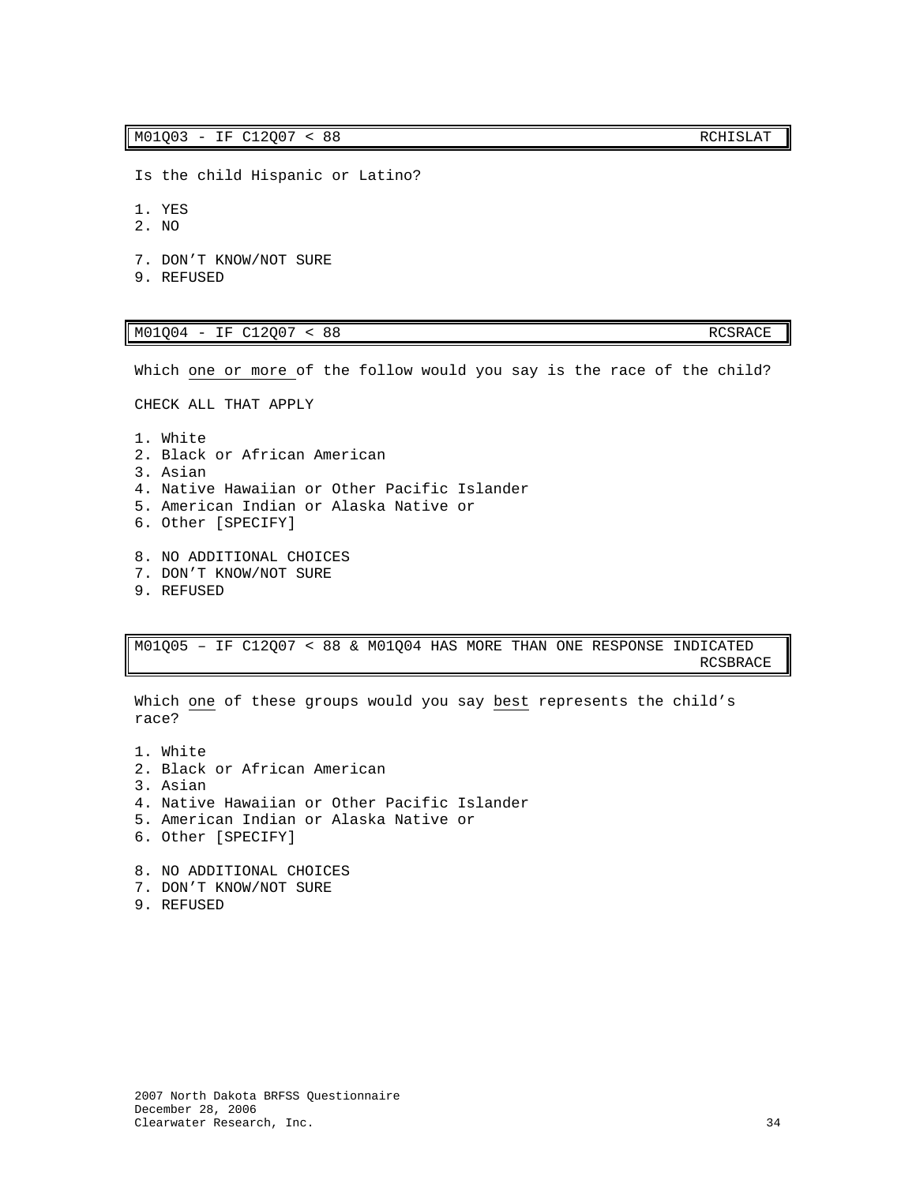M01Q03 - IF C12Q07 < 88 RCHISLAT

Is the child Hispanic or Latino?

1. YES
2. NO

7. DON'T KNOW/NOT SURE
9. REFUSED

M01Q04 - IF C12Q07 < 88 RCSRACE

Which <u>one or more</u> of the follow would you say is the race of the child?

CHECK ALL THAT APPLY

1. White
2. Black or African American
3. Asian
4. Native Hawaiian or Other Pacific Islander
5. American Indian or Alaska Native or
6. Other [SPECIFY]

8. NO ADDITIONAL CHOICES
7. DON'T KNOW/NOT SURE
9. REFUSED

M01Q05 – IF C12Q07 < 88 & M01Q04 HAS MORE THAN ONE RESPONSE INDICATED RCSBRACE

Which <u>one</u> of these groups would you say <u>best</u> represents the child's race?

1. White
2. Black or African American
3. Asian
4. Native Hawaiian or Other Pacific Islander
5. American Indian or Alaska Native or
6. Other [SPECIFY]

8. NO ADDITIONAL CHOICES
7. DON'T KNOW/NOT SURE
9. REFUSED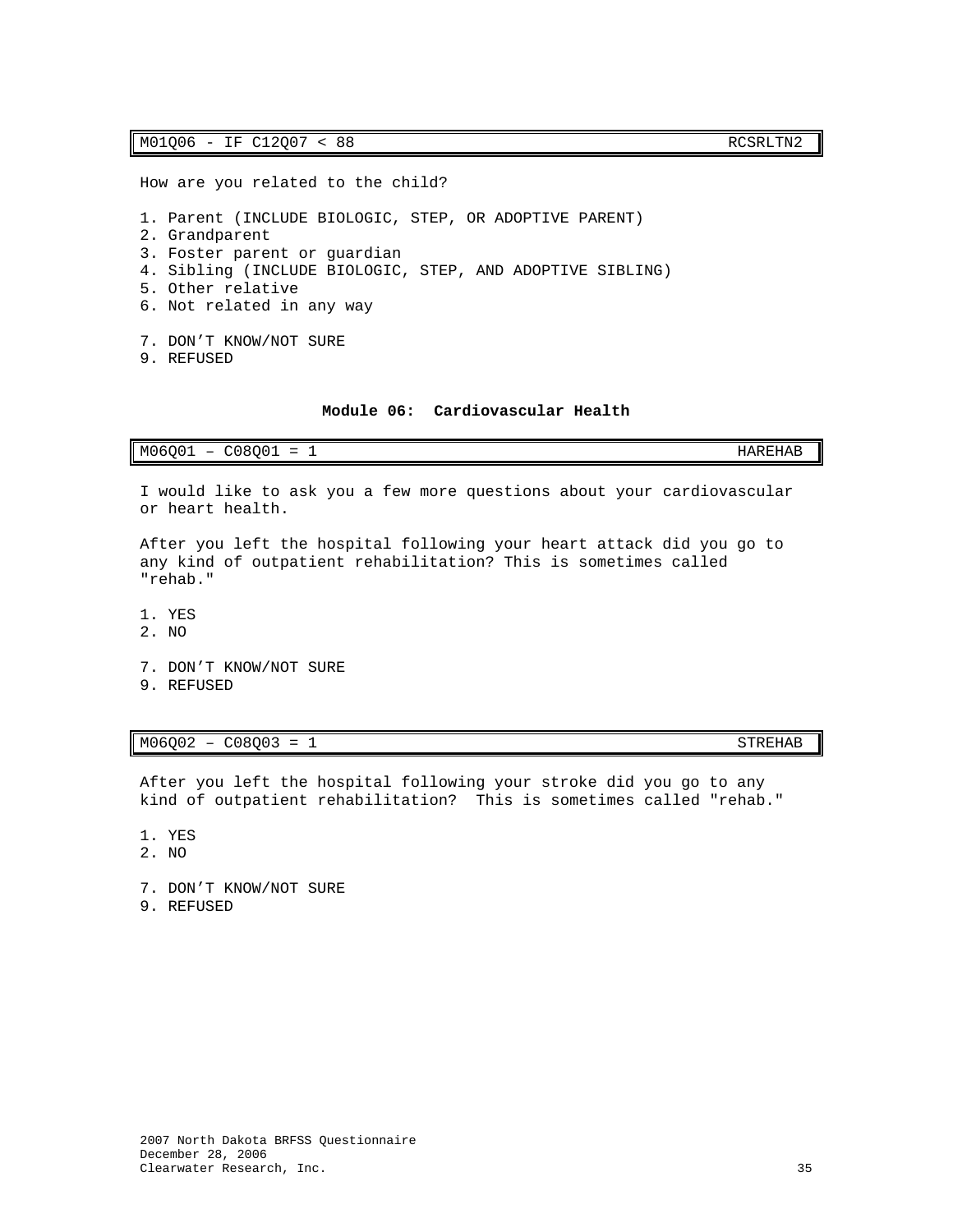| M01Q06 - IF C12Q07 < 88 | RCSRLTN2 |
|---|---|

How are you related to the child?

1. Parent (INCLUDE BIOLOGIC, STEP, OR ADOPTIVE PARENT)
2. Grandparent
3. Foster parent or guardian
4. Sibling (INCLUDE BIOLOGIC, STEP, AND ADOPTIVE SIBLING)
5. Other relative
6. Not related in any way

7. DON'T KNOW/NOT SURE
9. REFUSED

## Module 06: Cardiovascular Health

| M06Q01 – C08Q01 = 1 | HAREHAB |
|---|---|

I would like to ask you a few more questions about your cardiovascular or heart health.

After you left the hospital following your heart attack did you go to any kind of outpatient rehabilitation? This is sometimes called "rehab."

1. YES
2. NO

7. DON'T KNOW/NOT SURE
9. REFUSED

| M06Q02 – C08Q03 = 1 | STREHAB |
|---|---|

After you left the hospital following your stroke did you go to any kind of outpatient rehabilitation? This is sometimes called "rehab."

1. YES
2. NO

7. DON'T KNOW/NOT SURE
9. REFUSED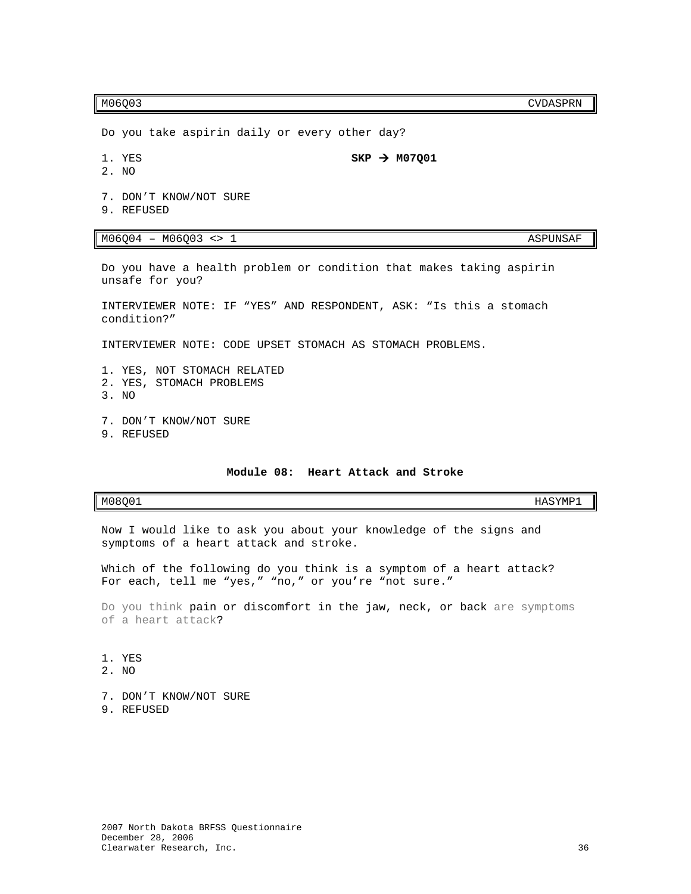| M06Q03 | CVDASPRN |
| --- | --- |

Do you take aspirin daily or every other day?

1. YES **SKP → M07Q01**
2. NO

7. DON'T KNOW/NOT SURE
9. REFUSED

| M06Q04 – M06Q03 <> 1 | ASPUNSAF |
| --- | --- |

Do you have a health problem or condition that makes taking aspirin unsafe for you?

INTERVIEWER NOTE: IF "YES" AND RESPONDENT, ASK: "Is this a stomach condition?"

INTERVIEWER NOTE: CODE UPSET STOMACH AS STOMACH PROBLEMS.

1. YES, NOT STOMACH RELATED
2. YES, STOMACH PROBLEMS
3. NO

7. DON'T KNOW/NOT SURE
9. REFUSED

## Module 08: Heart Attack and Stroke

| M08Q01 | HASYMP1 |
| --- | --- |

Now I would like to ask you about your knowledge of the signs and symptoms of a heart attack and stroke.

Which of the following do you think is a symptom of a heart attack? For each, tell me "yes," "no," or you're "not sure."

Do you think pain or discomfort in the jaw, neck, or back are symptoms of a heart attack?

1. YES
2. NO

7. DON'T KNOW/NOT SURE
9. REFUSED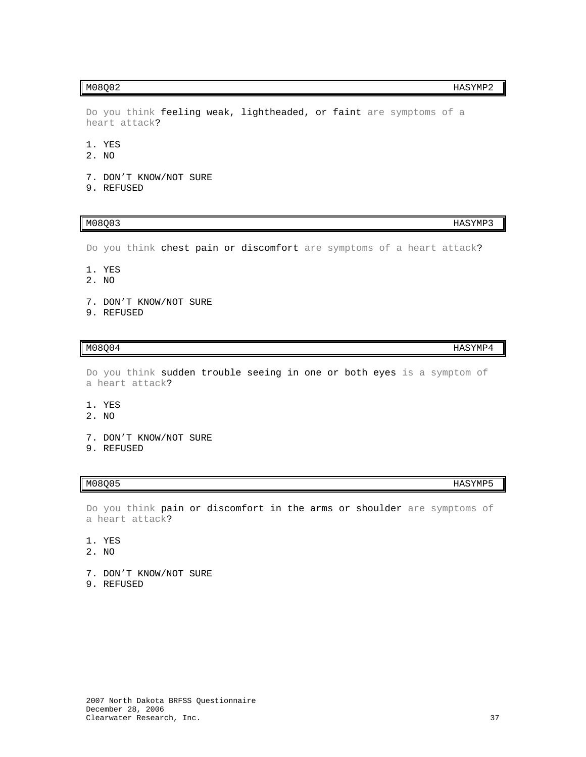| M08Q02 | HASYMP2 |
|---|---|

Do you think feeling weak, lightheaded, or faint are symptoms of a heart attack?

1. YES
2. NO

7. DON'T KNOW/NOT SURE
9. REFUSED

| M08Q03 | HASYMP3 |
|---|---|

Do you think chest pain or discomfort are symptoms of a heart attack?

1. YES
2. NO

7. DON'T KNOW/NOT SURE
9. REFUSED

| M08Q04 | HASYMP4 |
|---|---|

Do you think sudden trouble seeing in one or both eyes is a symptom of a heart attack?

1. YES
2. NO

7. DON'T KNOW/NOT SURE
9. REFUSED

| M08Q05 | HASYMP5 |
|---|---|

Do you think pain or discomfort in the arms or shoulder are symptoms of a heart attack?

1. YES
2. NO

7. DON'T KNOW/NOT SURE
9. REFUSED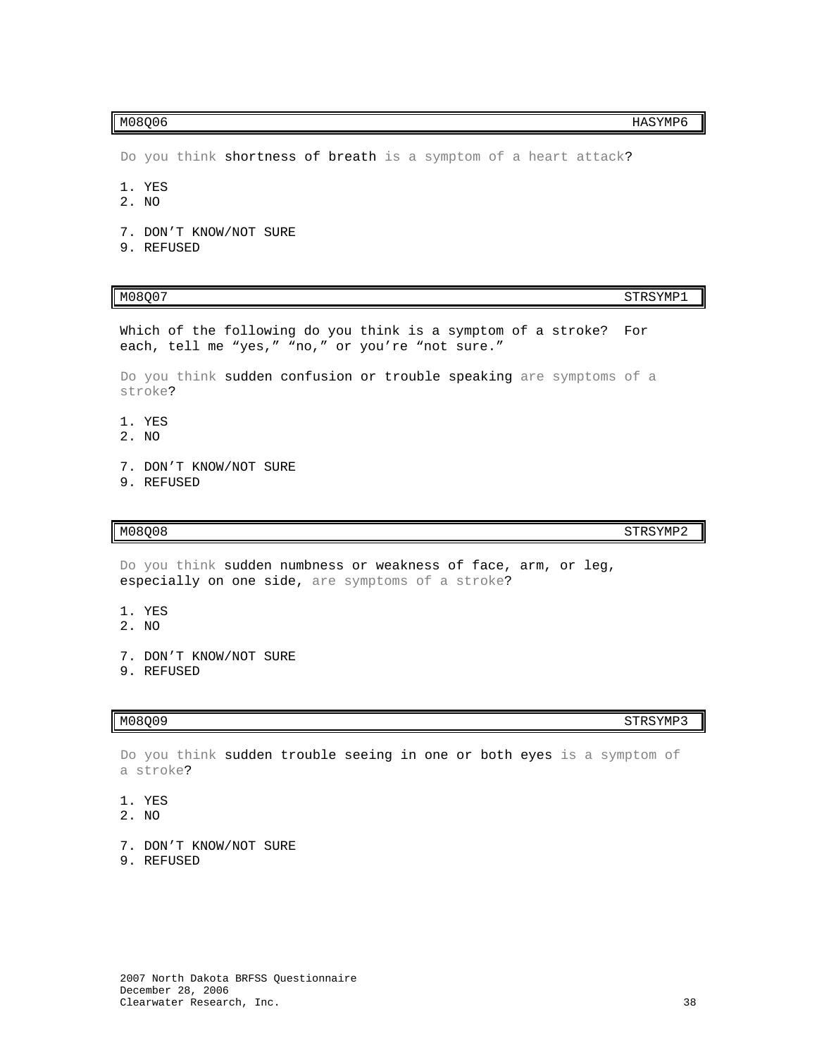| M08Q06 | HASYMP6 |
|---|---|

Do you think shortness of breath is a symptom of a heart attack?

1. YES
2. NO

7. DON'T KNOW/NOT SURE
9. REFUSED

| M08Q07 | STRSYMP1 |
|---|---|

Which of the following do you think is a symptom of a stroke? For each, tell me "yes," "no," or you're "not sure."

Do you think sudden confusion or trouble speaking are symptoms of a stroke?

1. YES
2. NO

7. DON'T KNOW/NOT SURE
9. REFUSED

| M08Q08 | STRSYMP2 |
|---|---|

Do you think sudden numbness or weakness of face, arm, or leg, especially on one side, are symptoms of a stroke?

1. YES
2. NO

7. DON'T KNOW/NOT SURE
9. REFUSED

| M08Q09 | STRSYMP3 |
|---|---|

Do you think sudden trouble seeing in one or both eyes is a symptom of a stroke?

1. YES
2. NO

7. DON'T KNOW/NOT SURE
9. REFUSED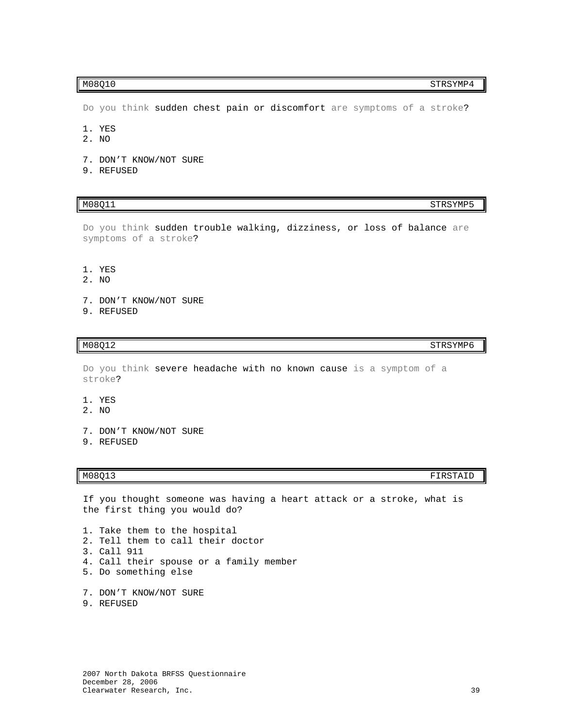| M08Q10 | STRSYMP4 |
| --- | --- |

Do you think sudden chest pain or discomfort are symptoms of a stroke?

1. YES
2. NO

7. DON'T KNOW/NOT SURE
9. REFUSED

| M08Q11 | STRSYMP5 |
| --- | --- |

Do you think sudden trouble walking, dizziness, or loss of balance are symptoms of a stroke?

1. YES
2. NO

7. DON'T KNOW/NOT SURE
9. REFUSED

| M08Q12 | STRSYMP6 |
| --- | --- |

Do you think severe headache with no known cause is a symptom of a stroke?

1. YES
2. NO

7. DON'T KNOW/NOT SURE
9. REFUSED

| M08Q13 | FIRSTAID |
| --- | --- |

If you thought someone was having a heart attack or a stroke, what is the first thing you would do?

1. Take them to the hospital
2. Tell them to call their doctor
3. Call 911
4. Call their spouse or a family member
5. Do something else

7. DON'T KNOW/NOT SURE
9. REFUSED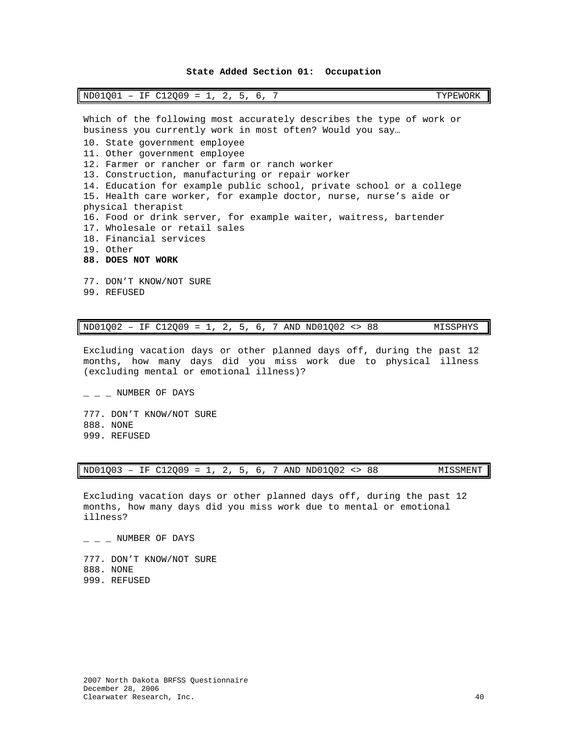## State Added Section 01: Occupation

| ND01Q01 – IF C12Q09 = 1, 2, 5, 6, 7 | TYPEWORK |
|---|---|

Which of the following most accurately describes the type of work or business you currently work in most often? Would you say…

10. State government employee
11. Other government employee
12. Farmer or rancher or farm or ranch worker
13. Construction, manufacturing or repair worker
14. Education for example public school, private school or a college
15. Health care worker, for example doctor, nurse, nurse's aide or physical therapist
16. Food or drink server, for example waiter, waitress, bartender
17. Wholesale or retail sales
18. Financial services
19. Other

**88. DOES NOT WORK**

77. DON'T KNOW/NOT SURE
99. REFUSED

| ND01Q02 – IF C12Q09 = 1, 2, 5, 6, 7 AND ND01Q02 <> 88 | MISSPHYS |
|---|---|

Excluding vacation days or other planned days off, during the past 12 months, how many days did you miss work due to physical illness (excluding mental or emotional illness)?

_ _ _ NUMBER OF DAYS

777. DON'T KNOW/NOT SURE
888. NONE
999. REFUSED

| ND01Q03 – IF C12Q09 = 1, 2, 5, 6, 7 AND ND01Q02 <> 88 | MISSMENT |
|---|---|

Excluding vacation days or other planned days off, during the past 12 months, how many days did you miss work due to mental or emotional illness?

_ _ _ NUMBER OF DAYS

777. DON'T KNOW/NOT SURE
888. NONE
999. REFUSED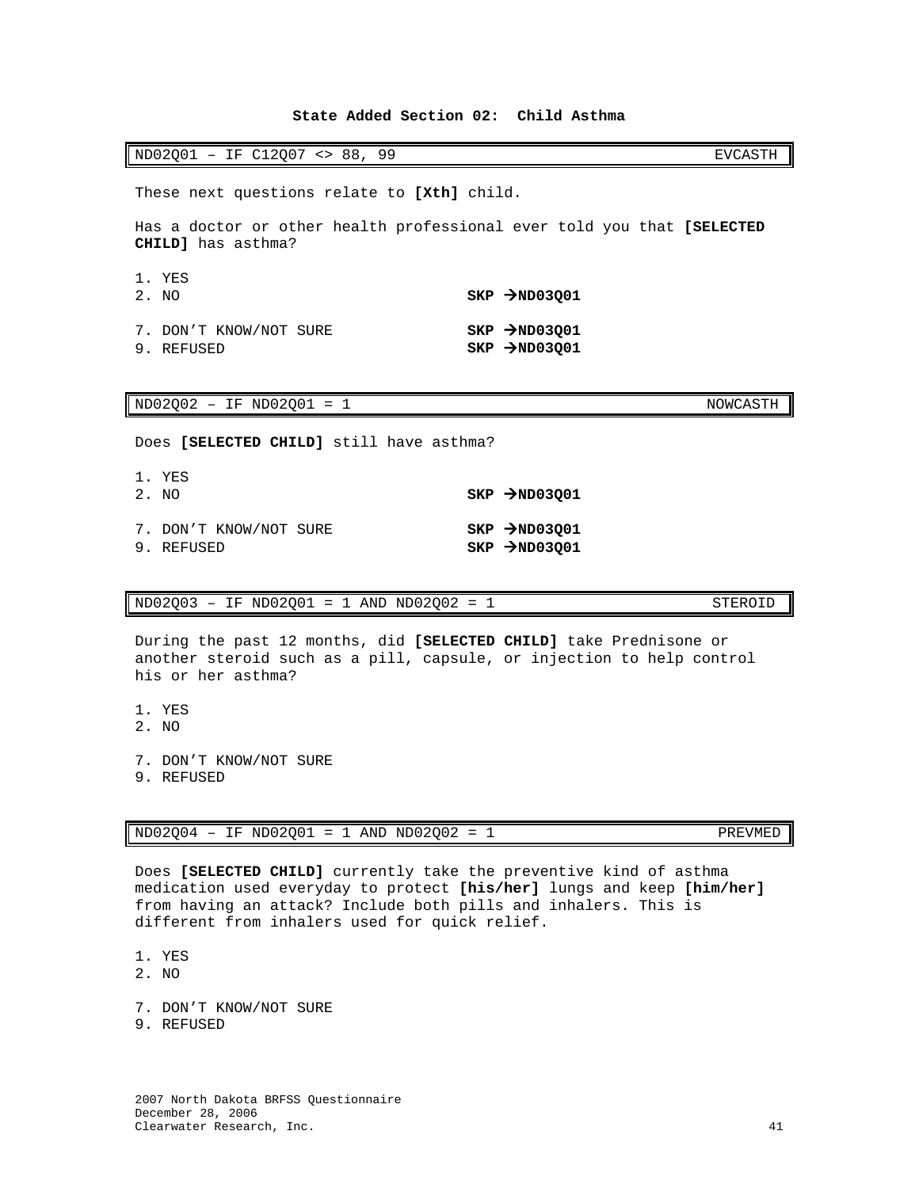## State Added Section 02: Child Asthma

| ND02Q01 – IF C12Q07 <> 88, 99 | EVCASTH |
|---|---|

These next questions relate to **[Xth]** child.

Has a doctor or other health professional ever told you that **[SELECTED CHILD]** has asthma?

1. YES
2. NO **SKP →ND03Q01**

7. DON'T KNOW/NOT SURE **SKP →ND03Q01**
9. REFUSED **SKP →ND03Q01**

| ND02Q02 – IF ND02Q01 = 1 | NOWCASTH |
|---|---|

Does **[SELECTED CHILD]** still have asthma?

1. YES
2. NO **SKP →ND03Q01**

7. DON'T KNOW/NOT SURE **SKP →ND03Q01**
9. REFUSED **SKP →ND03Q01**

| ND02Q03 – IF ND02Q01 = 1 AND ND02Q02 = 1 | STEROID |
|---|---|

During the past 12 months, did **[SELECTED CHILD]** take Prednisone or another steroid such as a pill, capsule, or injection to help control his or her asthma?

1. YES
2. NO

7. DON'T KNOW/NOT SURE
9. REFUSED

| ND02Q04 – IF ND02Q01 = 1 AND ND02Q02 = 1 | PREVMED |
|---|---|

Does **[SELECTED CHILD]** currently take the preventive kind of asthma medication used everyday to protect **[his/her]** lungs and keep **[him/her]** from having an attack? Include both pills and inhalers. This is different from inhalers used for quick relief.

1. YES
2. NO

7. DON'T KNOW/NOT SURE
9. REFUSED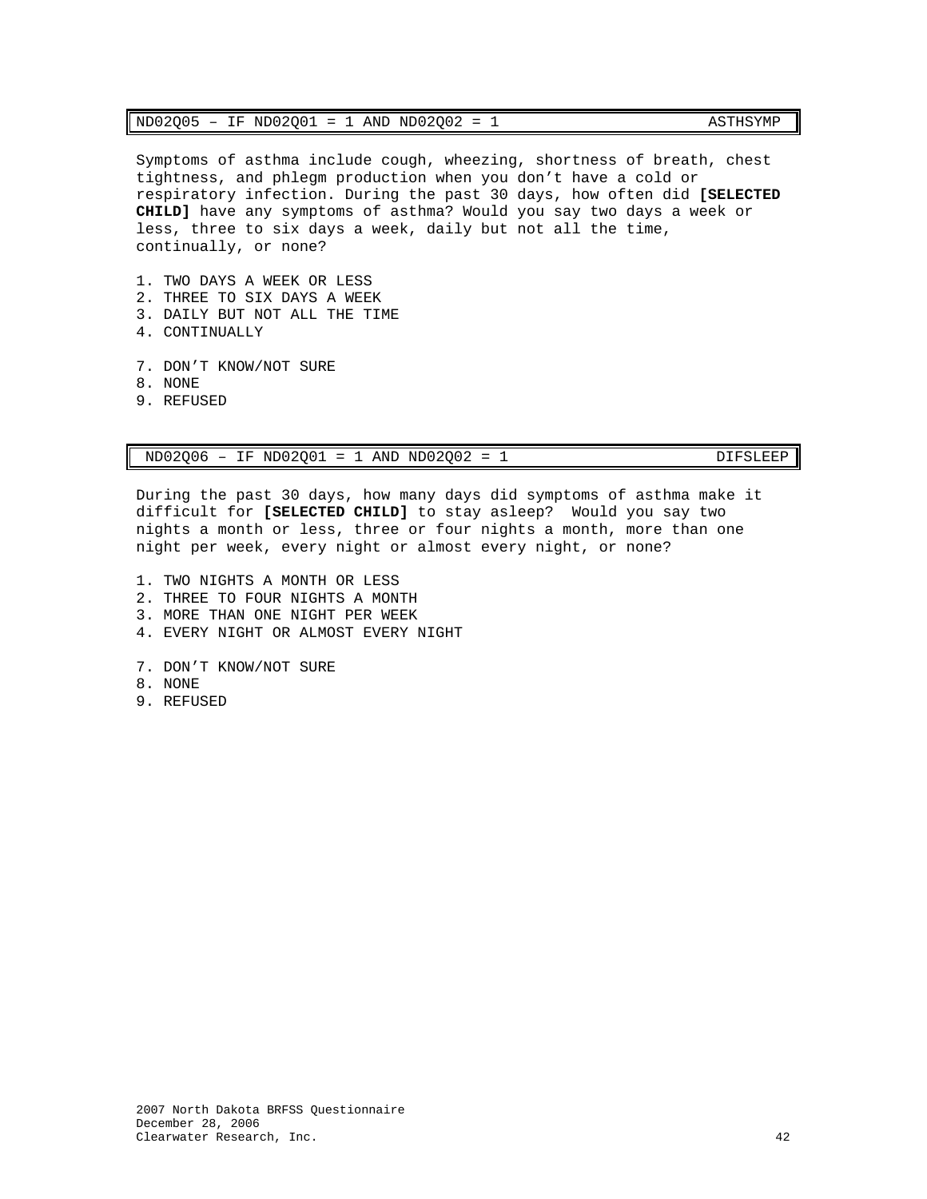| ND02Q05 – IF ND02Q01 = 1 AND ND02Q02 = 1 | ASTHSYMP |
|---|---|

Symptoms of asthma include cough, wheezing, shortness of breath, chest tightness, and phlegm production when you don't have a cold or respiratory infection. During the past 30 days, how often did **[SELECTED CHILD]** have any symptoms of asthma? Would you say two days a week or less, three to six days a week, daily but not all the time, continually, or none?

1. TWO DAYS A WEEK OR LESS
2. THREE TO SIX DAYS A WEEK
3. DAILY BUT NOT ALL THE TIME
4. CONTINUALLY

7. DON'T KNOW/NOT SURE
8. NONE
9. REFUSED

| ND02Q06 – IF ND02Q01 = 1 AND ND02Q02 = 1 | DIFSLEEP |
|---|---|

During the past 30 days, how many days did symptoms of asthma make it difficult for **[SELECTED CHILD]** to stay asleep? Would you say two nights a month or less, three or four nights a month, more than one night per week, every night or almost every night, or none?

1. TWO NIGHTS A MONTH OR LESS
2. THREE TO FOUR NIGHTS A MONTH
3. MORE THAN ONE NIGHT PER WEEK
4. EVERY NIGHT OR ALMOST EVERY NIGHT

7. DON'T KNOW/NOT SURE
8. NONE
9. REFUSED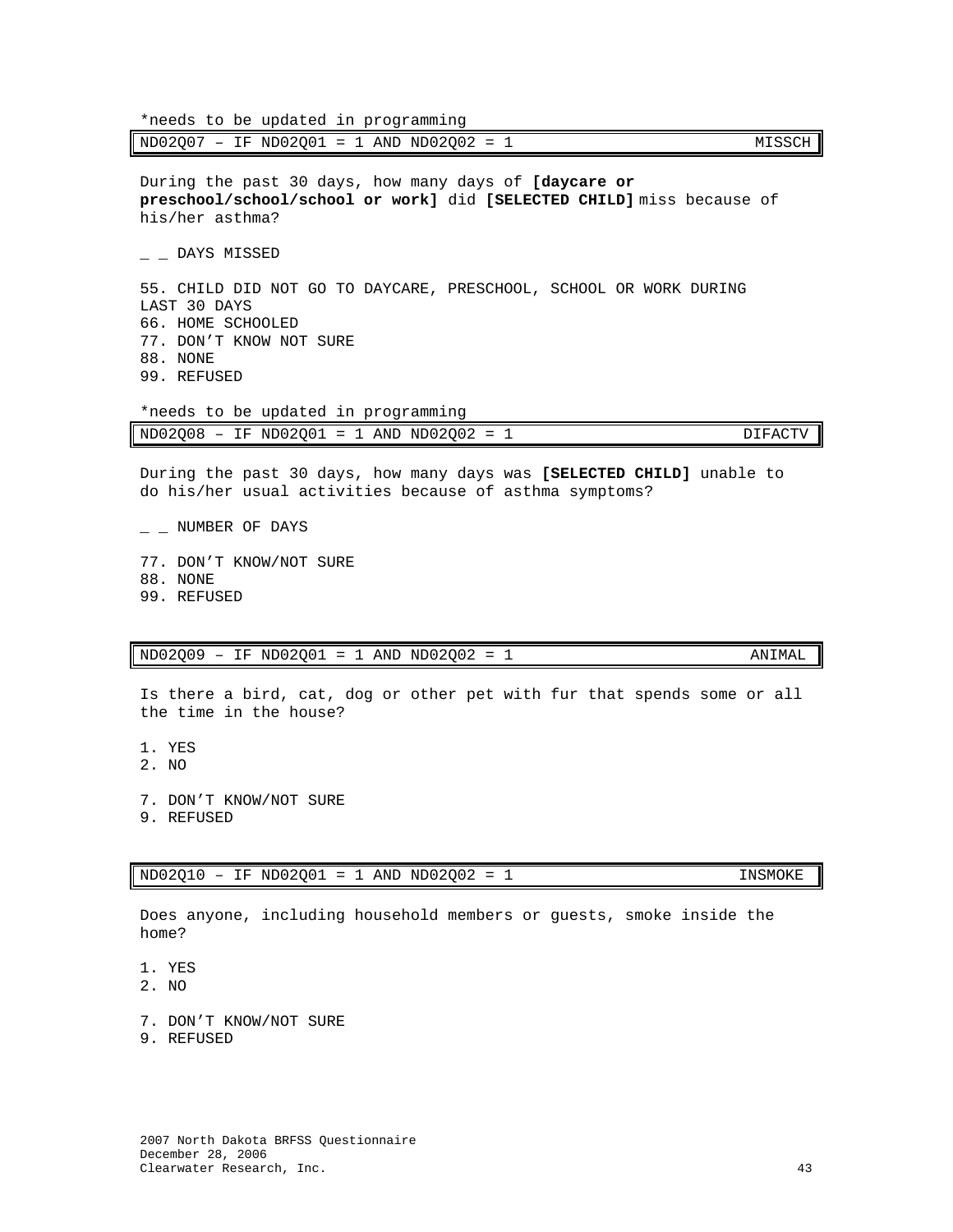*needs to be updated in programming

| ND02Q07 – IF ND02Q01 = 1 AND ND02Q02 = 1 | MISSCH |
|---|---|

During the past 30 days, how many days of **[daycare or preschool/school/school or work]** did **[SELECTED CHILD]** miss because of his/her asthma?

_ _ DAYS MISSED

55. CHILD DID NOT GO TO DAYCARE, PRESCHOOL, SCHOOL OR WORK DURING LAST 30 DAYS
66. HOME SCHOOLED
77. DON'T KNOW NOT SURE
88. NONE
99. REFUSED

*needs to be updated in programming

| ND02Q08 – IF ND02Q01 = 1 AND ND02Q02 = 1 | DIFACTV |
|---|---|

During the past 30 days, how many days was **[SELECTED CHILD]** unable to do his/her usual activities because of asthma symptoms?

_ _ NUMBER OF DAYS

77. DON'T KNOW/NOT SURE
88. NONE
99. REFUSED

| ND02Q09 – IF ND02Q01 = 1 AND ND02Q02 = 1 | ANIMAL |
|---|---|

Is there a bird, cat, dog or other pet with fur that spends some or all the time in the house?

1. YES
2. NO

7. DON'T KNOW/NOT SURE
9. REFUSED

| ND02Q10 – IF ND02Q01 = 1 AND ND02Q02 = 1 | INSMOKE |
|---|---|

Does anyone, including household members or guests, smoke inside the home?

1. YES
2. NO

7. DON'T KNOW/NOT SURE
9. REFUSED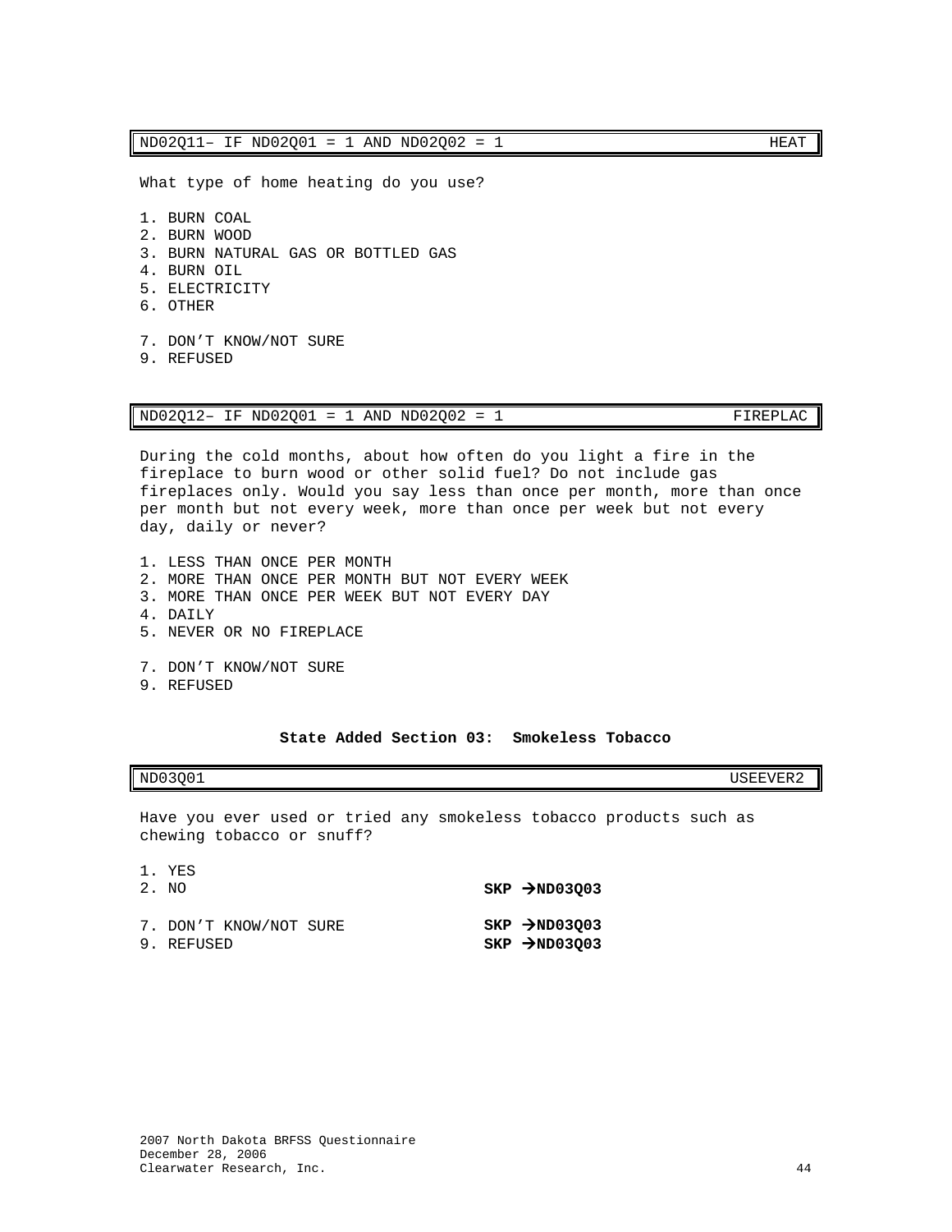| ND02Q11– IF ND02Q01 = 1 AND ND02Q02 = 1 | HEAT |
|---|---|

What type of home heating do you use?

1. BURN COAL
2. BURN WOOD
3. BURN NATURAL GAS OR BOTTLED GAS
4. BURN OIL
5. ELECTRICITY
6. OTHER

7. DON'T KNOW/NOT SURE
9. REFUSED

| ND02Q12– IF ND02Q01 = 1 AND ND02Q02 = 1 | FIREPLAC |
|---|---|

During the cold months, about how often do you light a fire in the fireplace to burn wood or other solid fuel? Do not include gas fireplaces only. Would you say less than once per month, more than once per month but not every week, more than once per week but not every day, daily or never?

1. LESS THAN ONCE PER MONTH
2. MORE THAN ONCE PER MONTH BUT NOT EVERY WEEK
3. MORE THAN ONCE PER WEEK BUT NOT EVERY DAY
4. DAILY
5. NEVER OR NO FIREPLACE

7. DON'T KNOW/NOT SURE
9. REFUSED

## State Added Section 03: Smokeless Tobacco

| ND03Q01 | USEEVER2 |
|---|---|

Have you ever used or tried any smokeless tobacco products such as chewing tobacco or snuff?

1. YES
2. NO **SKP →ND03Q03**

7. DON'T KNOW/NOT SURE **SKP →ND03Q03**
9. REFUSED **SKP →ND03Q03**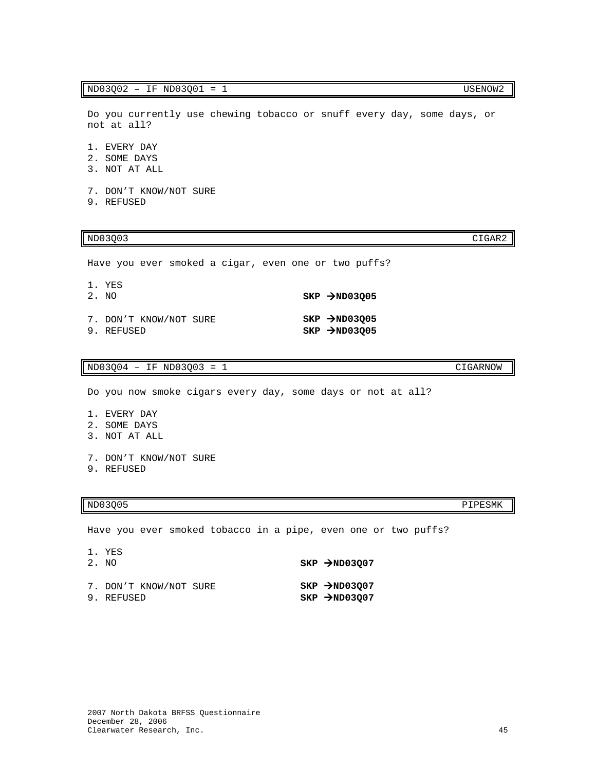| ND03Q02 – IF ND03Q01 = 1 | USENOW2 |
|---|---|

Do you currently use chewing tobacco or snuff every day, some days, or not at all?

1. EVERY DAY
2. SOME DAYS
3. NOT AT ALL

7. DON'T KNOW/NOT SURE
9. REFUSED

| ND03Q03 | CIGAR2 |
|---|---|

Have you ever smoked a cigar, even one or two puffs?

1. YES
2. NO **SKP →ND03Q05**

7. DON'T KNOW/NOT SURE **SKP →ND03Q05**
9. REFUSED **SKP →ND03Q05**

| ND03Q04 – IF ND03Q03 = 1 | CIGARNOW |
|---|---|

Do you now smoke cigars every day, some days or not at all?

1. EVERY DAY
2. SOME DAYS
3. NOT AT ALL

7. DON'T KNOW/NOT SURE
9. REFUSED

| ND03Q05 | PIPESMK |
|---|---|

Have you ever smoked tobacco in a pipe, even one or two puffs?

1. YES
2. NO **SKP →ND03Q07**

7. DON'T KNOW/NOT SURE **SKP →ND03Q07**
9. REFUSED **SKP →ND03Q07**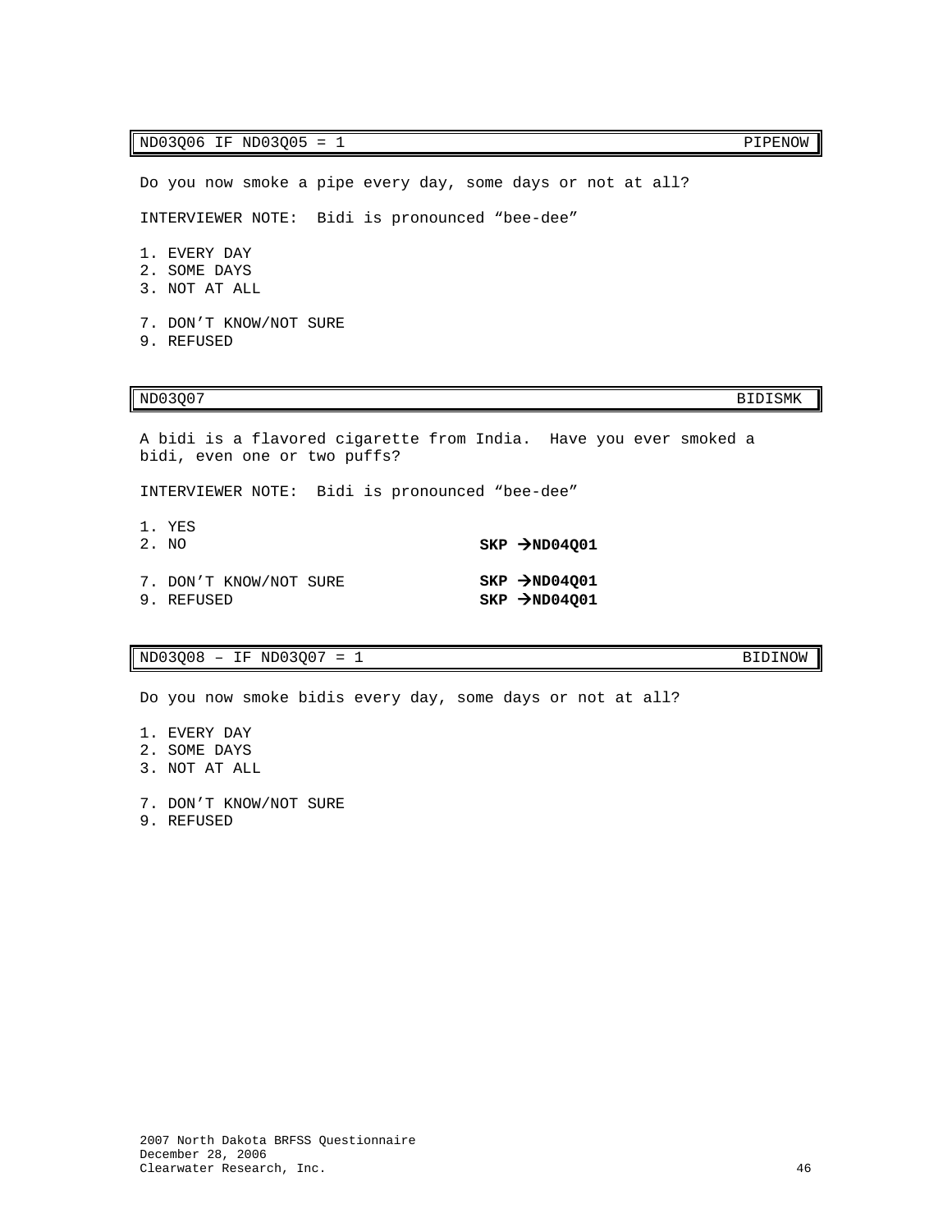| ND03Q06 IF ND03Q05 = 1 | PIPENOW |
|---|---|

Do you now smoke a pipe every day, some days or not at all?

INTERVIEWER NOTE: Bidi is pronounced "bee-dee"

1. EVERY DAY
2. SOME DAYS
3. NOT AT ALL

7. DON'T KNOW/NOT SURE
9. REFUSED

| ND03Q07 | BIDISMK |
|---|---|

A bidi is a flavored cigarette from India. Have you ever smoked a bidi, even one or two puffs?

INTERVIEWER NOTE: Bidi is pronounced "bee-dee"

1. YES
2. NO **SKP →ND04Q01**

7. DON'T KNOW/NOT SURE **SKP →ND04Q01**
9. REFUSED **SKP →ND04Q01**

| ND03Q08 – IF ND03Q07 = 1 | BIDINOW |
|---|---|

Do you now smoke bidis every day, some days or not at all?

1. EVERY DAY
2. SOME DAYS
3. NOT AT ALL

7. DON'T KNOW/NOT SURE
9. REFUSED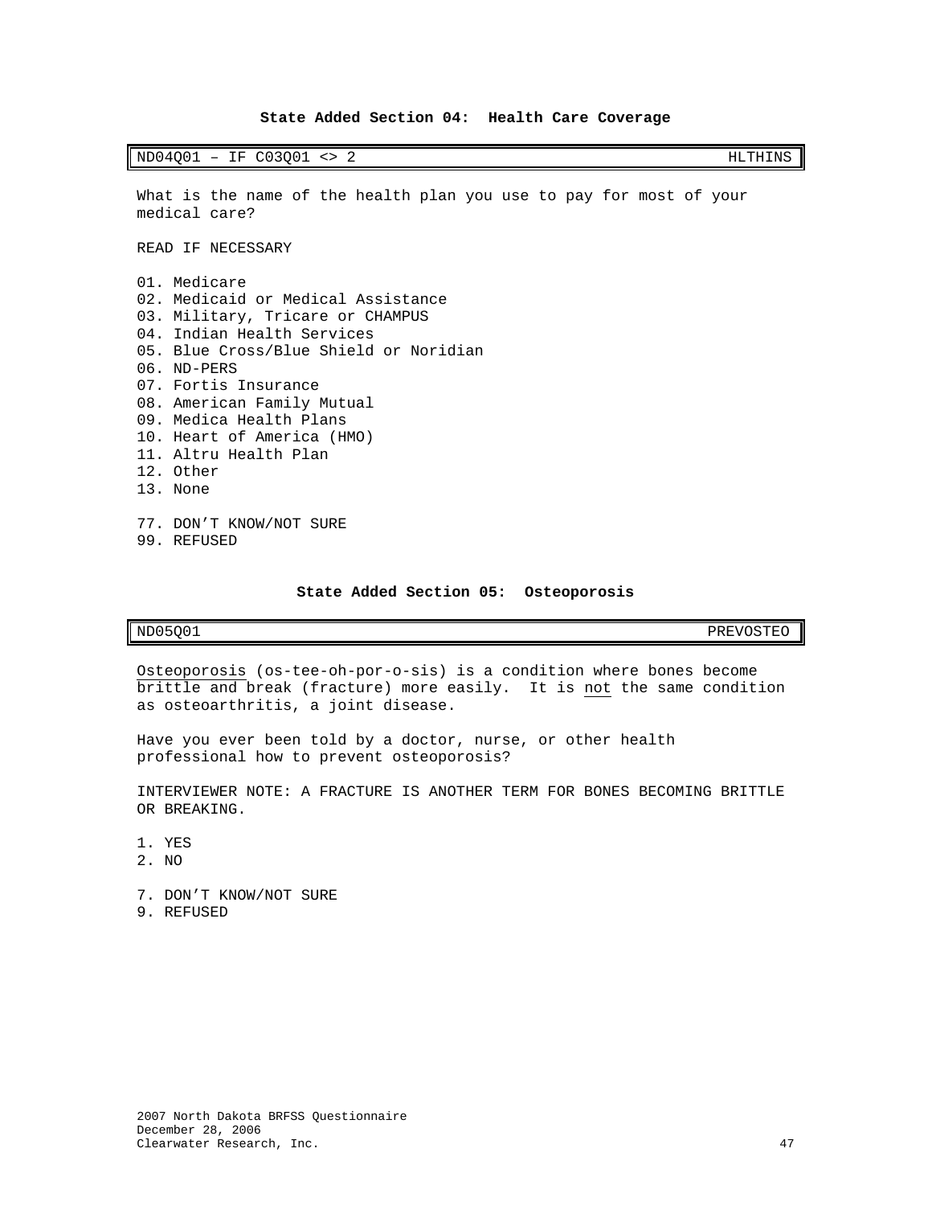## State Added Section 04: Health Care Coverage

| ND04Q01 – IF C03Q01 <> 2 | HLTHINS |
|---|---|

What is the name of the health plan you use to pay for most of your medical care?

READ IF NECESSARY

01. Medicare
02. Medicaid or Medical Assistance
03. Military, Tricare or CHAMPUS
04. Indian Health Services
05. Blue Cross/Blue Shield or Noridian
06. ND-PERS
07. Fortis Insurance
08. American Family Mutual
09. Medica Health Plans
10. Heart of America (HMO)
11. Altru Health Plan
12. Other
13. None

77. DON'T KNOW/NOT SURE
99. REFUSED

## State Added Section 05: Osteoporosis

| ND05Q01 | PREVOSTEO |
|---|---|

Osteoporosis (os-tee-oh-por-o-sis) is a condition where bones become brittle and break (fracture) more easily. It is not the same condition as osteoarthritis, a joint disease.

Have you ever been told by a doctor, nurse, or other health professional how to prevent osteoporosis?

INTERVIEWER NOTE: A FRACTURE IS ANOTHER TERM FOR BONES BECOMING BRITTLE OR BREAKING.

1. YES
2. NO

7. DON'T KNOW/NOT SURE
9. REFUSED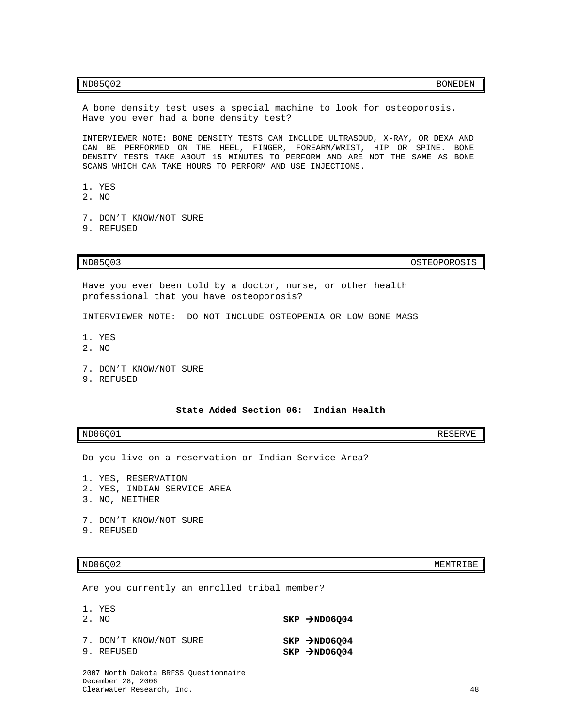| ND05Q02 | BONEDEN |
| --- | --- |

A bone density test uses a special machine to look for osteoporosis. Have you ever had a bone density test?

INTERVIEWER NOTE: BONE DENSITY TESTS CAN INCLUDE ULTRASOUD, X-RAY, OR DEXA AND CAN BE PERFORMED ON THE HEEL, FINGER, FOREARM/WRIST, HIP OR SPINE. BONE DENSITY TESTS TAKE ABOUT 15 MINUTES TO PERFORM AND ARE NOT THE SAME AS BONE SCANS WHICH CAN TAKE HOURS TO PERFORM AND USE INJECTIONS.

1. YES
2. NO

7. DON'T KNOW/NOT SURE
9. REFUSED

| ND05Q03 | OSTEOPOROSIS |
| --- | --- |

Have you ever been told by a doctor, nurse, or other health professional that you have osteoporosis?

INTERVIEWER NOTE: DO NOT INCLUDE OSTEOPENIA OR LOW BONE MASS

1. YES
2. NO

7. DON'T KNOW/NOT SURE
9. REFUSED

## State Added Section 06: Indian Health

| ND06Q01 | RESERVE |
| --- | --- |

Do you live on a reservation or Indian Service Area?

1. YES, RESERVATION
2. YES, INDIAN SERVICE AREA
3. NO, NEITHER

7. DON'T KNOW/NOT SURE
9. REFUSED

| ND06Q02 | MEMTRIBE |
| --- | --- |

Are you currently an enrolled tribal member?

| | |
| --- | --- |
| 1. YES | |
| 2. NO | **SKP →ND06Q04** |
| 7. DON'T KNOW/NOT SURE | **SKP →ND06Q04** |
| 9. REFUSED | **SKP →ND06Q04** |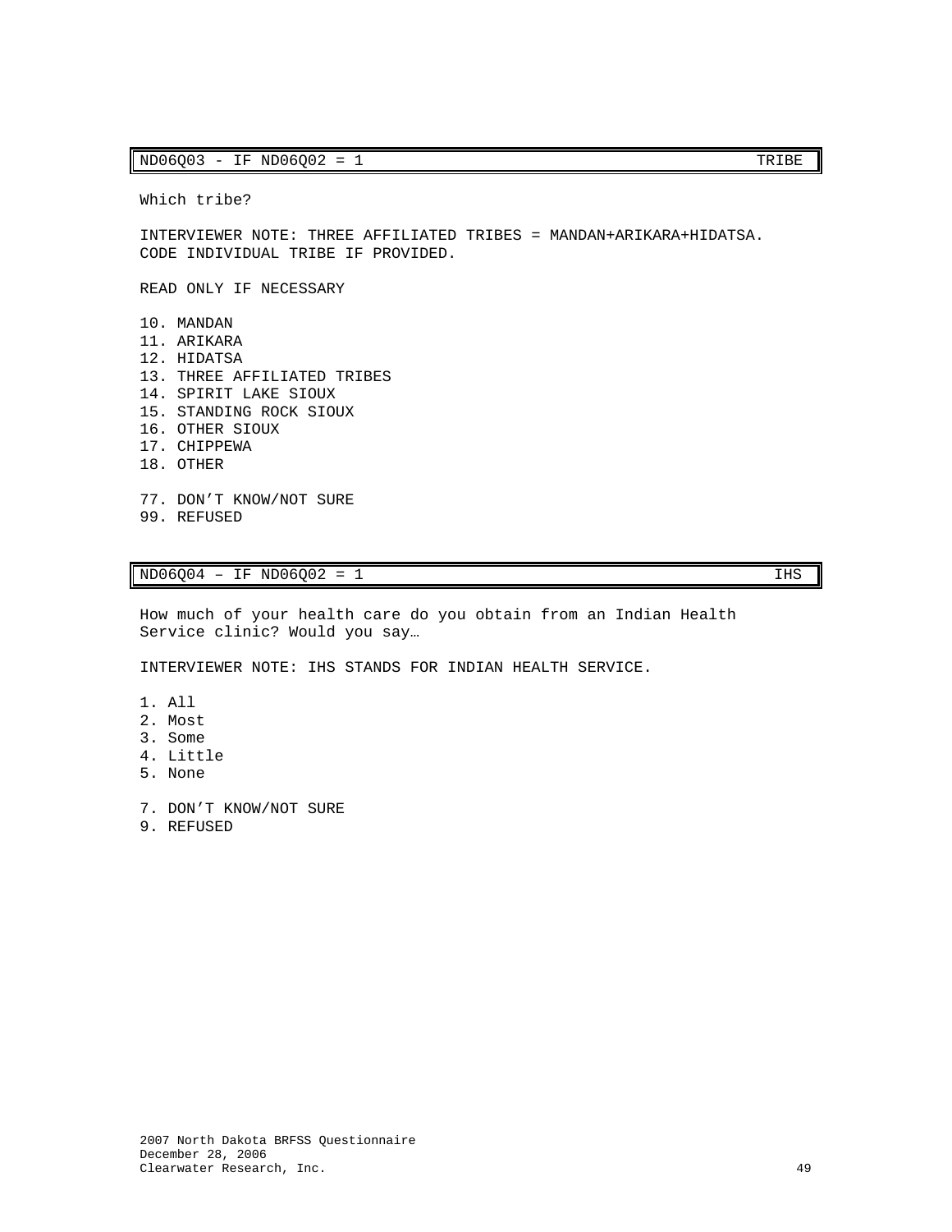| ND06Q03 - IF ND06Q02 = 1 | TRIBE |
| --- | --- |

Which tribe?

INTERVIEWER NOTE: THREE AFFILIATED TRIBES = MANDAN+ARIKARA+HIDATSA. CODE INDIVIDUAL TRIBE IF PROVIDED.

READ ONLY IF NECESSARY

10. MANDAN
11. ARIKARA
12. HIDATSA
13. THREE AFFILIATED TRIBES
14. SPIRIT LAKE SIOUX
15. STANDING ROCK SIOUX
16. OTHER SIOUX
17. CHIPPEWA
18. OTHER

77. DON’T KNOW/NOT SURE
99. REFUSED

| ND06Q04 – IF ND06Q02 = 1 | IHS |
| --- | --- |

How much of your health care do you obtain from an Indian Health Service clinic? Would you say…

INTERVIEWER NOTE: IHS STANDS FOR INDIAN HEALTH SERVICE.

1. All
2. Most
3. Some
4. Little
5. None

7. DON’T KNOW/NOT SURE
9. REFUSED

2007 North Dakota BRFSS Questionnaire
December 28, 2006
Clearwater Research, Inc.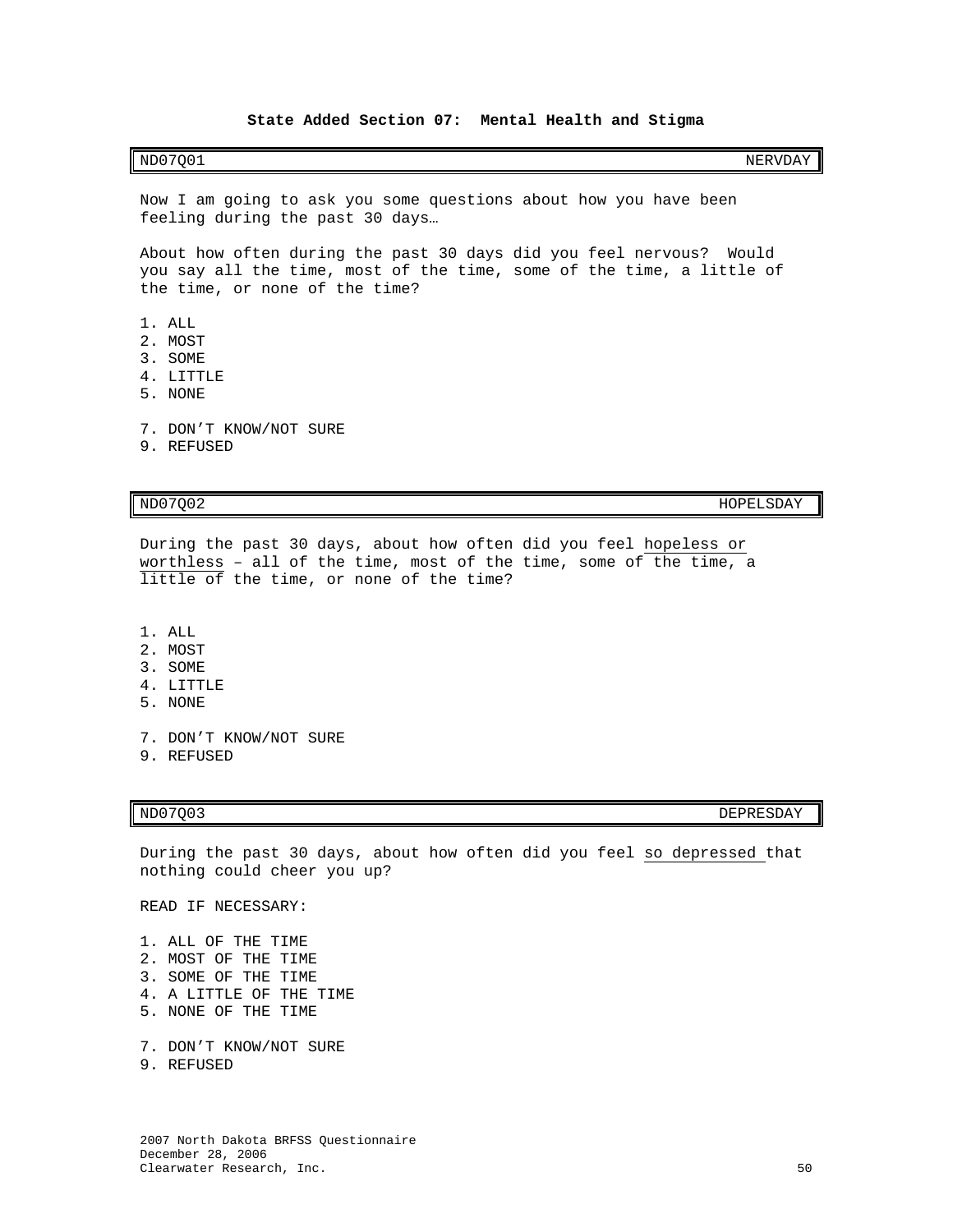## State Added Section 07: Mental Health and Stigma

| ND07Q01 | NERVDAY |
|---|---|

Now I am going to ask you some questions about how you have been feeling during the past 30 days…

About how often during the past 30 days did you feel nervous? Would you say all the time, most of the time, some of the time, a little of the time, or none of the time?

1. ALL
2. MOST
3. SOME
4. LITTLE
5. NONE

7. DON'T KNOW/NOT SURE
9. REFUSED

| ND07Q02 | HOPELSDAY |
|---|---|

During the past 30 days, about how often did you feel hopeless or worthless – all of the time, most of the time, some of the time, a little of the time, or none of the time?

1. ALL
2. MOST
3. SOME
4. LITTLE
5. NONE

7. DON'T KNOW/NOT SURE
9. REFUSED

| ND07Q03 | DEPRESDAY |
|---|---|

During the past 30 days, about how often did you feel so depressed that nothing could cheer you up?

READ IF NECESSARY:

1. ALL OF THE TIME
2. MOST OF THE TIME
3. SOME OF THE TIME
4. A LITTLE OF THE TIME
5. NONE OF THE TIME

7. DON'T KNOW/NOT SURE
9. REFUSED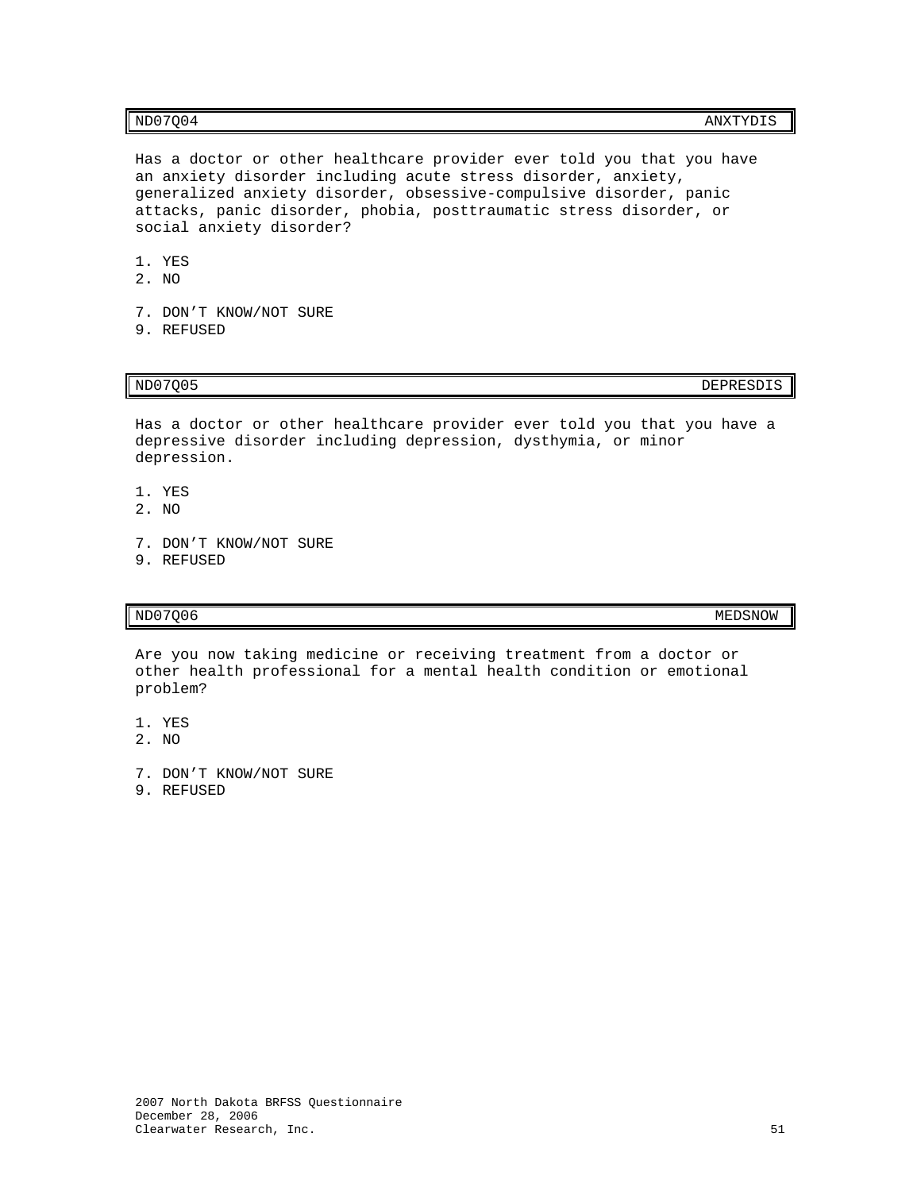| ND07Q04 | ANXTYDIS |
|---|---|

Has a doctor or other healthcare provider ever told you that you have an anxiety disorder including acute stress disorder, anxiety, generalized anxiety disorder, obsessive-compulsive disorder, panic attacks, panic disorder, phobia, posttraumatic stress disorder, or social anxiety disorder?

1. YES
2. NO

7. DON'T KNOW/NOT SURE
9. REFUSED

| ND07Q05 | DEPRESDIS |
|---|---|

Has a doctor or other healthcare provider ever told you that you have a depressive disorder including depression, dysthymia, or minor depression.

1. YES
2. NO

7. DON'T KNOW/NOT SURE
9. REFUSED

| ND07Q06 | MEDSNOW |
|---|---|

Are you now taking medicine or receiving treatment from a doctor or other health professional for a mental health condition or emotional problem?

1. YES
2. NO

7. DON'T KNOW/NOT SURE
9. REFUSED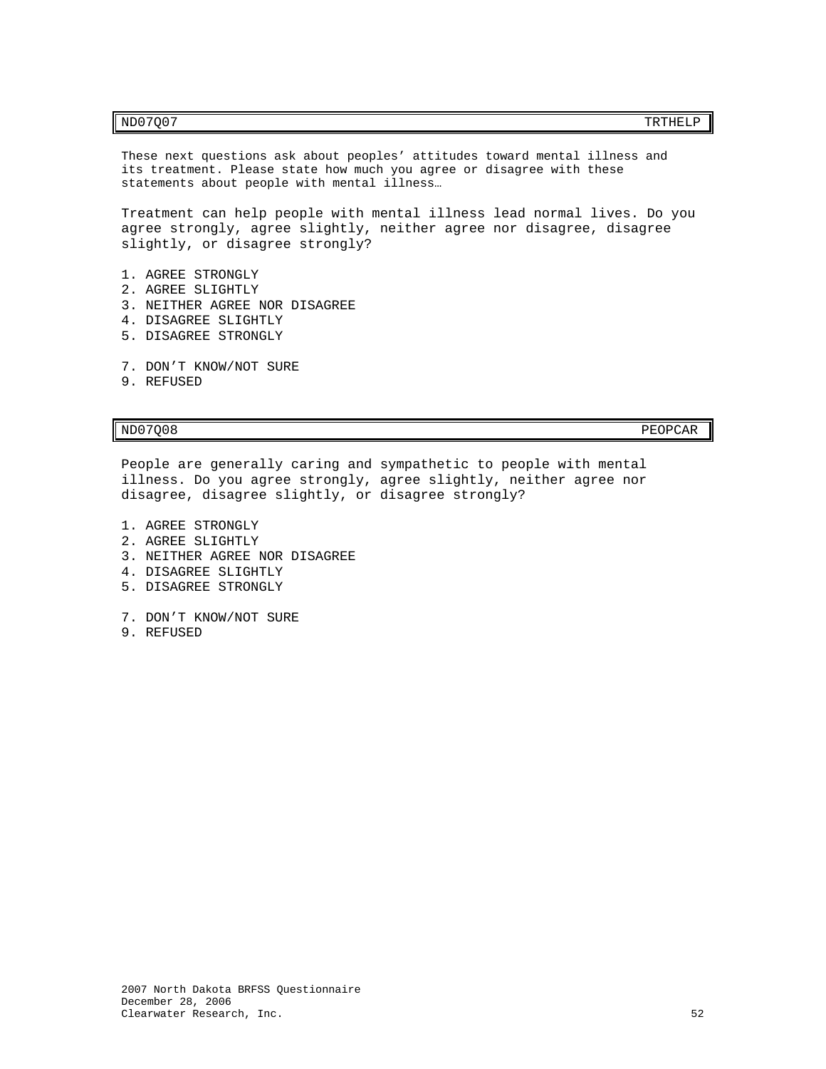| ND07Q07 | TRTHELP |
|---|---|

These next questions ask about peoples' attitudes toward mental illness and its treatment. Please state how much you agree or disagree with these statements about people with mental illness…

Treatment can help people with mental illness lead normal lives. Do you agree strongly, agree slightly, neither agree nor disagree, disagree slightly, or disagree strongly?

1. AGREE STRONGLY
2. AGREE SLIGHTLY
3. NEITHER AGREE NOR DISAGREE
4. DISAGREE SLIGHTLY
5. DISAGREE STRONGLY

7. DON'T KNOW/NOT SURE
9. REFUSED

| ND07Q08 | PEOPCAR |
|---|---|

People are generally caring and sympathetic to people with mental illness. Do you agree strongly, agree slightly, neither agree nor disagree, disagree slightly, or disagree strongly?

1. AGREE STRONGLY
2. AGREE SLIGHTLY
3. NEITHER AGREE NOR DISAGREE
4. DISAGREE SLIGHTLY
5. DISAGREE STRONGLY

7. DON'T KNOW/NOT SURE
9. REFUSED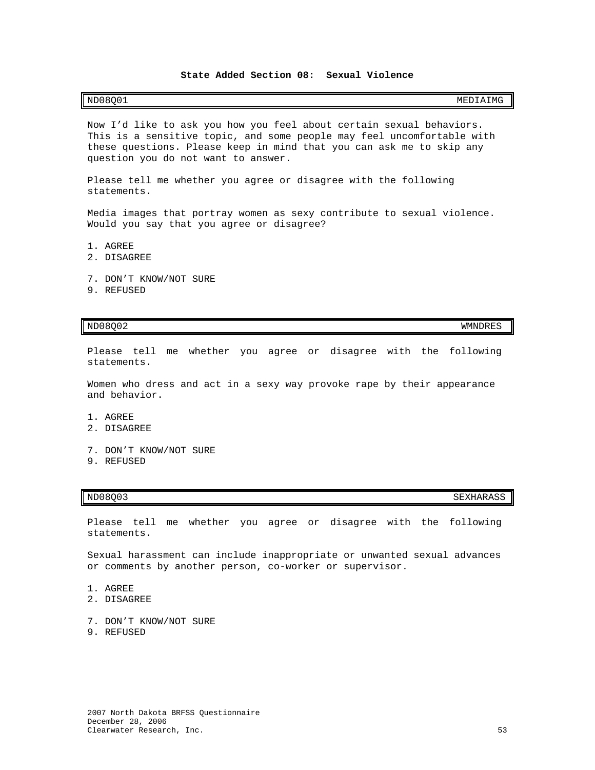## State Added Section 08: Sexual Violence

| ND08Q01 | MEDIAIMG |
|---|---|

Now I'd like to ask you how you feel about certain sexual behaviors. This is a sensitive topic, and some people may feel uncomfortable with these questions. Please keep in mind that you can ask me to skip any question you do not want to answer.

Please tell me whether you agree or disagree with the following statements.

Media images that portray women as sexy contribute to sexual violence. Would you say that you agree or disagree?

1. AGREE
2. DISAGREE

7. DON'T KNOW/NOT SURE
9. REFUSED

| ND08Q02 | WMNDRES |
|---|---|

Please tell me whether you agree or disagree with the following statements.

Women who dress and act in a sexy way provoke rape by their appearance and behavior.

1. AGREE
2. DISAGREE

7. DON'T KNOW/NOT SURE
9. REFUSED

| ND08Q03 | SEXHARASS |
|---|---|

Please tell me whether you agree or disagree with the following statements.

Sexual harassment can include inappropriate or unwanted sexual advances or comments by another person, co-worker or supervisor.

1. AGREE
2. DISAGREE

7. DON'T KNOW/NOT SURE
9. REFUSED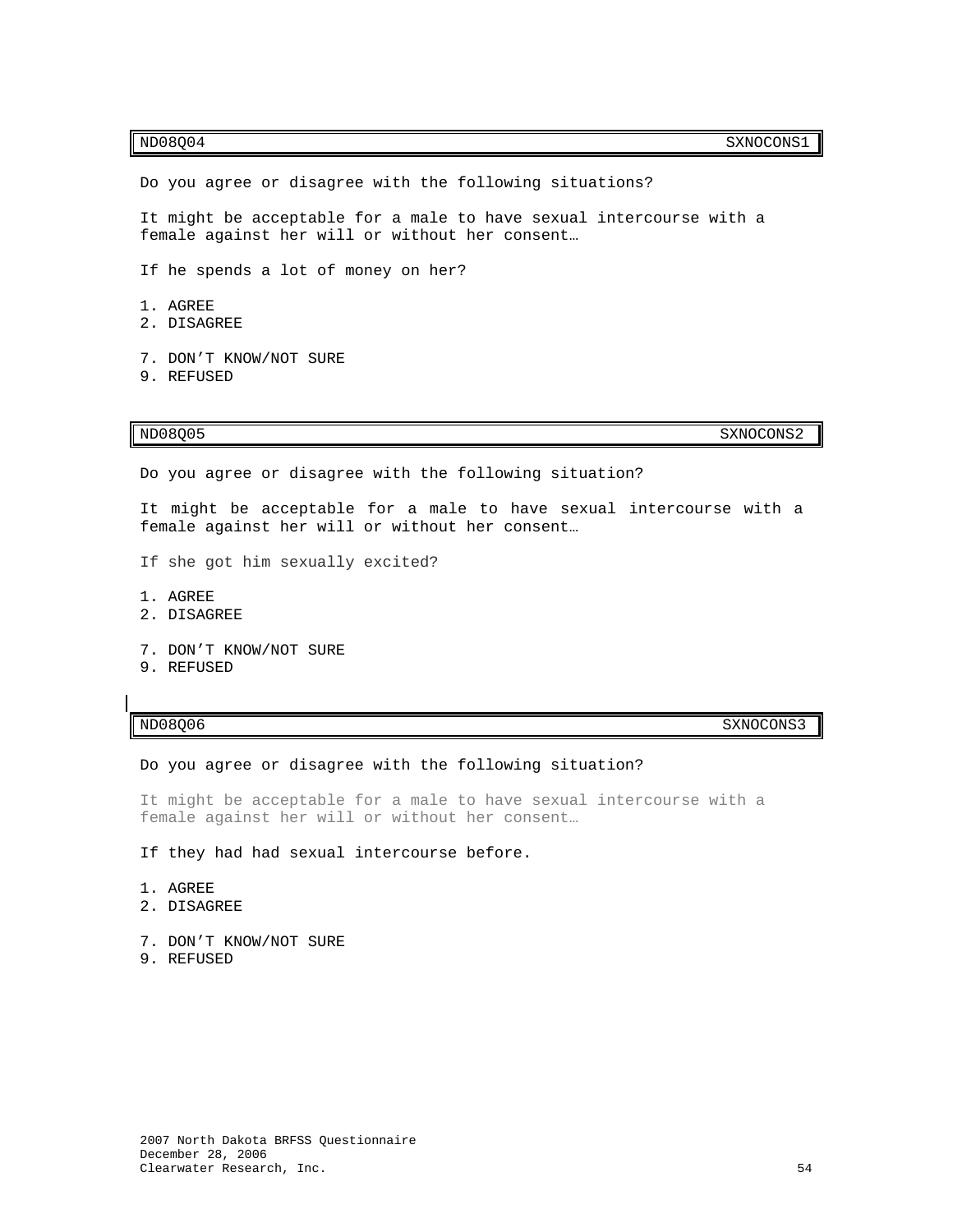| ND08Q04 | SXNOCONS1 |
|---|---|

Do you agree or disagree with the following situations?

It might be acceptable for a male to have sexual intercourse with a female against her will or without her consent…

If he spends a lot of money on her?

1. AGREE
2. DISAGREE

7. DON'T KNOW/NOT SURE
9. REFUSED

| ND08Q05 | SXNOCONS2 |
|---|---|

Do you agree or disagree with the following situation?

It might be acceptable for a male to have sexual intercourse with a female against her will or without her consent…

If she got him sexually excited?

1. AGREE
2. DISAGREE

7. DON'T KNOW/NOT SURE
9. REFUSED

| ND08Q06 | SXNOCONS3 |
|---|---|

Do you agree or disagree with the following situation?

It might be acceptable for a male to have sexual intercourse with a female against her will or without her consent…

If they had had sexual intercourse before.

1. AGREE
2. DISAGREE

7. DON'T KNOW/NOT SURE
9. REFUSED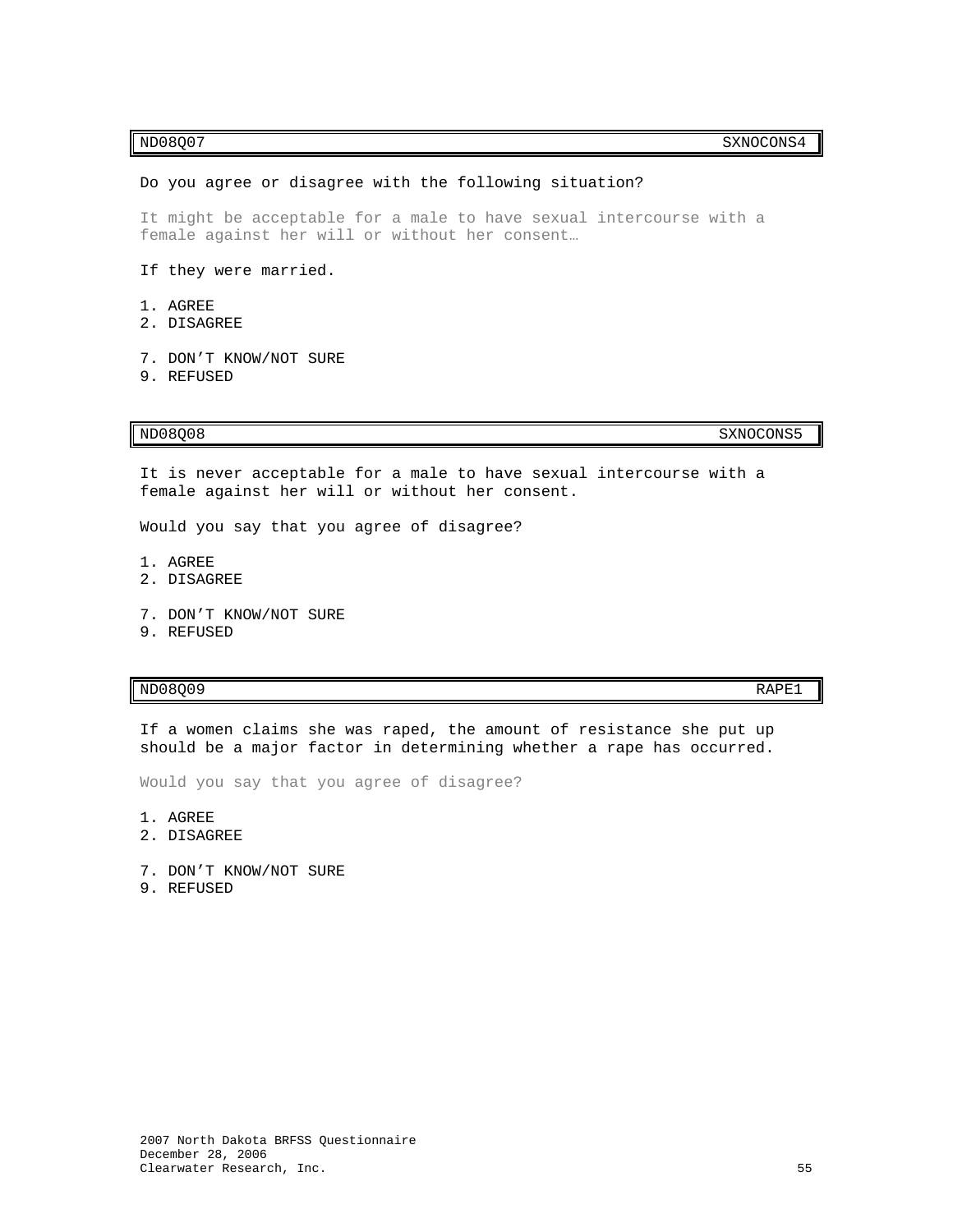| ND08Q07 | SXNOCONS4 |
|---|---|

Do you agree or disagree with the following situation?

It might be acceptable for a male to have sexual intercourse with a female against her will or without her consent…

If they were married.

1. AGREE
2. DISAGREE

7. DON'T KNOW/NOT SURE
9. REFUSED

| ND08Q08 | SXNOCONS5 |
|---|---|

It is never acceptable for a male to have sexual intercourse with a female against her will or without her consent.

Would you say that you agree of disagree?

1. AGREE
2. DISAGREE

7. DON'T KNOW/NOT SURE
9. REFUSED

| ND08Q09 | RAPE1 |
|---|---|

If a women claims she was raped, the amount of resistance she put up should be a major factor in determining whether a rape has occurred.

Would you say that you agree of disagree?

1. AGREE
2. DISAGREE

7. DON'T KNOW/NOT SURE
9. REFUSED

2007 North Dakota BRFSS Questionnaire
December 28, 2006
Clearwater Research, Inc.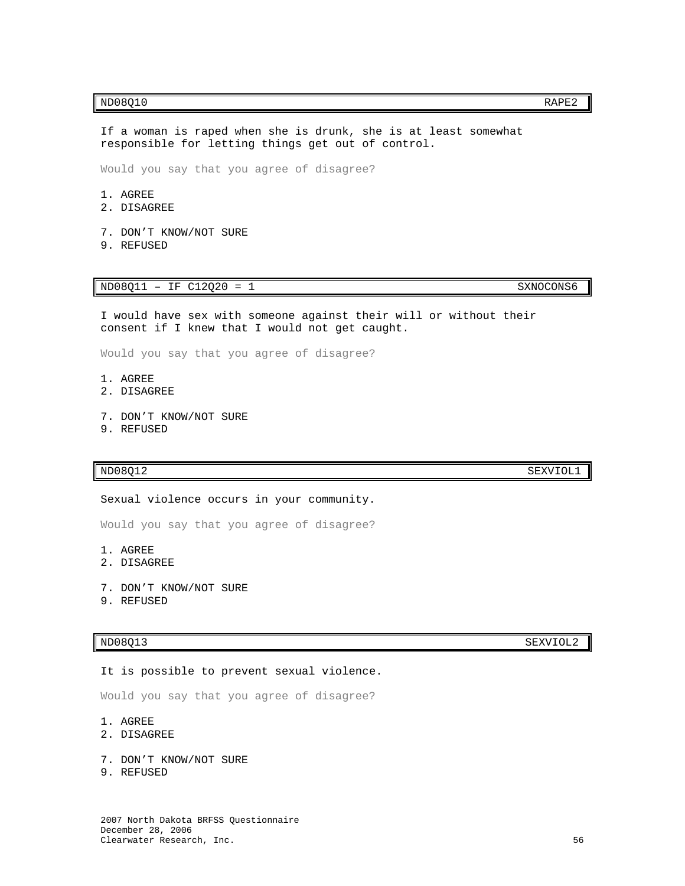| ND08Q10 | RAPE2 |
|---|---|

If a woman is raped when she is drunk, she is at least somewhat responsible for letting things get out of control.

Would you say that you agree of disagree?

1. AGREE
2. DISAGREE

7. DON'T KNOW/NOT SURE
9. REFUSED

| ND08Q11 – IF C12Q20 = 1 | SXNOCONS6 |
|---|---|

I would have sex with someone against their will or without their consent if I knew that I would not get caught.

Would you say that you agree of disagree?

1. AGREE
2. DISAGREE

7. DON'T KNOW/NOT SURE
9. REFUSED

| ND08Q12 | SEXVIOL1 |
|---|---|

Sexual violence occurs in your community.

Would you say that you agree of disagree?

1. AGREE
2. DISAGREE

7. DON'T KNOW/NOT SURE
9. REFUSED

| ND08Q13 | SEXVIOL2 |
|---|---|

It is possible to prevent sexual violence.

Would you say that you agree of disagree?

1. AGREE
2. DISAGREE

7. DON'T KNOW/NOT SURE
9. REFUSED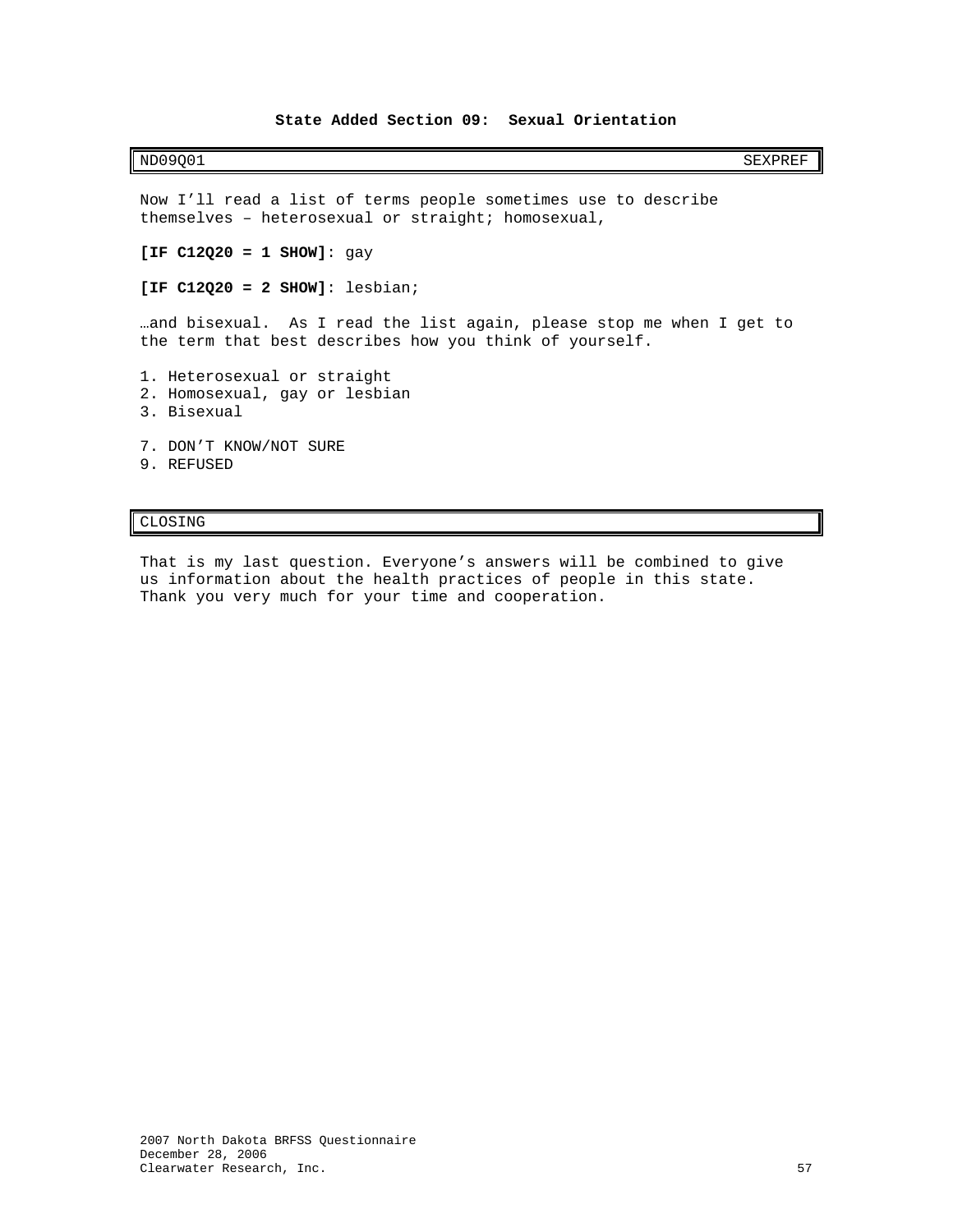## State Added Section 09: Sexual Orientation

| ND09Q01 | SEXPREF |
|---|---|

Now I’ll read a list of terms people sometimes use to describe themselves – heterosexual or straight; homosexual,

**[IF C12Q20 = 1 SHOW]**: gay

**[IF C12Q20 = 2 SHOW]**: lesbian;

…and bisexual. As I read the list again, please stop me when I get to the term that best describes how you think of yourself.

1. Heterosexual or straight
2. Homosexual, gay or lesbian
3. Bisexual

7. DON’T KNOW/NOT SURE
9. REFUSED

| CLOSING |
|---|

That is my last question. Everyone’s answers will be combined to give us information about the health practices of people in this state. Thank you very much for your time and cooperation.